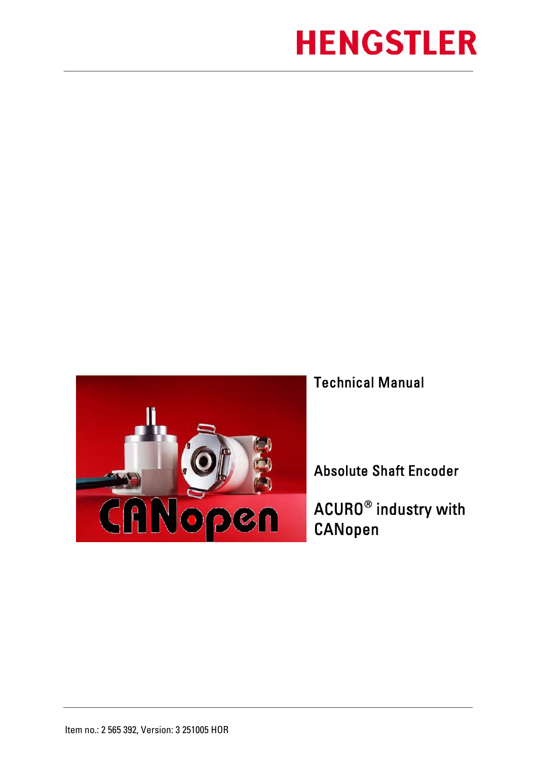# HENGSTLER

Technical Manual

Absolute Shaft Encoder

ACURO® industry with CANopen

Item no.: 2 565 392, Version: 3 251005 HOR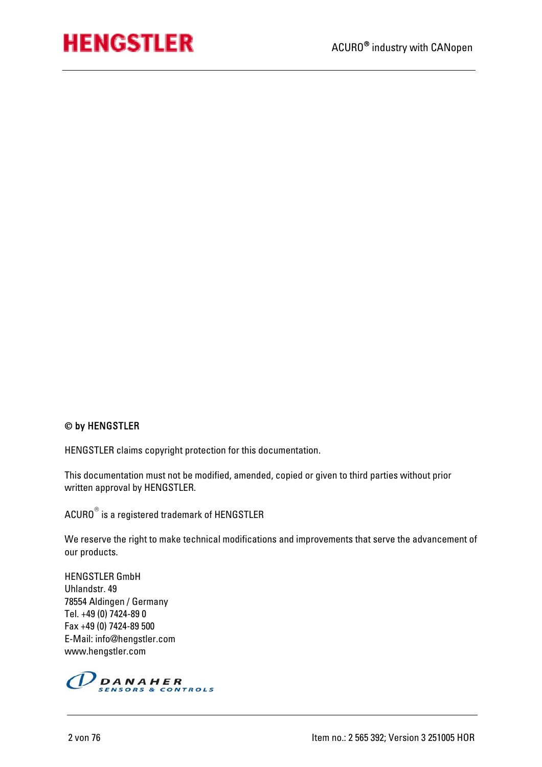**© by HENGSTLER**

HENGSTLER claims copyright protection for this documentation.

This documentation must not be modified, amended, copied or given to third parties without prior written approval by HENGSTLER.

ACURO® is a registered trademark of HENGSTLER

We reserve the right to make technical modifications and improvements that serve the advancement of our products.

HENGSTLER GmbH
Uhlandstr. 49
78554 Aldingen / Germany
Tel. +49 (0) 7424-89 0
Fax +49 (0) 7424-89 500
E-Mail: info@hengstler.com
www.hengstler.com

DANAHER
SENSORS & CONTROLS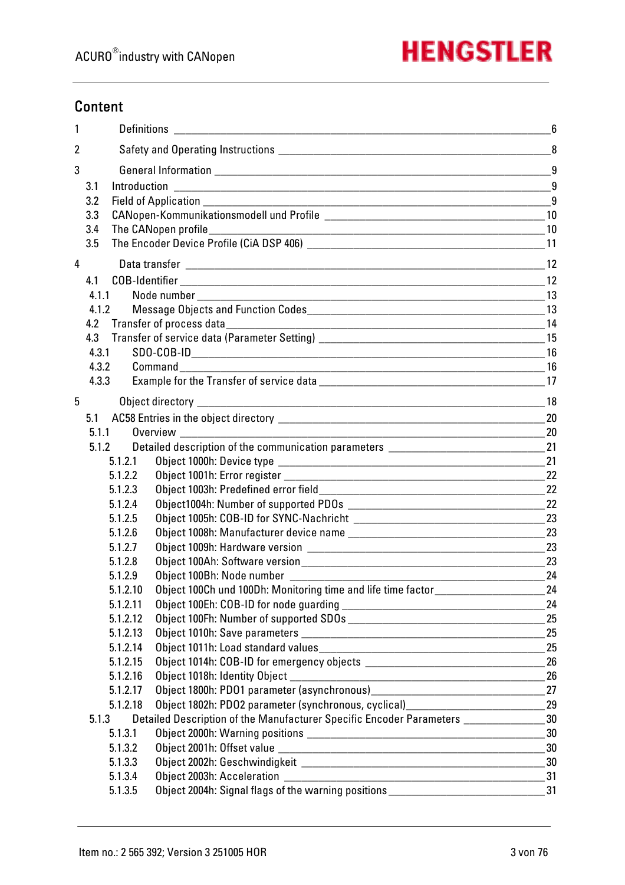## Content

1 Definitions ... 6

2 Safety and Operating Instructions ... 8

3 General Information ... 9
- 3.1 Introduction ... 9
- 3.2 Field of Application ... 9
- 3.3 CANopen-Kommunikationsmodell und Profile ... 10
- 3.4 The CANopen profile ... 10
- 3.5 The Encoder Device Profile (CiA DSP 406) ... 11

4 Data transfer ... 12
- 4.1 COB-Identifier ... 12
  - 4.1.1 Node number ... 13
  - 4.1.2 Message Objects and Function Codes ... 13
- 4.2 Transfer of process data ... 14
- 4.3 Transfer of service data (Parameter Setting) ... 15
  - 4.3.1 SDO-COB-ID ... 16
  - 4.3.2 Command ... 16
  - 4.3.3 Example for the Transfer of service data ... 17

5 Object directory ... 18
- 5.1 AC58 Entries in the object directory ... 20
  - 5.1.1 Overview ... 20
  - 5.1.2 Detailed description of the communication parameters ... 21
    - 5.1.2.1 Object 1000h: Device type ... 21
    - 5.1.2.2 Object 1001h: Error register ... 22
    - 5.1.2.3 Object 1003h: Predefined error field ... 22
    - 5.1.2.4 Object1004h: Number of supported PDOs ... 22
    - 5.1.2.5 Object 1005h: COB-ID for SYNC-Nachricht ... 23
    - 5.1.2.6 Object 1008h: Manufacturer device name ... 23
    - 5.1.2.7 Object 1009h: Hardware version ... 23
    - 5.1.2.8 Object 100Ah: Software version ... 23
    - 5.1.2.9 Object 100Bh: Node number ... 24
    - 5.1.2.10 Object 100Ch und 100Dh: Monitoring time and life time factor ... 24
    - 5.1.2.11 Object 100Eh: COB-ID for node guarding ... 24
    - 5.1.2.12 Object 100Fh: Number of supported SDOs ... 25
    - 5.1.2.13 Object 1010h: Save parameters ... 25
    - 5.1.2.14 Object 1011h: Load standard values ... 25
    - 5.1.2.15 Object 1014h: COB-ID for emergency objects ... 26
    - 5.1.2.16 Object 1018h: Identity Object ... 26
    - 5.1.2.17 Object 1800h: PDO1 parameter (asynchronous) ... 27
    - 5.1.2.18 Object 1802h: PDO2 parameter (synchronous, cyclical) ... 29
  - 5.1.3 Detailed Description of the Manufacturer Specific Encoder Parameters ... 30
    - 5.1.3.1 Object 2000h: Warning positions ... 30
    - 5.1.3.2 Object 2001h: Offset value ... 30
    - 5.1.3.3 Object 2002h: Geschwindigkeit ... 30
    - 5.1.3.4 Object 2003h: Acceleration ... 31
    - 5.1.3.5 Object 2004h: Signal flags of the warning positions ... 31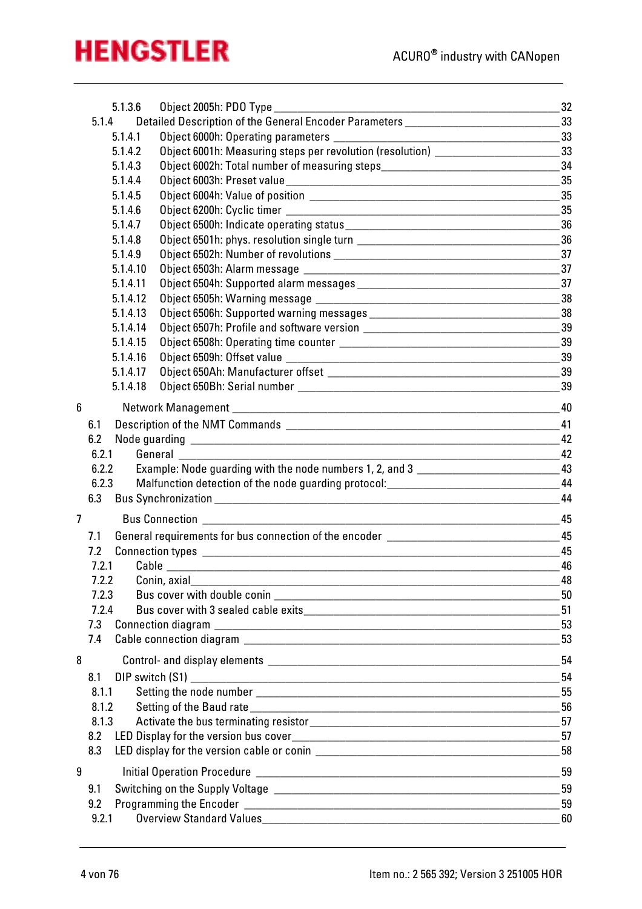5.1.3.6 Object 2005h: PDO Type ___ 32
5.1.4 Detailed Description of the General Encoder Parameters ___ 33
5.1.4.1 Object 6000h: Operating parameters ___ 33
5.1.4.2 Object 6001h: Measuring steps per revolution (resolution) ___ 33
5.1.4.3 Object 6002h: Total number of measuring steps ___ 34
5.1.4.4 Object 6003h: Preset value ___ 35
5.1.4.5 Object 6004h: Value of position ___ 35
5.1.4.6 Object 6200h: Cyclic timer ___ 35
5.1.4.7 Object 6500h: Indicate operating status ___ 36
5.1.4.8 Object 6501h: phys. resolution single turn ___ 36
5.1.4.9 Object 6502h: Number of revolutions ___ 37
5.1.4.10 Object 6503h: Alarm message ___ 37
5.1.4.11 Object 6504h: Supported alarm messages ___ 37
5.1.4.12 Object 6505h: Warning message ___ 38
5.1.4.13 Object 6506h: Supported warning messages ___ 38
5.1.4.14 Object 6507h: Profile and software version ___ 39
5.1.4.15 Object 6508h: Operating time counter ___ 39
5.1.4.16 Object 6509h: Offset value ___ 39
5.1.4.17 Object 650Ah: Manufacturer offset ___ 39
5.1.4.18 Object 650Bh: Serial number ___ 39

6 Network Management ___ 40
6.1 Description of the NMT Commands ___ 41
6.2 Node guarding ___ 42
6.2.1 General ___ 42
6.2.2 Example: Node guarding with the node numbers 1, 2, and 3 ___ 43
6.2.3 Malfunction detection of the node guarding protocol: ___ 44
6.3 Bus Synchronization ___ 44

7 Bus Connection ___ 45
7.1 General requirements for bus connection of the encoder ___ 45
7.2 Connection types ___ 45
7.2.1 Cable ___ 46
7.2.2 Conin, axial ___ 48
7.2.3 Bus cover with double conin ___ 50
7.2.4 Bus cover with 3 sealed cable exits ___ 51
7.3 Connection diagram ___ 53
7.4 Cable connection diagram ___ 53

8 Control- and display elements ___ 54
8.1 DIP switch (S1) ___ 54
8.1.1 Setting the node number ___ 55
8.1.2 Setting of the Baud rate ___ 56
8.1.3 Activate the bus terminating resistor ___ 57
8.2 LED Display for the version bus cover ___ 57
8.3 LED display for the version cable or conin ___ 58

9 Initial Operation Procedure ___ 59
9.1 Switching on the Supply Voltage ___ 59
9.2 Programming the Encoder ___ 59
9.2.1 Overview Standard Values ___ 60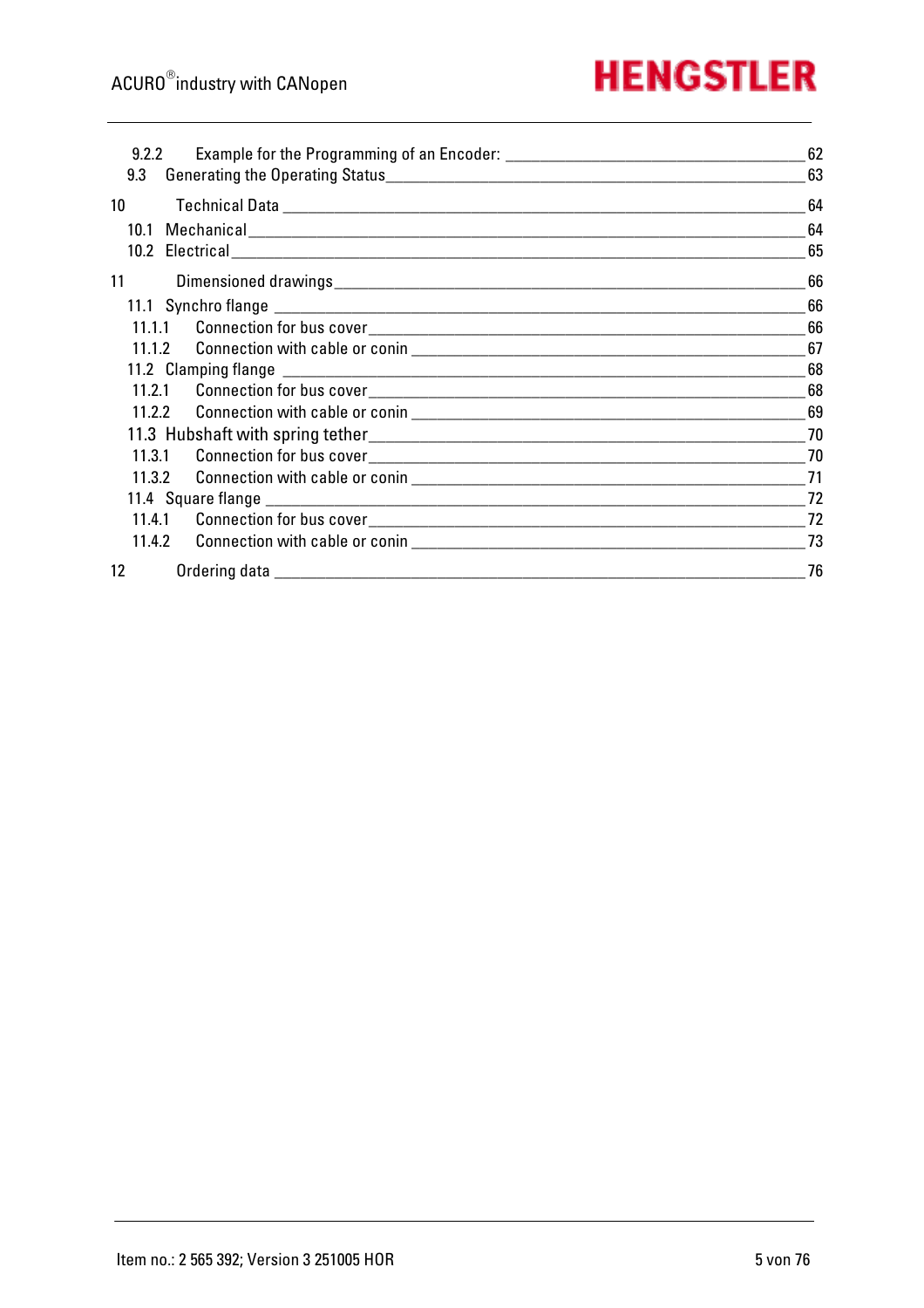9.2.2 Example for the Programming of an Encoder: _____ 62
9.3 Generating the Operating Status _____ 63

10 Technical Data _____ 64
10.1 Mechanical _____ 64
10.2 Electrical _____ 65

11 Dimensioned drawings _____ 66
11.1 Synchro flange _____ 66
11.1.1 Connection for bus cover _____ 66
11.1.2 Connection with cable or conin _____ 67
11.2 Clamping flange _____ 68
11.2.1 Connection for bus cover _____ 68
11.2.2 Connection with cable or conin _____ 69
11.3 Hubshaft with spring tether _____ 70
11.3.1 Connection for bus cover _____ 70
11.3.2 Connection with cable or conin _____ 71
11.4 Square flange _____ 72
11.4.1 Connection for bus cover _____ 72
11.4.2 Connection with cable or conin _____ 73

12 Ordering data _____ 76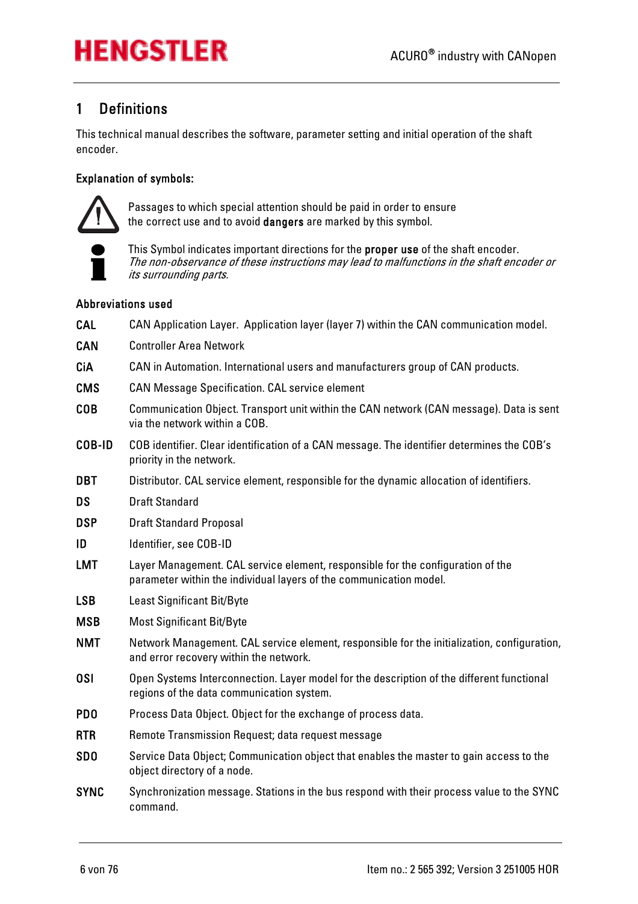# 1 Definitions

This technical manual describes the software, parameter setting and initial operation of the shaft encoder.

### Explanation of symbols:

Passages to which special attention should be paid in order to ensure the correct use and to avoid **dangers** are marked by this symbol.

This Symbol indicates important directions for the **proper use** of the shaft encoder.
*The non-observance of these instructions may lead to malfunctions in the shaft encoder or its surrounding parts.*

### Abbreviations used

**CAL** CAN Application Layer. Application layer (layer 7) within the CAN communication model.

**CAN** Controller Area Network

**CiA** CAN in Automation. International users and manufacturers group of CAN products.

**CMS** CAN Message Specification. CAL service element

**COB** Communication Object. Transport unit within the CAN network (CAN message). Data is sent via the network within a COB.

**COB-ID** COB identifier. Clear identification of a CAN message. The identifier determines the COB's priority in the network.

**DBT** Distributor. CAL service element, responsible for the dynamic allocation of identifiers.

**DS** Draft Standard

**DSP** Draft Standard Proposal

**ID** Identifier, see COB-ID

**LMT** Layer Management. CAL service element, responsible for the configuration of the parameter within the individual layers of the communication model.

**LSB** Least Significant Bit/Byte

**MSB** Most Significant Bit/Byte

**NMT** Network Management. CAL service element, responsible for the initialization, configuration, and error recovery within the network.

**OSI** Open Systems Interconnection. Layer model for the description of the different functional regions of the data communication system.

**PDO** Process Data Object. Object for the exchange of process data.

**RTR** Remote Transmission Request; data request message

**SDO** Service Data Object; Communication object that enables the master to gain access to the object directory of a node.

**SYNC** Synchronization message. Stations in the bus respond with their process value to the SYNC command.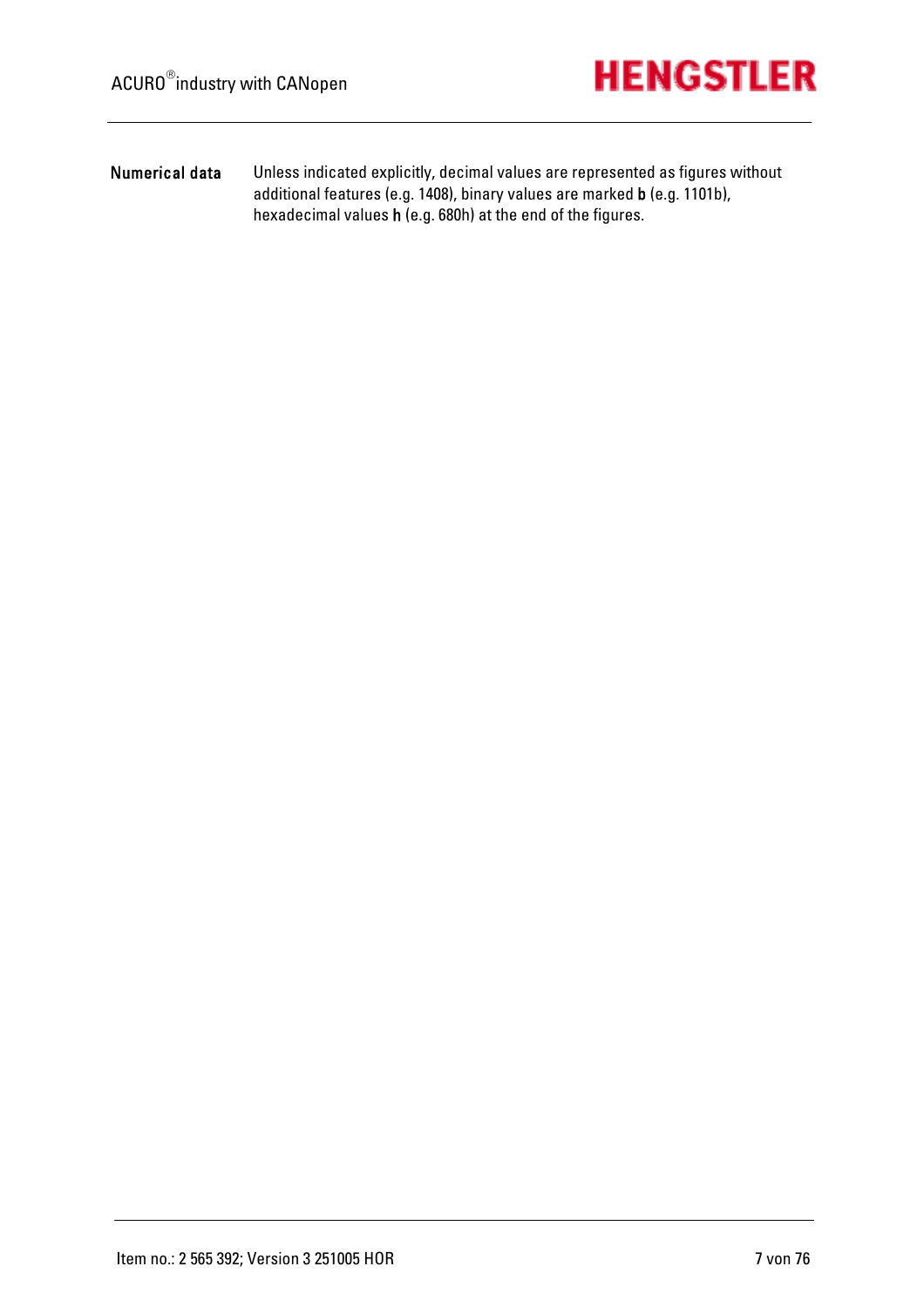**Numerical data** Unless indicated explicitly, decimal values are represented as figures without additional features (e.g. 1408), binary values are marked **b** (e.g. 1101b), hexadecimal values **h** (e.g. 680h) at the end of the figures.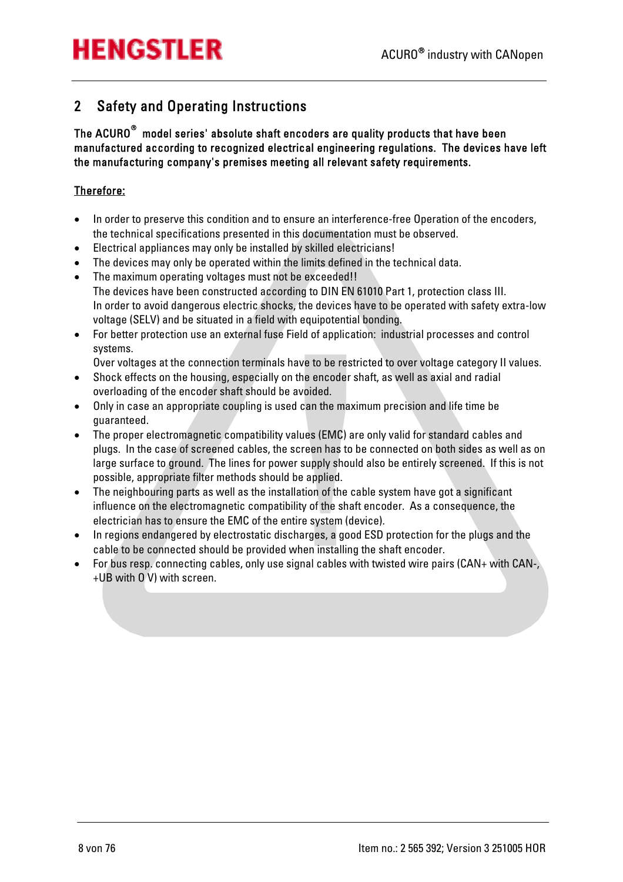## 2 Safety and Operating Instructions

**The ACURO® model series' absolute shaft encoders are quality products that have been manufactured according to recognized electrical engineering regulations. The devices have left the manufacturing company's premises meeting all relevant safety requirements.**

Therefore:

- In order to preserve this condition and to ensure an interference-free Operation of the encoders, the technical specifications presented in this documentation must be observed.
- Electrical appliances may only be installed by skilled electricians!
- The devices may only be operated within the limits defined in the technical data.
- The maximum operating voltages must not be exceeded!!
  The devices have been constructed according to DIN EN 61010 Part 1, protection class III.
  In order to avoid dangerous electric shocks, the devices have to be operated with safety extra-low voltage (SELV) and be situated in a field with equipotential bonding.
- For better protection use an external fuse Field of application: industrial processes and control systems.
  Over voltages at the connection terminals have to be restricted to over voltage category II values.
- Shock effects on the housing, especially on the encoder shaft, as well as axial and radial overloading of the encoder shaft should be avoided.
- Only in case an appropriate coupling is used can the maximum precision and life time be guaranteed.
- The proper electromagnetic compatibility values (EMC) are only valid for standard cables and plugs. In the case of screened cables, the screen has to be connected on both sides as well as on large surface to ground. The lines for power supply should also be entirely screened. If this is not possible, appropriate filter methods should be applied.
- The neighbouring parts as well as the installation of the cable system have got a significant influence on the electromagnetic compatibility of the shaft encoder. As a consequence, the electrician has to ensure the EMC of the entire system (device).
- In regions endangered by electrostatic discharges, a good ESD protection for the plugs and the cable to be connected should be provided when installing the shaft encoder.
- For bus resp. connecting cables, only use signal cables with twisted wire pairs (CAN+ with CAN-, +UB with 0 V) with screen.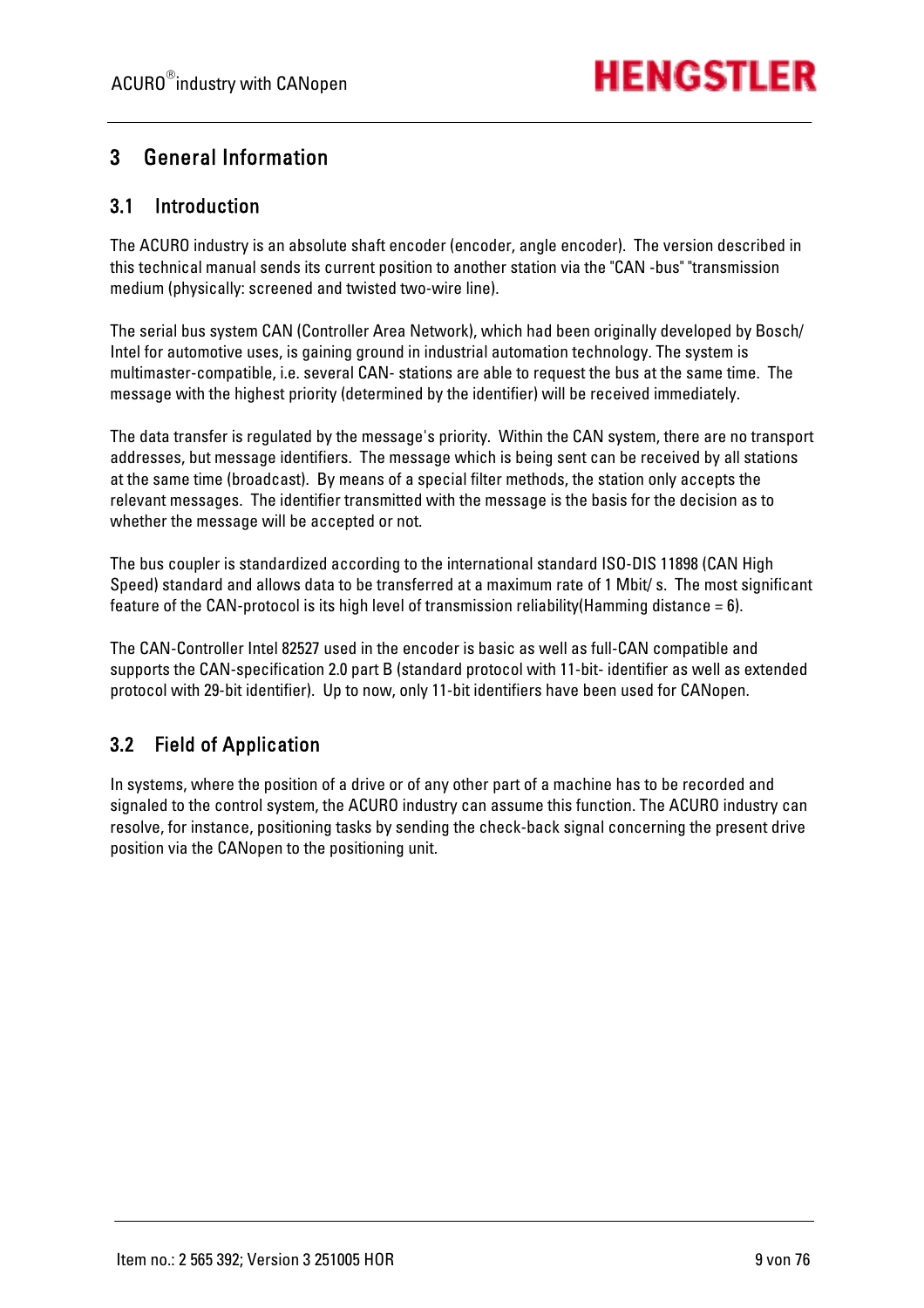# 3 General Information

## 3.1 Introduction

The ACURO industry is an absolute shaft encoder (encoder, angle encoder). The version described in this technical manual sends its current position to another station via the "CAN -bus" "transmission medium (physically: screened and twisted two-wire line).

The serial bus system CAN (Controller Area Network), which had been originally developed by Bosch/ Intel for automotive uses, is gaining ground in industrial automation technology. The system is multimaster-compatible, i.e. several CAN- stations are able to request the bus at the same time. The message with the highest priority (determined by the identifier) will be received immediately.

The data transfer is regulated by the message's priority. Within the CAN system, there are no transport addresses, but message identifiers. The message which is being sent can be received by all stations at the same time (broadcast). By means of a special filter methods, the station only accepts the relevant messages. The identifier transmitted with the message is the basis for the decision as to whether the message will be accepted or not.

The bus coupler is standardized according to the international standard ISO-DIS 11898 (CAN High Speed) standard and allows data to be transferred at a maximum rate of 1 Mbit/ s. The most significant feature of the CAN-protocol is its high level of transmission reliability(Hamming distance = 6).

The CAN-Controller Intel 82527 used in the encoder is basic as well as full-CAN compatible and supports the CAN-specification 2.0 part B (standard protocol with 11-bit- identifier as well as extended protocol with 29-bit identifier). Up to now, only 11-bit identifiers have been used for CANopen.

## 3.2 Field of Application

In systems, where the position of a drive or of any other part of a machine has to be recorded and signaled to the control system, the ACURO industry can assume this function. The ACURO industry can resolve, for instance, positioning tasks by sending the check-back signal concerning the present drive position via the CANopen to the positioning unit.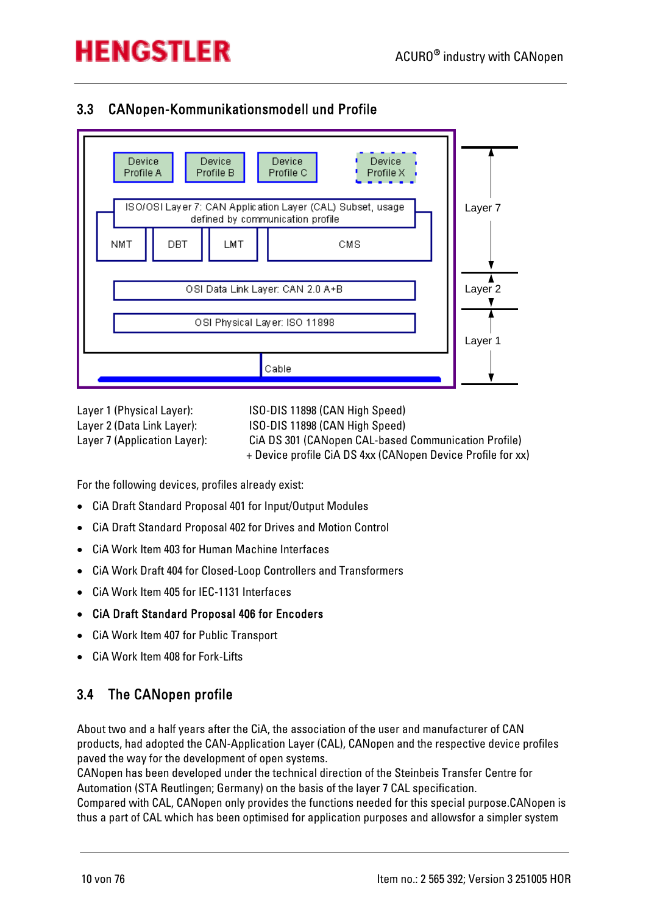## 3.3 CANopen-Kommunikationsmodell und Profile

Layer 1 (Physical Layer): ISO-DIS 11898 (CAN High Speed)
Layer 2 (Data Link Layer): ISO-DIS 11898 (CAN High Speed)
Layer 7 (Application Layer): CiA DS 301 (CANopen CAL-based Communication Profile)
+ Device profile CiA DS 4xx (CANopen Device Profile for xx)

For the following devices, profiles already exist:

- CiA Draft Standard Proposal 401 for Input/Output Modules
- CiA Draft Standard Proposal 402 for Drives and Motion Control
- CiA Work Item 403 for Human Machine Interfaces
- CiA Work Draft 404 for Closed-Loop Controllers and Transformers
- CiA Work Item 405 for IEC-1131 Interfaces
- **CiA Draft Standard Proposal 406 for Encoders**
- CiA Work Item 407 for Public Transport
- CiA Work Item 408 for Fork-Lifts

## 3.4 The CANopen profile

About two and a half years after the CiA, the association of the user and manufacturer of CAN products, had adopted the CAN-Application Layer (CAL), CANopen and the respective device profiles paved the way for the development of open systems.
CANopen has been developed under the technical direction of the Steinbeis Transfer Centre for Automation (STA Reutlingen; Germany) on the basis of the layer 7 CAL specification.
Compared with CAL, CANopen only provides the functions needed for this special purpose.CANopen is thus a part of CAL which has been optimised for application purposes and allowsfor a simpler system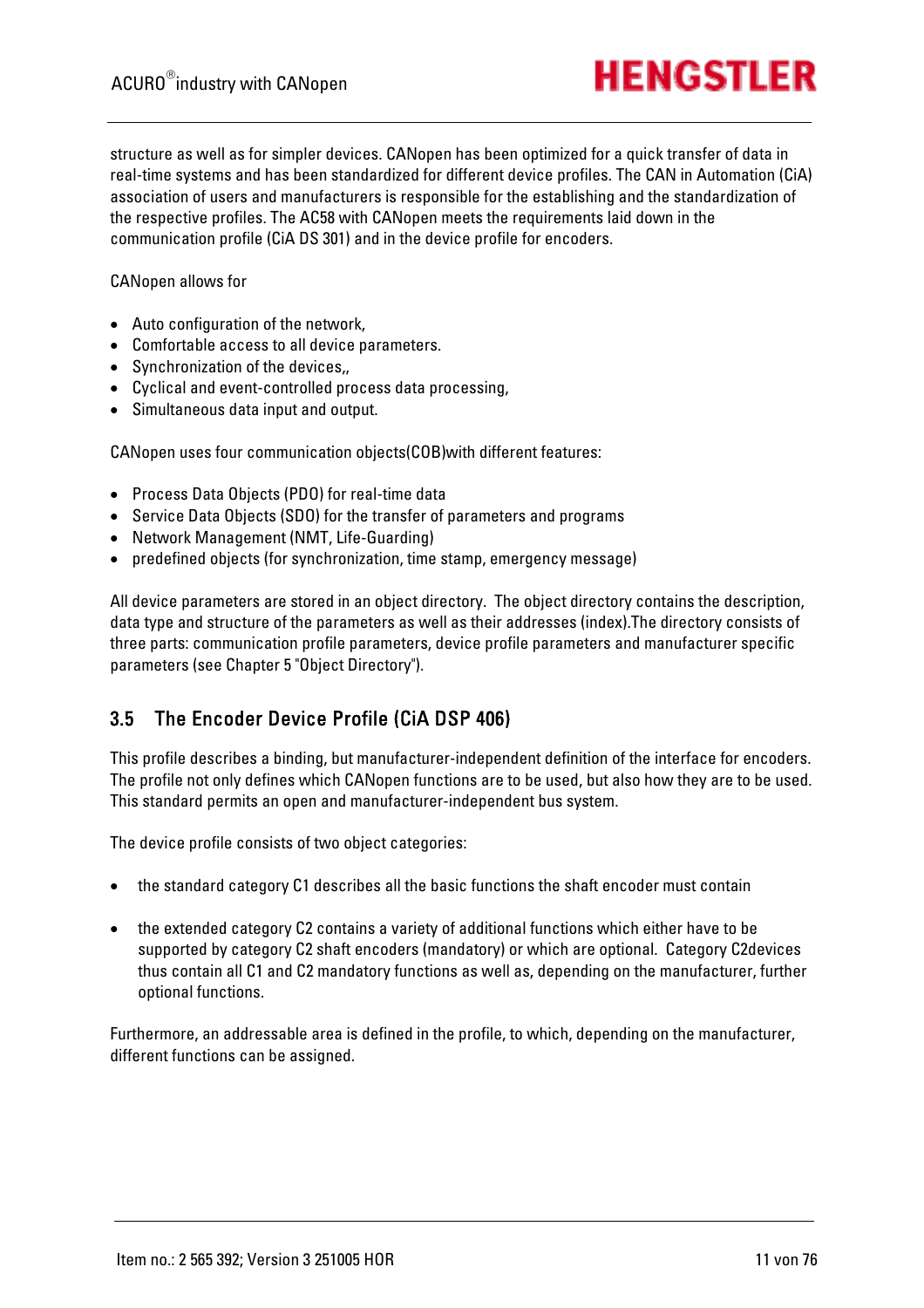structure as well as for simpler devices. CANopen has been optimized for a quick transfer of data in real-time systems and has been standardized for different device profiles. The CAN in Automation (CiA) association of users and manufacturers is responsible for the establishing and the standardization of the respective profiles. The AC58 with CANopen meets the requirements laid down in the communication profile (CiA DS 301) and in the device profile for encoders.

CANopen allows for

- Auto configuration of the network,
- Comfortable access to all device parameters.
- Synchronization of the devices,,
- Cyclical and event-controlled process data processing,
- Simultaneous data input and output.

CANopen uses four communication objects(COB)with different features:

- Process Data Objects (PDO) for real-time data
- Service Data Objects (SDO) for the transfer of parameters and programs
- Network Management (NMT, Life-Guarding)
- predefined objects (for synchronization, time stamp, emergency message)

All device parameters are stored in an object directory. The object directory contains the description, data type and structure of the parameters as well as their addresses (index).The directory consists of three parts: communication profile parameters, device profile parameters and manufacturer specific parameters (see Chapter 5 "Object Directory").

## 3.5 The Encoder Device Profile (CiA DSP 406)

This profile describes a binding, but manufacturer-independent definition of the interface for encoders. The profile not only defines which CANopen functions are to be used, but also how they are to be used. This standard permits an open and manufacturer-independent bus system.

The device profile consists of two object categories:

- the standard category C1 describes all the basic functions the shaft encoder must contain

- the extended category C2 contains a variety of additional functions which either have to be supported by category C2 shaft encoders (mandatory) or which are optional. Category C2devices thus contain all C1 and C2 mandatory functions as well as, depending on the manufacturer, further optional functions.

Furthermore, an addressable area is defined in the profile, to which, depending on the manufacturer, different functions can be assigned.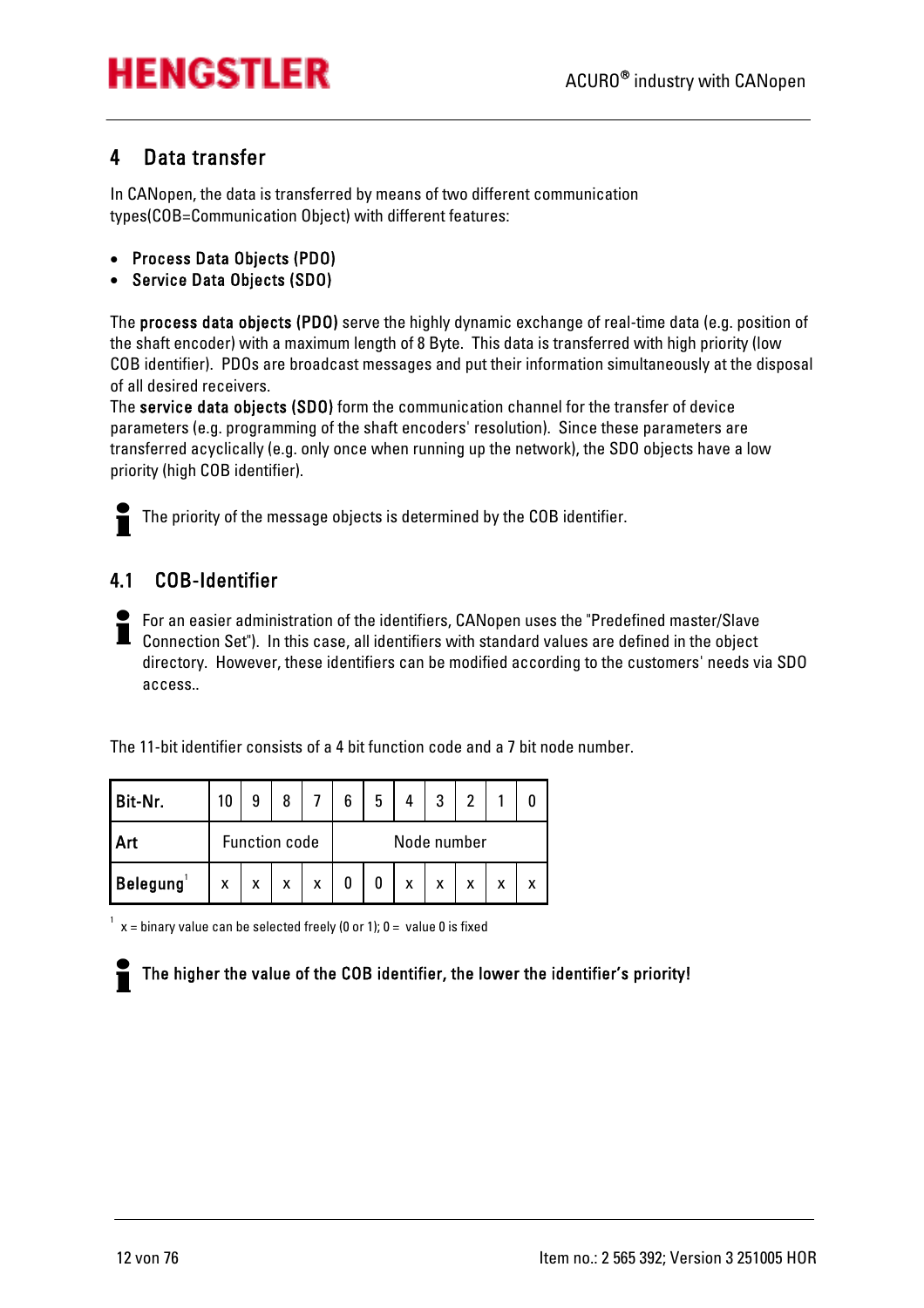# 4 Data transfer

In CANopen, the data is transferred by means of two different communication types(COB=Communication Object) with different features:

- **Process Data Objects (PDO)**
- **Service Data Objects (SDO)**

The **process data objects (PDO)** serve the highly dynamic exchange of real-time data (e.g. position of the shaft encoder) with a maximum length of 8 Byte. This data is transferred with high priority (low COB identifier). PDOs are broadcast messages and put their information simultaneously at the disposal of all desired receivers.
The **service data objects (SDO)** form the communication channel for the transfer of device parameters (e.g. programming of the shaft encoders' resolution). Since these parameters are transferred acyclically (e.g. only once when running up the network), the SDO objects have a low priority (high COB identifier).

The priority of the message objects is determined by the COB identifier.

## 4.1 COB-Identifier

For an easier administration of the identifiers, CANopen uses the "Predefined master/Slave Connection Set"). In this case, all identifiers with standard values are defined in the object directory. However, these identifiers can be modified according to the customers' needs via SDO access..

The 11-bit identifier consists of a 4 bit function code and a 7 bit node number.

| Bit-Nr. | 10 | 9 | 8 | 7 | 6 | 5 | 4 | 3 | 2 | 1 | 0 |
|---|---|---|---|---|---|---|---|---|---|---|---|
| Art | Function code | | | | Node number | | | | | | |
| Belegung[1] | x | x | x | x | 0 | 0 | x | x | x | x | x |

[1] x = binary value can be selected freely (0 or 1); 0 = value 0 is fixed

**The higher the value of the COB identifier, the lower the identifier's priority!**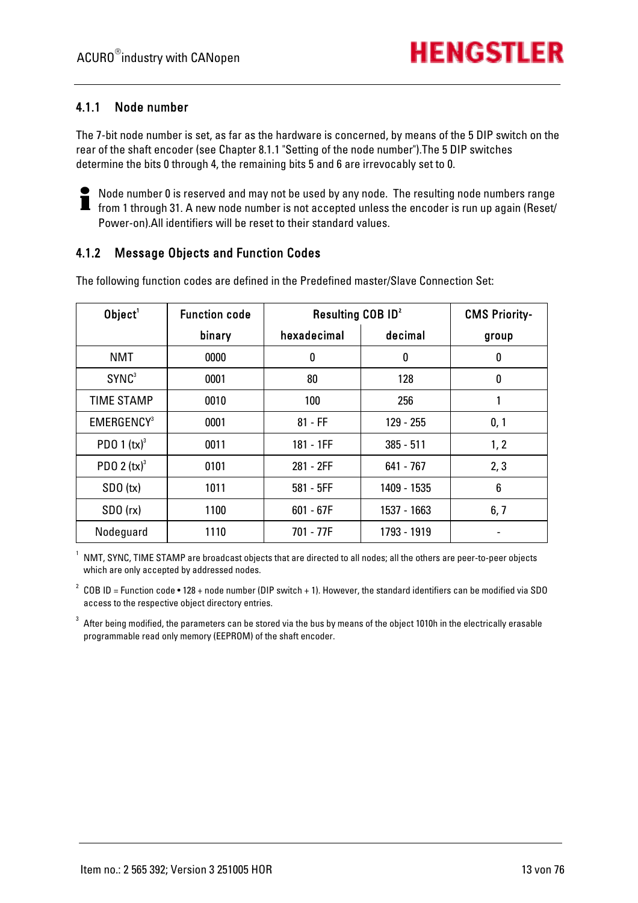### 4.1.1 Node number

The 7-bit node number is set, as far as the hardware is concerned, by means of the 5 DIP switch on the rear of the shaft encoder (see Chapter 8.1.1 "Setting of the node number").The 5 DIP switches determine the bits 0 through 4, the remaining bits 5 and 6 are irrevocably set to 0.

Node number 0 is reserved and may not be used by any node. The resulting node numbers range from 1 through 31. A new node number is not accepted unless the encoder is run up again (Reset/ Power-on).All identifiers will be reset to their standard values.

### 4.1.2 Message Objects and Function Codes

The following function codes are defined in the Predefined master/Slave Connection Set:

| Object[1] | Function code | Resulting COB ID[2] | | CMS Priority- |
|---|---|---|---|---|
| | binary | hexadecimal | decimal | group |
| NMT | 0000 | 0 | 0 | 0 |
| SYNC[3] | 0001 | 80 | 128 | 0 |
| TIME STAMP | 0010 | 100 | 256 | 1 |
| EMERGENCY[3] | 0001 | 81 - FF | 129 - 255 | 0, 1 |
| PDO 1 (tx)[3] | 0011 | 181 - 1FF | 385 - 511 | 1, 2 |
| PDO 2 (tx)[3] | 0101 | 281 - 2FF | 641 - 767 | 2, 3 |
| SDO (tx) | 1011 | 581 - 5FF | 1409 - 1535 | 6 |
| SDO (rx) | 1100 | 601 - 67F | 1537 - 1663 | 6, 7 |
| Nodeguard | 1110 | 701 - 77F | 1793 - 1919 | - |

[1] NMT, SYNC, TIME STAMP are broadcast objects that are directed to all nodes; all the others are peer-to-peer objects which are only accepted by addressed nodes.

[2] COB ID = Function code • 128 + node number (DIP switch + 1). However, the standard identifiers can be modified via SDO access to the respective object directory entries.

[3] After being modified, the parameters can be stored via the bus by means of the object 1010h in the electrically erasable programmable read only memory (EEPROM) of the shaft encoder.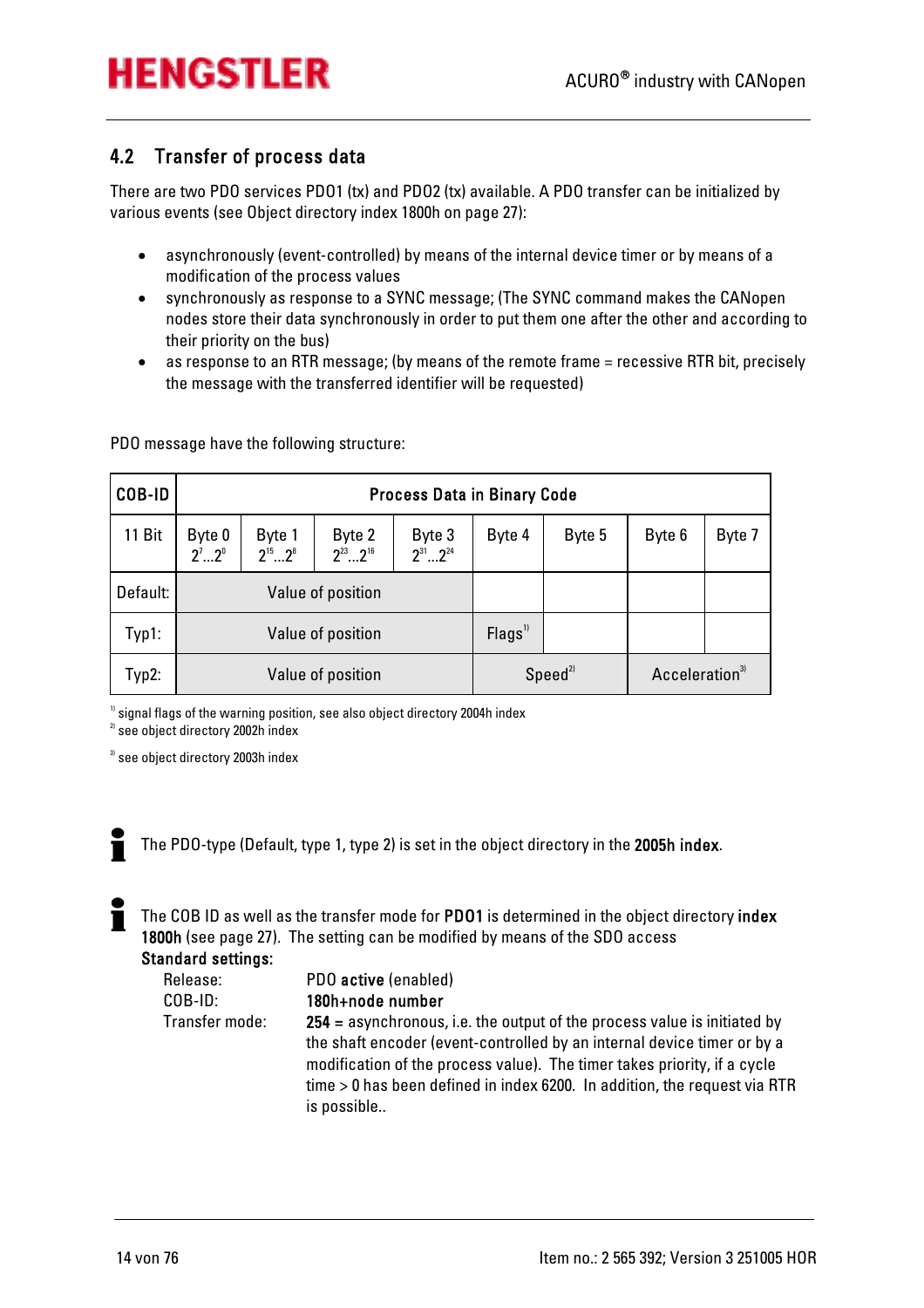## 4.2 Transfer of process data

There are two PDO services PDO1 (tx) and PDO2 (tx) available. A PDO transfer can be initialized by various events (see Object directory index 1800h on page 27):

- asynchronously (event-controlled) by means of the internal device timer or by means of a modification of the process values
- synchronously as response to a SYNC message; (The SYNC command makes the CANopen nodes store their data synchronously in order to put them one after the other and according to their priority on the bus)
- as response to an RTR message; (by means of the remote frame = recessive RTR bit, precisely the message with the transferred identifier will be requested)

PDO message have the following structure:

| COB-ID | Process Data in Binary Code | | | | | | | |
|---|---|---|---|---|---|---|---|---|
| 11 Bit | Byte 0 $2^7 \ldots 2^0$ | Byte 1 $2^{15} \ldots 2^8$ | Byte 2 $2^{23} \ldots 2^{16}$ | Byte 3 $2^{31} \ldots 2^{24}$ | Byte 4 | Byte 5 | Byte 6 | Byte 7 |
| Default: | Value of position | | | | | | | |
| Typ1: | Value of position | | | | Flags[1] | | | |
| Typ2: | Value of position | | | | Speed[2] | | Acceleration[3] | |

[1] signal flags of the warning position, see also object directory 2004h index
[2] see object directory 2002h index
[3] see object directory 2003h index

The PDO-type (Default, type 1, type 2) is set in the object directory in the **2005h index**.

The COB ID as well as the transfer mode for **PDO1** is determined in the object directory **index 1800h** (see page 27). The setting can be modified by means of the SDO access

**Standard settings:**

| | |
|---|---|
| Release: | PDO **active** (enabled) |
| COB-ID: | **180h+node number** |
| Transfer mode: | **254** = asynchronous, i.e. the output of the process value is initiated by the shaft encoder (event-controlled by an internal device timer or by a modification of the process value). The timer takes priority, if a cycle time > 0 has been defined in index 6200. In addition, the request via RTR is possible.. |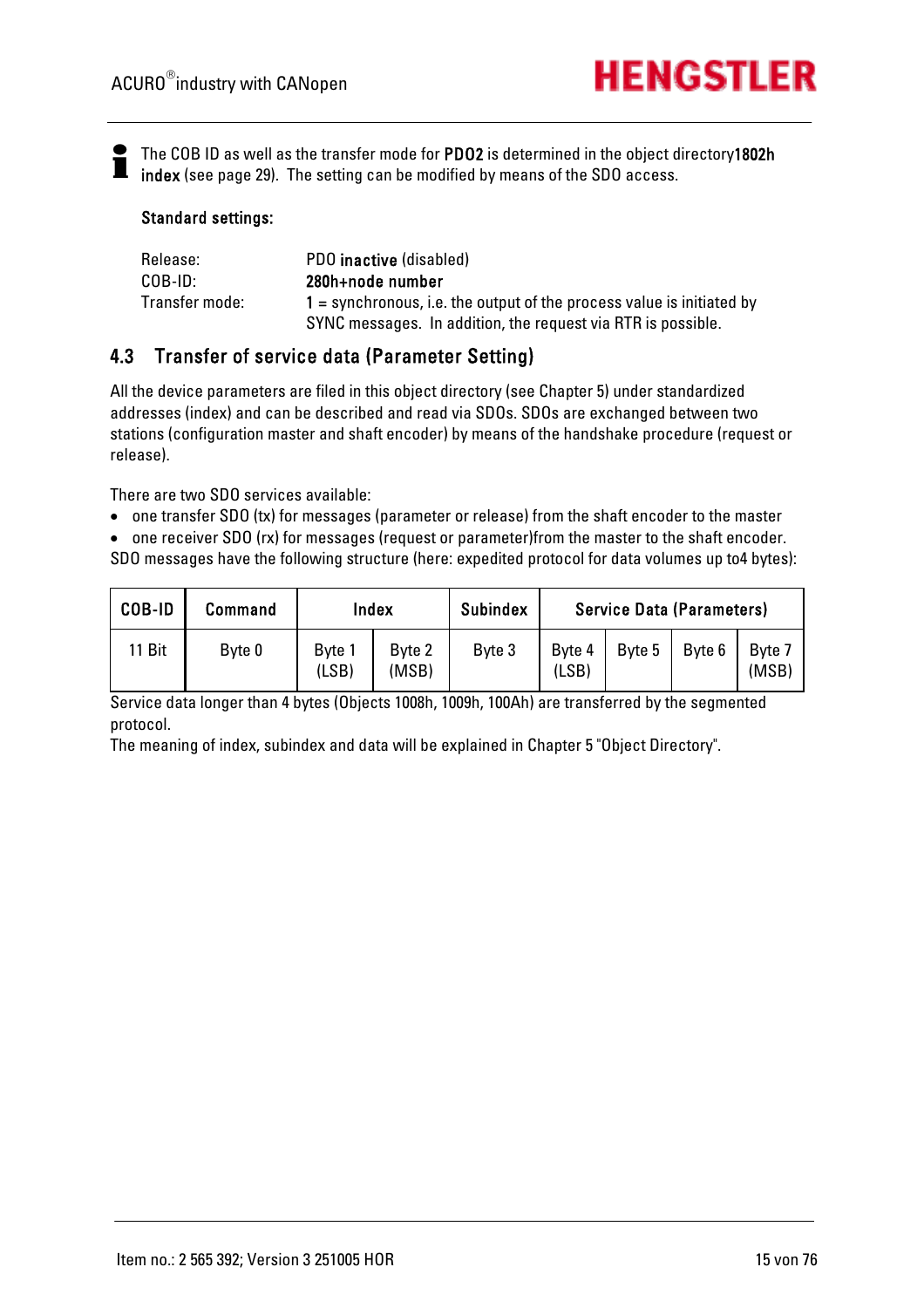The COB ID as well as the transfer mode for **PDO2** is determined in the object directory**1802h index** (see page 29). The setting can be modified by means of the SDO access.

**Standard settings:**

| | |
|---|---|
| Release: | PDO **inactive** (disabled) |
| COB-ID: | **280h+node number** |
| Transfer mode: | **1** = synchronous, i.e. the output of the process value is initiated by SYNC messages. In addition, the request via RTR is possible. |

## 4.3 Transfer of service data (Parameter Setting)

All the device parameters are filed in this object directory (see Chapter 5) under standardized addresses (index) and can be described and read via SDOs. SDOs are exchanged between two stations (configuration master and shaft encoder) by means of the handshake procedure (request or release).

There are two SDO services available:

- one transfer SDO (tx) for messages (parameter or release) from the shaft encoder to the master
- one receiver SDO (rx) for messages (request or parameter)from the master to the shaft encoder.

SDO messages have the following structure (here: expedited protocol for data volumes up to4 bytes):

| COB-ID | Command | Index | | Subindex | Service Data (Parameters) | | | |
|---|---|---|---|---|---|---|---|---|
| 11 Bit | Byte 0 | Byte 1 (LSB) | Byte 2 (MSB) | Byte 3 | Byte 4 (LSB) | Byte 5 | Byte 6 | Byte 7 (MSB) |

Service data longer than 4 bytes (Objects 1008h, 1009h, 100Ah) are transferred by the segmented protocol.
The meaning of index, subindex and data will be explained in Chapter 5 "Object Directory".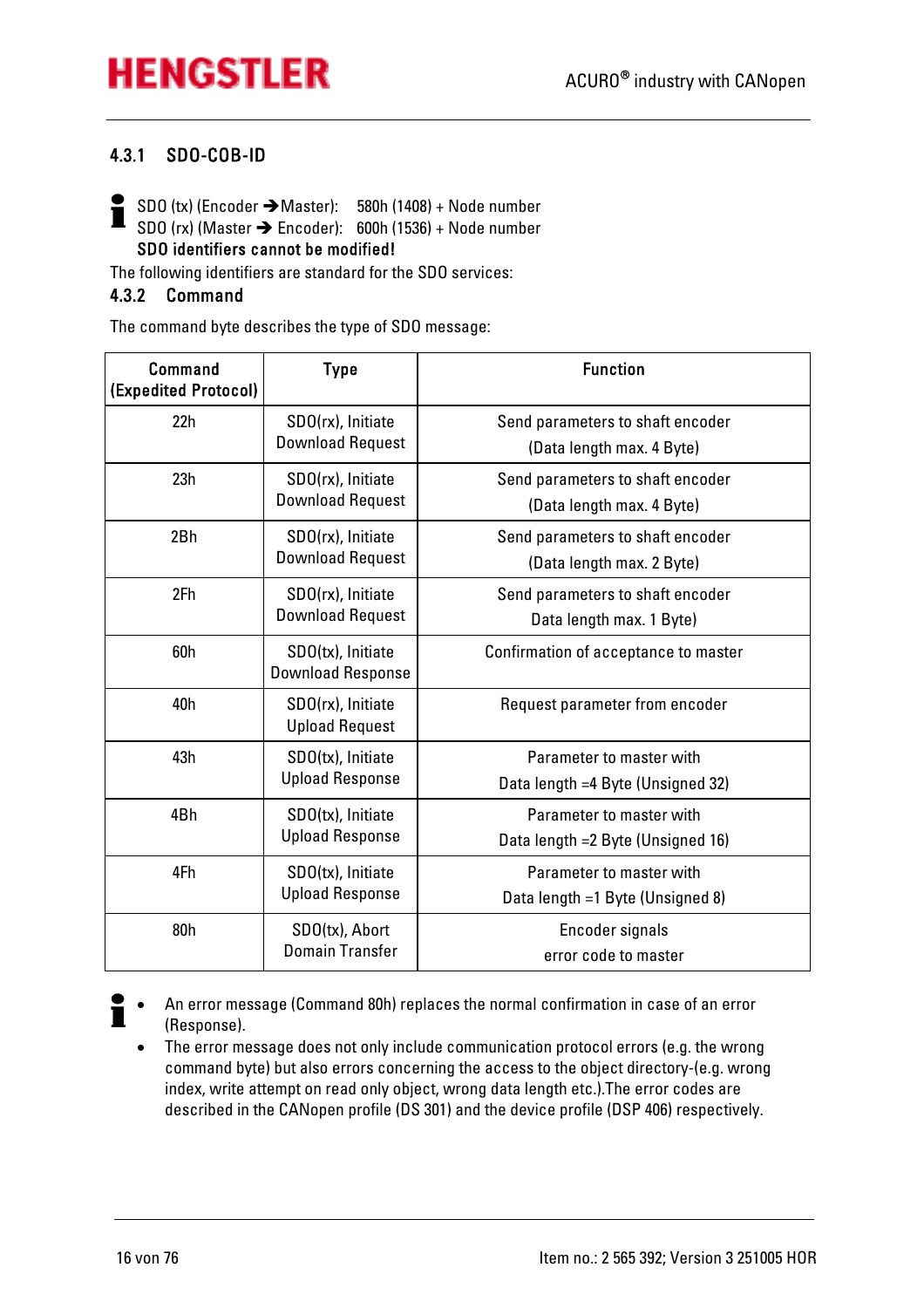### 4.3.1 SDO-COB-ID

SDO (tx) (Encoder ➔Master): 580h (1408) + Node number
SDO (rx) (Master ➔ Encoder): 600h (1536) + Node number
**SDO identifiers cannot be modified!**

The following identifiers are standard for the SDO services:

### 4.3.2 Command

The command byte describes the type of SDO message:

| Command (Expedited Protocol) | Type | Function |
|---|---|---|
| 22h | SDO(rx), Initiate Download Request | Send parameters to shaft encoder (Data length max. 4 Byte) |
| 23h | SDO(rx), Initiate Download Request | Send parameters to shaft encoder (Data length max. 4 Byte) |
| 2Bh | SDO(rx), Initiate Download Request | Send parameters to shaft encoder (Data length max. 2 Byte) |
| 2Fh | SDO(rx), Initiate Download Request | Send parameters to shaft encoder Data length max. 1 Byte) |
| 60h | SDO(tx), Initiate Download Response | Confirmation of acceptance to master |
| 40h | SDO(rx), Initiate Upload Request | Request parameter from encoder |
| 43h | SDO(tx), Initiate Upload Response | Parameter to master with Data length =4 Byte (Unsigned 32) |
| 4Bh | SDO(tx), Initiate Upload Response | Parameter to master with Data length =2 Byte (Unsigned 16) |
| 4Fh | SDO(tx), Initiate Upload Response | Parameter to master with Data length =1 Byte (Unsigned 8) |
| 80h | SDO(tx), Abort Domain Transfer | Encoder signals error code to master |

- An error message (Command 80h) replaces the normal confirmation in case of an error (Response).
- The error message does not only include communication protocol errors (e.g. the wrong command byte) but also errors concerning the access to the object directory-(e.g. wrong index, write attempt on read only object, wrong data length etc.).The error codes are described in the CANopen profile (DS 301) and the device profile (DSP 406) respectively.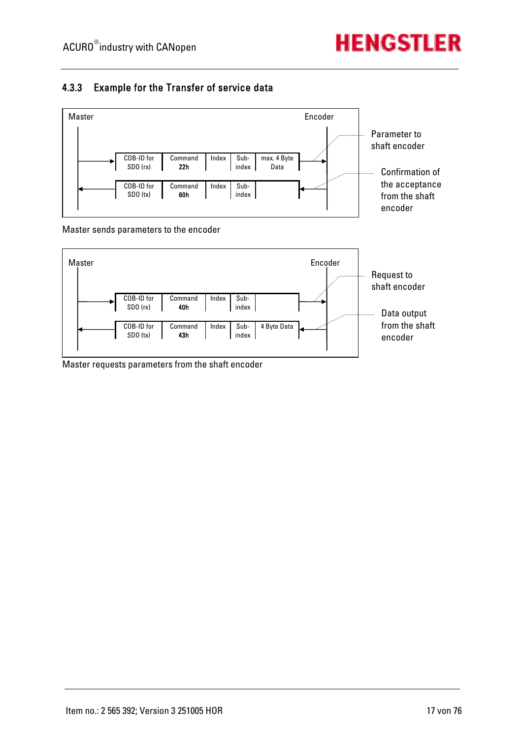### 4.3.3 Example for the Transfer of service data

Master → Encoder: Parameter to shaft encoder

| COB-ID for SDO (rx) | Command **22h** | Index | Sub-index | max. 4 Byte Data |
|---|---|---|---|---|

Encoder → Master: Confirmation of the acceptance from the shaft encoder

| COB-ID for SDO (tx) | Command **60h** | Index | Sub-index | |
|---|---|---|---|---|

Master sends parameters to the encoder

Master → Encoder: Request to shaft encoder

| COB-ID for SDO (rx) | Command **40h** | Index | Sub-index | |
|---|---|---|---|---|

Encoder → Master: Data output from the shaft encoder

| COB-ID for SDO (tx) | Command **43h** | Index | Sub-index | 4 Byte Data |
|---|---|---|---|---|

Master requests parameters from the shaft encoder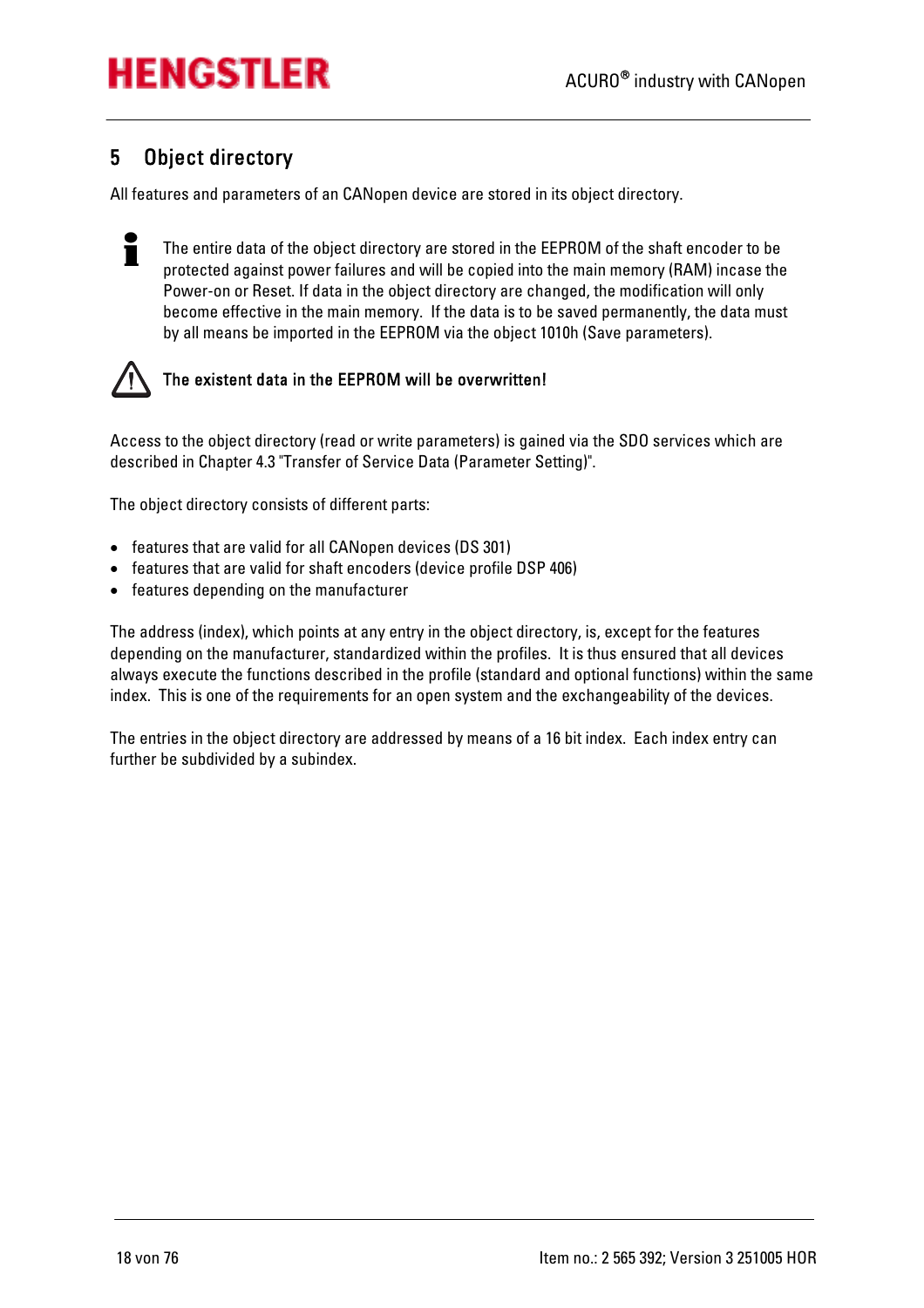# 5 Object directory

All features and parameters of an CANopen device are stored in its object directory.

The entire data of the object directory are stored in the EEPROM of the shaft encoder to be protected against power failures and will be copied into the main memory (RAM) incase the Power-on or Reset. If data in the object directory are changed, the modification will only become effective in the main memory. If the data is to be saved permanently, the data must by all means be imported in the EEPROM via the object 1010h (Save parameters).

**The existent data in the EEPROM will be overwritten!**

Access to the object directory (read or write parameters) is gained via the SDO services which are described in Chapter 4.3 "Transfer of Service Data (Parameter Setting)".

The object directory consists of different parts:

- features that are valid for all CANopen devices (DS 301)
- features that are valid for shaft encoders (device profile DSP 406)
- features depending on the manufacturer

The address (index), which points at any entry in the object directory, is, except for the features depending on the manufacturer, standardized within the profiles. It is thus ensured that all devices always execute the functions described in the profile (standard and optional functions) within the same index. This is one of the requirements for an open system and the exchangeability of the devices.

The entries in the object directory are addressed by means of a 16 bit index. Each index entry can further be subdivided by a subindex.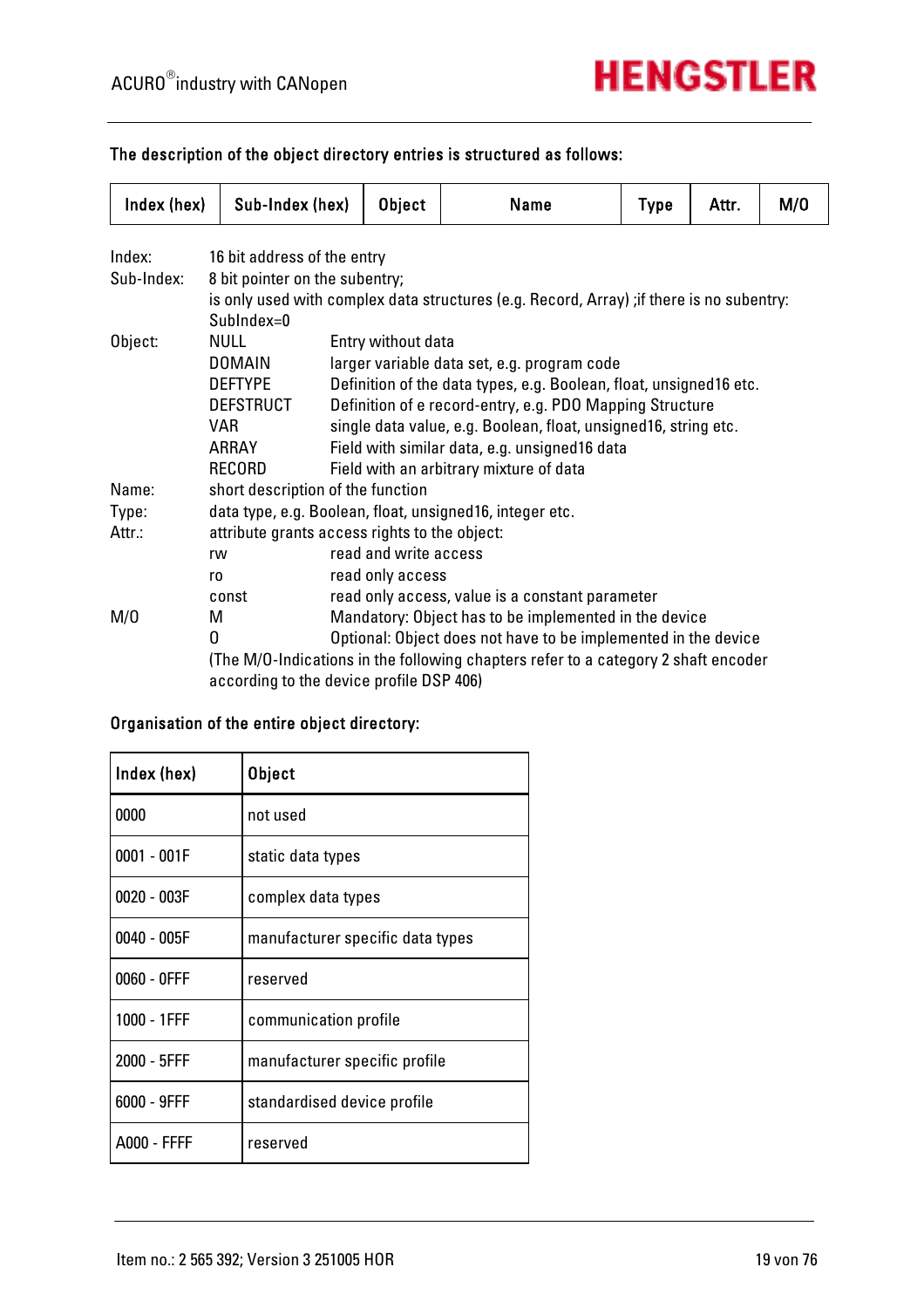The description of the object directory entries is structured as follows:

| Index (hex) | Sub-Index (hex) | Object | Name | Type | Attr. | M/O |
|---|---|---|---|---|---|---|

Index: 16 bit address of the entry

Sub-Index: 8 bit pointer on the subentry;
is only used with complex data structures (e.g. Record, Array) ;if there is no subentry: SubIndex=0

Object:
- NULL — Entry without data
- DOMAIN — larger variable data set, e.g. program code
- DEFTYPE — Definition of the data types, e.g. Boolean, float, unsigned16 etc.
- DEFSTRUCT — Definition of e record-entry, e.g. PDO Mapping Structure
- VAR — single data value, e.g. Boolean, float, unsigned16, string etc.
- ARRAY — Field with similar data, e.g. unsigned16 data
- RECORD — Field with an arbitrary mixture of data

Name: short description of the function

Type: data type, e.g. Boolean, float, unsigned16, integer etc.

Attr.: attribute grants access rights to the object:
- rw — read and write access
- ro — read only access
- const — read only access, value is a constant parameter

M/O
- M — Mandatory: Object has to be implemented in the device
- O — Optional: Object does not have to be implemented in the device

(The M/O-Indications in the following chapters refer to a category 2 shaft encoder according to the device profile DSP 406)

Organisation of the entire object directory:

| Index (hex) | Object |
|---|---|
| 0000 | not used |
| 0001 - 001F | static data types |
| 0020 - 003F | complex data types |
| 0040 - 005F | manufacturer specific data types |
| 0060 - 0FFF | reserved |
| 1000 - 1FFF | communication profile |
| 2000 - 5FFF | manufacturer specific profile |
| 6000 - 9FFF | standardised device profile |
| A000 - FFFF | reserved |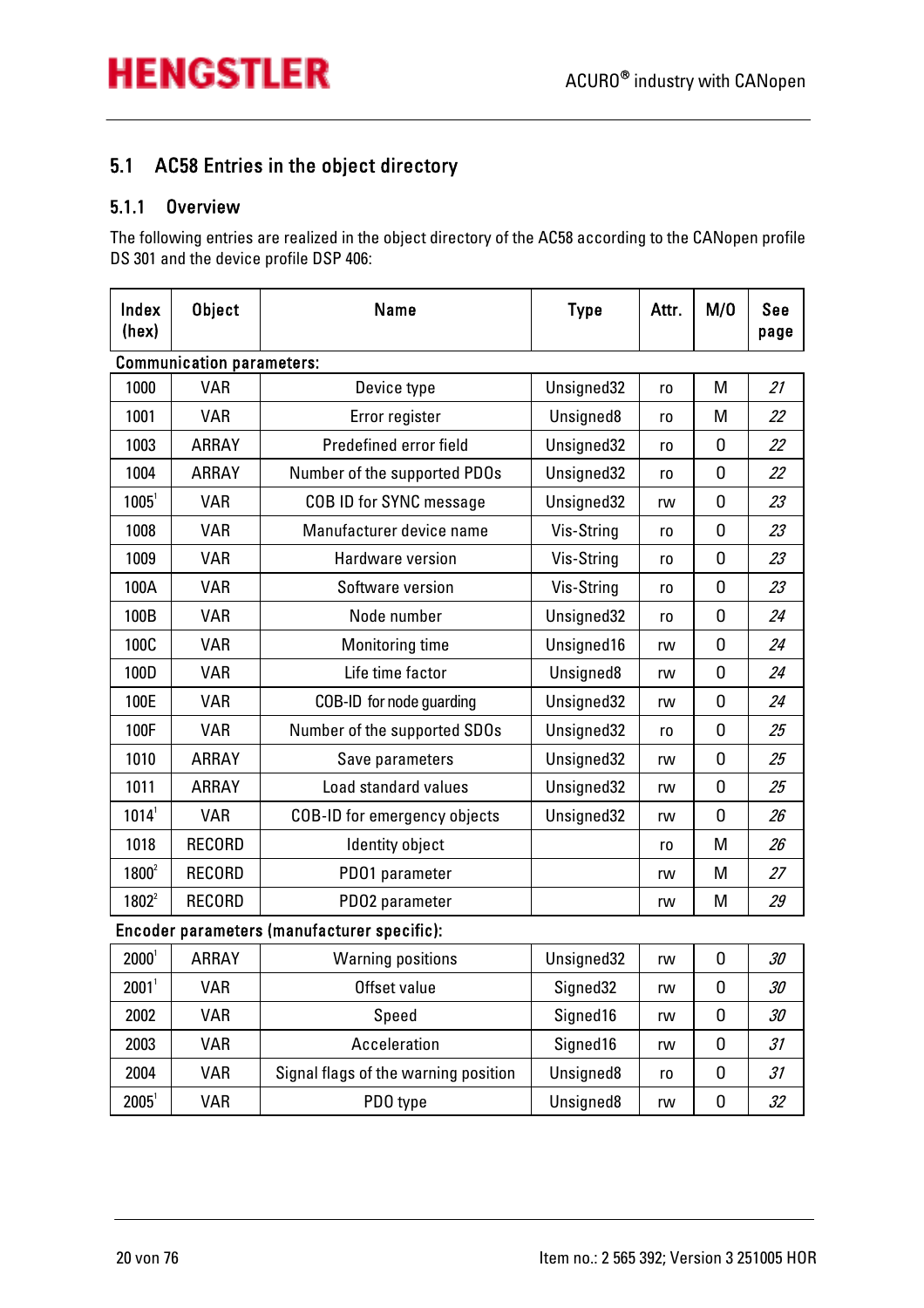## 5.1 AC58 Entries in the object directory

### 5.1.1 Overview

The following entries are realized in the object directory of the AC58 according to the CANopen profile DS 301 and the device profile DSP 406:

| Index (hex) | Object | Name | Type | Attr. | M/O | See page |
|---|---|---|---|---|---|---|
| **Communication parameters:** | | | | | | |
| 1000 | VAR | Device type | Unsigned32 | ro | M | *21* |
| 1001 | VAR | Error register | Unsigned8 | ro | M | *22* |
| 1003 | ARRAY | Predefined error field | Unsigned32 | ro | O | *22* |
| 1004 | ARRAY | Number of the supported PDOs | Unsigned32 | ro | O | *22* |
| 1005[1] | VAR | COB ID for SYNC message | Unsigned32 | rw | O | *23* |
| 1008 | VAR | Manufacturer device name | Vis-String | ro | O | *23* |
| 1009 | VAR | Hardware version | Vis-String | ro | O | *23* |
| 100A | VAR | Software version | Vis-String | ro | O | *23* |
| 100B | VAR | Node number | Unsigned32 | ro | O | *24* |
| 100C | VAR | Monitoring time | Unsigned16 | rw | O | *24* |
| 100D | VAR | Life time factor | Unsigned8 | rw | O | *24* |
| 100E | VAR | COB-ID for node guarding | Unsigned32 | rw | O | *24* |
| 100F | VAR | Number of the supported SDOs | Unsigned32 | ro | O | *25* |
| 1010 | ARRAY | Save parameters | Unsigned32 | rw | O | *25* |
| 1011 | ARRAY | Load standard values | Unsigned32 | rw | O | *25* |
| 1014[1] | VAR | COB-ID for emergency objects | Unsigned32 | rw | O | *26* |
| 1018 | RECORD | Identity object | | ro | M | *26* |
| 1800[2] | RECORD | PDO1 parameter | | rw | M | *27* |
| 1802[2] | RECORD | PDO2 parameter | | rw | M | *29* |
| **Encoder parameters (manufacturer specific):** | | | | | | |
| 2000[1] | ARRAY | Warning positions | Unsigned32 | rw | O | *30* |
| 2001[1] | VAR | Offset value | Signed32 | rw | O | *30* |
| 2002 | VAR | Speed | Signed16 | rw | O | *30* |
| 2003 | VAR | Acceleration | Signed16 | rw | O | *31* |
| 2004 | VAR | Signal flags of the warning position | Unsigned8 | ro | O | *31* |
| 2005[1] | VAR | PDO type | Unsigned8 | rw | O | *32* |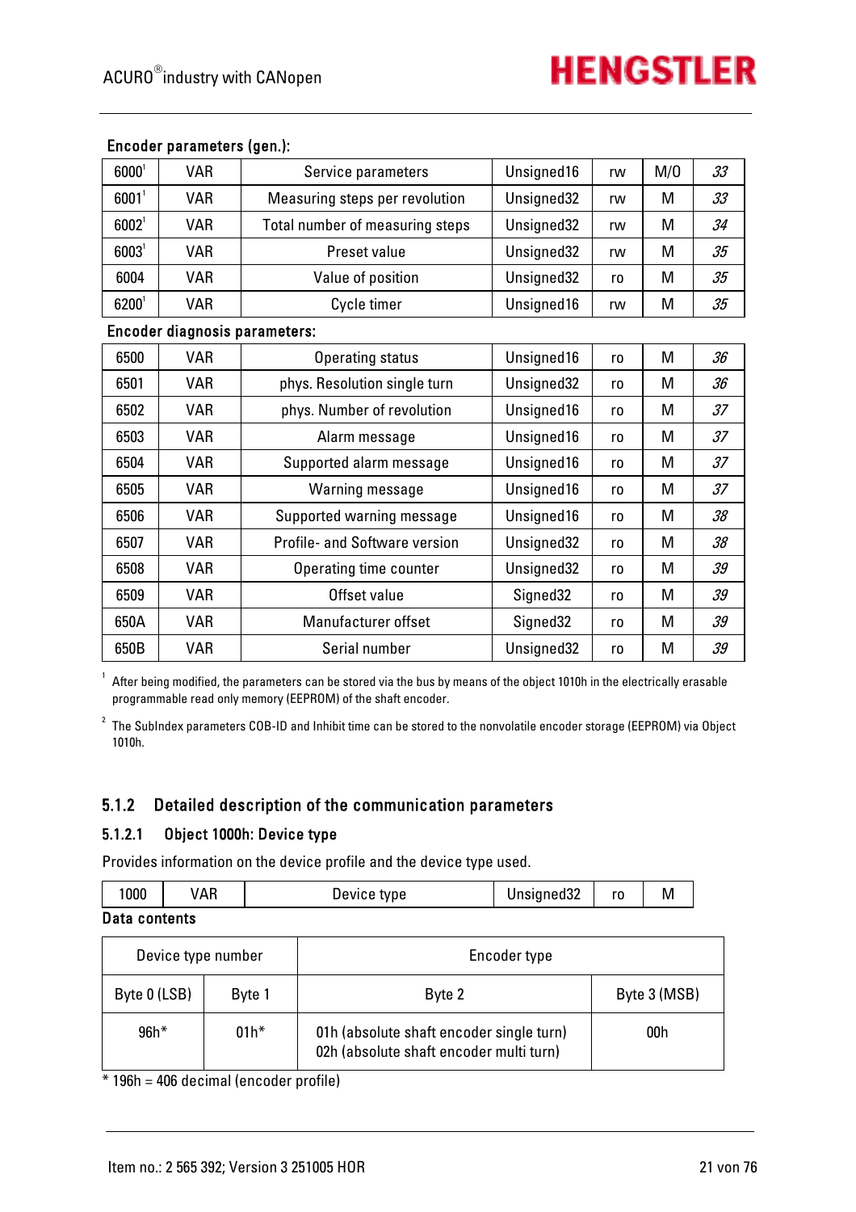Encoder parameters (gen.):

| | | | | | | |
|---|---|---|---|---|---|---|
| 6000[1] | VAR | Service parameters | Unsigned16 | rw | M/O | *33* |
| 6001[1] | VAR | Measuring steps per revolution | Unsigned32 | rw | M | *33* |
| 6002[1] | VAR | Total number of measuring steps | Unsigned32 | rw | M | *34* |
| 6003[1] | VAR | Preset value | Unsigned32 | rw | M | *35* |
| 6004 | VAR | Value of position | Unsigned32 | ro | M | *35* |
| 6200[1] | VAR | Cycle timer | Unsigned16 | rw | M | *35* |

Encoder diagnosis parameters:

| | | | | | | |
|---|---|---|---|---|---|---|
| 6500 | VAR | Operating status | Unsigned16 | ro | M | *36* |
| 6501 | VAR | phys. Resolution single turn | Unsigned32 | ro | M | *36* |
| 6502 | VAR | phys. Number of revolution | Unsigned16 | ro | M | *37* |
| 6503 | VAR | Alarm message | Unsigned16 | ro | M | *37* |
| 6504 | VAR | Supported alarm message | Unsigned16 | ro | M | *37* |
| 6505 | VAR | Warning message | Unsigned16 | ro | M | *37* |
| 6506 | VAR | Supported warning message | Unsigned16 | ro | M | *38* |
| 6507 | VAR | Profile- and Software version | Unsigned32 | ro | M | *38* |
| 6508 | VAR | Operating time counter | Unsigned32 | ro | M | *39* |
| 6509 | VAR | Offset value | Signed32 | ro | M | *39* |
| 650A | VAR | Manufacturer offset | Signed32 | ro | M | *39* |
| 650B | VAR | Serial number | Unsigned32 | ro | M | *39* |

[1] After being modified, the parameters can be stored via the bus by means of the object 1010h in the electrically erasable programmable read only memory (EEPROM) of the shaft encoder.

[2] The SubIndex parameters COB-ID and Inhibit time can be stored to the nonvolatile encoder storage (EEPROM) via Object 1010h.

## 5.1.2 Detailed description of the communication parameters

### 5.1.2.1 Object 1000h: Device type

Provides information on the device profile and the device type used.

| | | | | | |
|---|---|---|---|---|---|
| 1000 | VAR | Device type | Unsigned32 | ro | M |

**Data contents**

| Device type number | | Encoder type | |
|---|---|---|---|
| Byte 0 (LSB) | Byte 1 | Byte 2 | Byte 3 (MSB) |
| 96h* | 01h* | 01h (absolute shaft encoder single turn)<br>02h (absolute shaft encoder multi turn) | 00h |

* 196h = 406 decimal (encoder profile)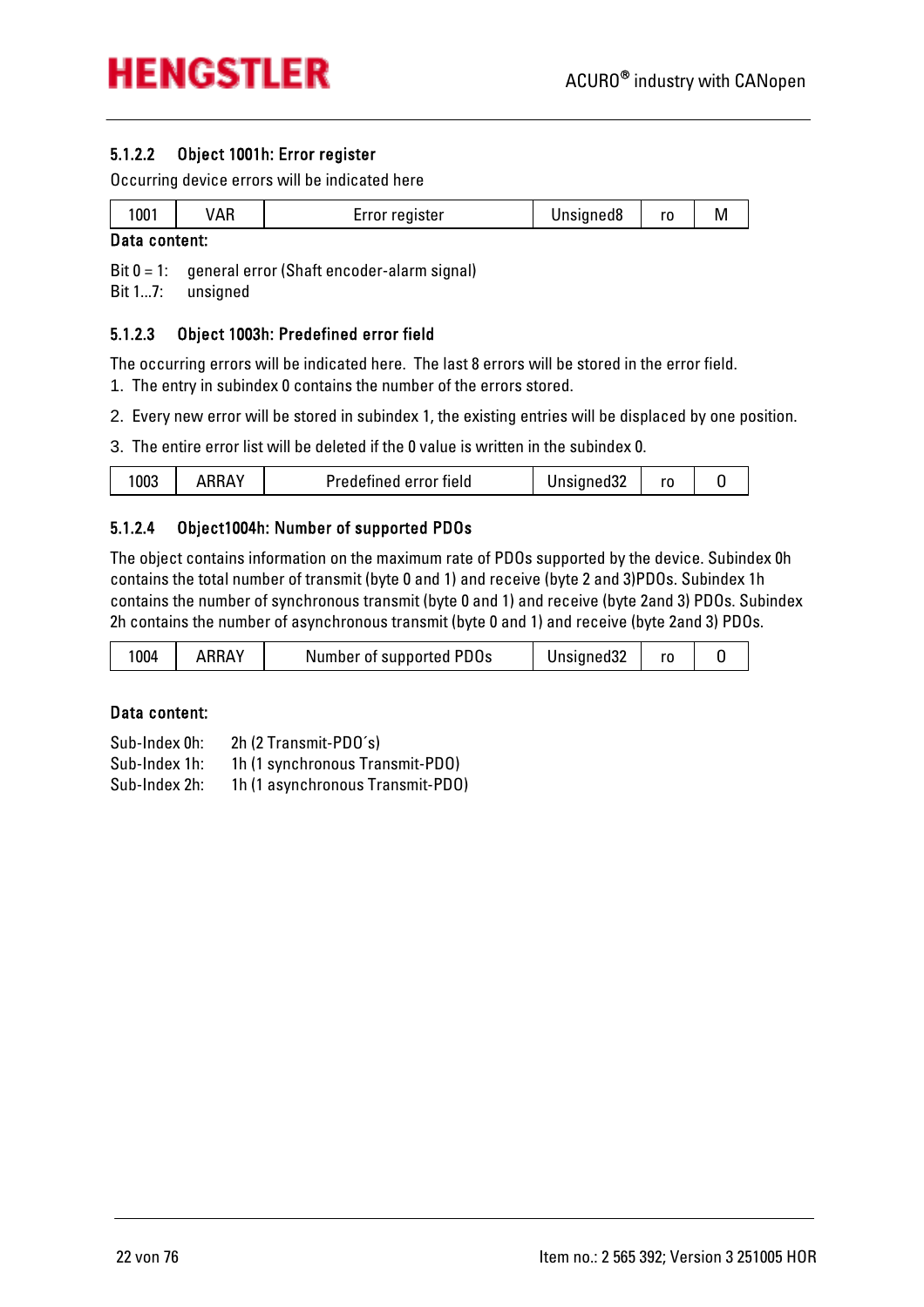#### 5.1.2.2 Object 1001h: Error register

Occurring device errors will be indicated here

| 1001 | VAR | Error register | Unsigned8 | ro | M |
|---|---|---|---|---|---|

**Data content:**

Bit 0 = 1: general error (Shaft encoder-alarm signal)
Bit 1...7: unsigned

#### 5.1.2.3 Object 1003h: Predefined error field

The occurring errors will be indicated here. The last 8 errors will be stored in the error field.

1. The entry in subindex 0 contains the number of the errors stored.
2. Every new error will be stored in subindex 1, the existing entries will be displaced by one position.
3. The entire error list will be deleted if the 0 value is written in the subindex 0.

| 1003 | ARRAY | Predefined error field | Unsigned32 | ro | O |
|---|---|---|---|---|---|

#### 5.1.2.4 Object1004h: Number of supported PDOs

The object contains information on the maximum rate of PDOs supported by the device. Subindex 0h contains the total number of transmit (byte 0 and 1) and receive (byte 2 and 3)PDOs. Subindex 1h contains the number of synchronous transmit (byte 0 and 1) and receive (byte 2and 3) PDOs. Subindex 2h contains the number of asynchronous transmit (byte 0 and 1) and receive (byte 2and 3) PDOs.

| 1004 | ARRAY | Number of supported PDOs | Unsigned32 | ro | O |
|---|---|---|---|---|---|

**Data content:**

Sub-Index 0h: 2h (2 Transmit-PDO´s)
Sub-Index 1h: 1h (1 synchronous Transmit-PDO)
Sub-Index 2h: 1h (1 asynchronous Transmit-PDO)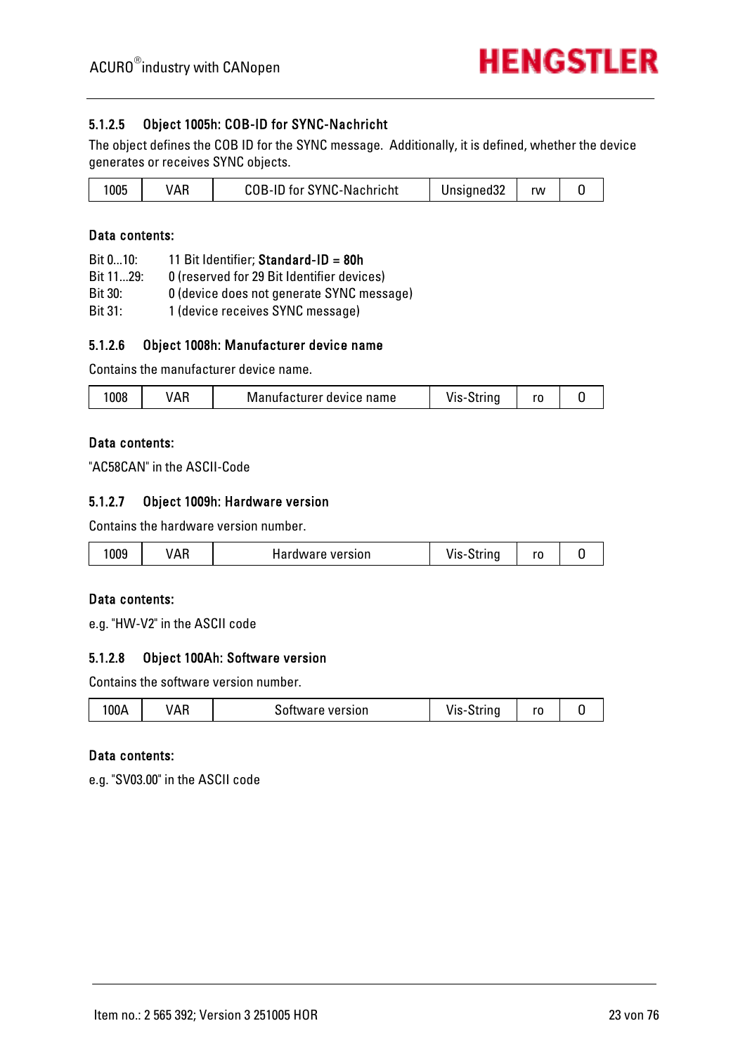#### 5.1.2.5 Object 1005h: COB-ID for SYNC-Nachricht

The object defines the COB ID for the SYNC message. Additionally, it is defined, whether the device generates or receives SYNC objects.

| 1005 | VAR | COB-ID for SYNC-Nachricht | Unsigned32 | rw | 0 |
|---|---|---|---|---|---|

**Data contents:**

Bit 0...10: 11 Bit Identifier; **Standard-ID = 80h**
Bit 11...29: 0 (reserved for 29 Bit Identifier devices)
Bit 30: 0 (device does not generate SYNC message)
Bit 31: 1 (device receives SYNC message)

#### 5.1.2.6 Object 1008h: Manufacturer device name

Contains the manufacturer device name.

| 1008 | VAR | Manufacturer device name | Vis-String | ro | 0 |
|---|---|---|---|---|---|

**Data contents:**

"AC58CAN" in the ASCII-Code

#### 5.1.2.7 Object 1009h: Hardware version

Contains the hardware version number.

| 1009 | VAR | Hardware version | Vis-String | ro | 0 |
|---|---|---|---|---|---|

**Data contents:**

e.g. "HW-V2" in the ASCII code

#### 5.1.2.8 Object 100Ah: Software version

Contains the software version number.

| 100A | VAR | Software version | Vis-String | ro | 0 |
|---|---|---|---|---|---|

**Data contents:**

e.g. "SV03.00" in the ASCII code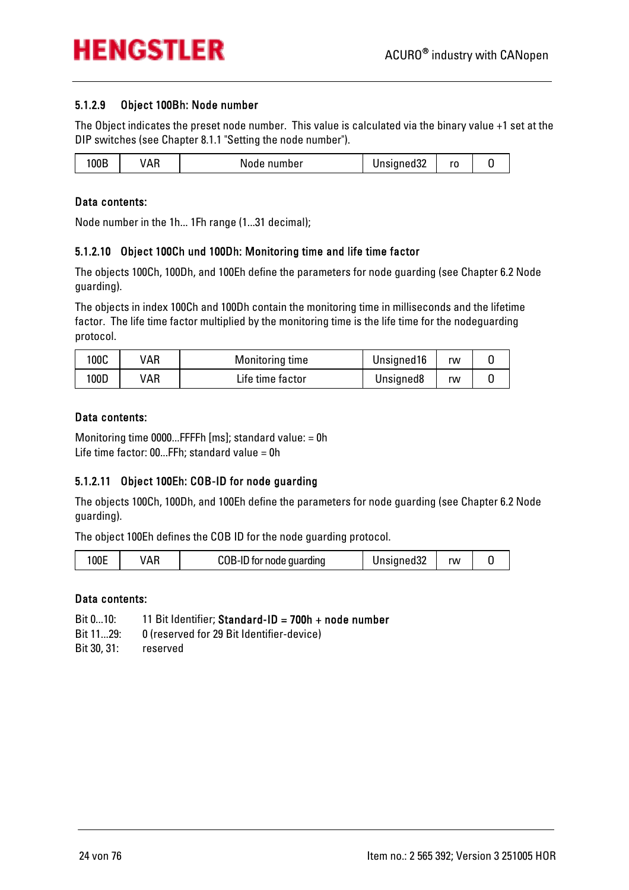### 5.1.2.9 Object 100Bh: Node number

The Object indicates the preset node number. This value is calculated via the binary value +1 set at the DIP switches (see Chapter 8.1.1 "Setting the node number").

| 100B | VAR | Node number | Unsigned32 | ro | 0 |
|---|---|---|---|---|---|

**Data contents:**

Node number in the 1h... 1Fh range (1...31 decimal);

### 5.1.2.10 Object 100Ch und 100Dh: Monitoring time and life time factor

The objects 100Ch, 100Dh, and 100Eh define the parameters for node guarding (see Chapter 6.2 Node guarding).

The objects in index 100Ch and 100Dh contain the monitoring time in milliseconds and the lifetime factor. The life time factor multiplied by the monitoring time is the life time for the nodeguarding protocol.

| 100C | VAR | Monitoring time | Unsigned16 | rw | 0 |
|---|---|---|---|---|---|
| 100D | VAR | Life time factor | Unsigned8 | rw | 0 |

**Data contents:**

Monitoring time 0000...FFFFh [ms]; standard value: = 0h
Life time factor: 00...FFh; standard value = 0h

### 5.1.2.11 Object 100Eh: COB-ID for node guarding

The objects 100Ch, 100Dh, and 100Eh define the parameters for node guarding (see Chapter 6.2 Node guarding).

The object 100Eh defines the COB ID for the node guarding protocol.

| 100E | VAR | COB-ID for node guarding | Unsigned32 | rw | 0 |
|---|---|---|---|---|---|

**Data contents:**

Bit 0...10: 11 Bit Identifier; **Standard-ID = 700h + node number**
Bit 11...29: 0 (reserved for 29 Bit Identifier-device)
Bit 30, 31: reserved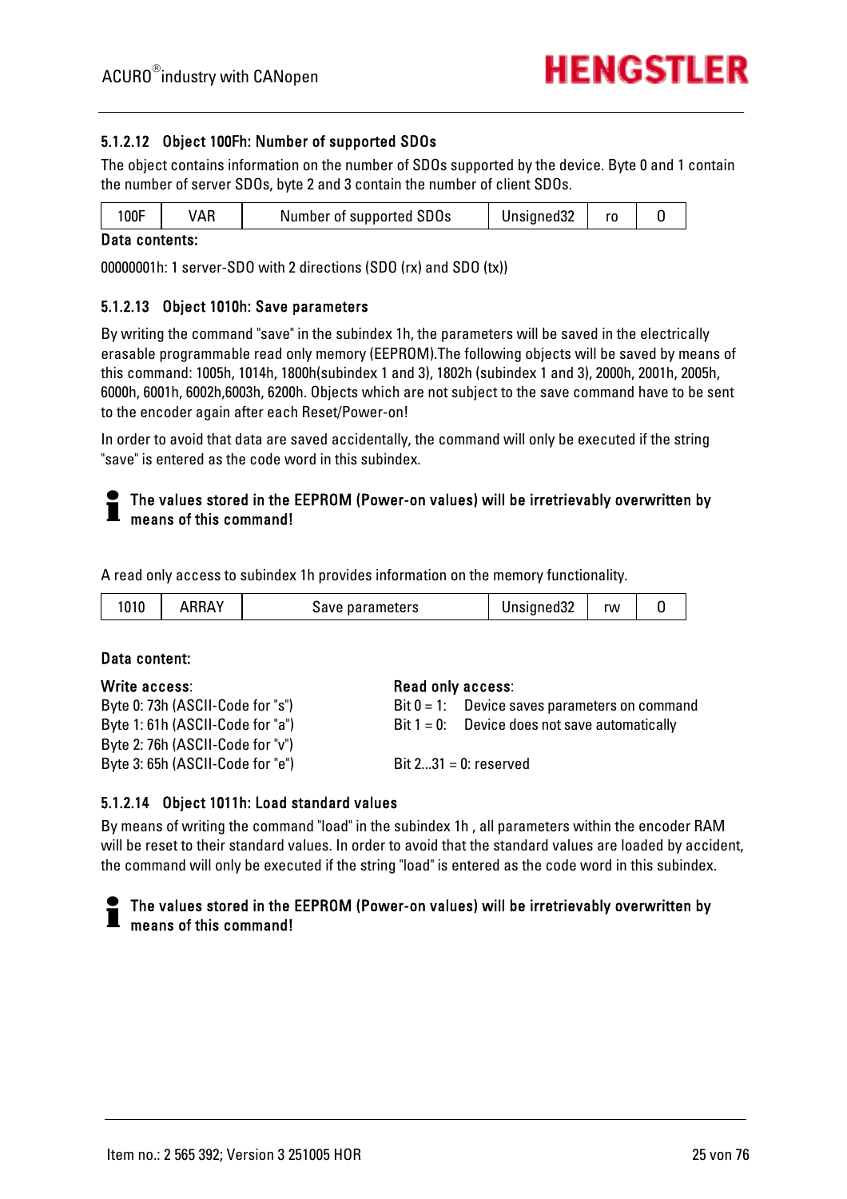### 5.1.2.12 Object 100Fh: Number of supported SDOs

The object contains information on the number of SDOs supported by the device. Byte 0 and 1 contain the number of server SDOs, byte 2 and 3 contain the number of client SDOs.

| 100F | VAR | Number of supported SDOs | Unsigned32 | ro | 0 |
|---|---|---|---|---|---|

**Data contents:**

00000001h: 1 server-SDO with 2 directions (SDO (rx) and SDO (tx))

### 5.1.2.13 Object 1010h: Save parameters

By writing the command "save" in the subindex 1h, the parameters will be saved in the electrically erasable programmable read only memory (EEPROM).The following objects will be saved by means of this command: 1005h, 1014h, 1800h(subindex 1 and 3), 1802h (subindex 1 and 3), 2000h, 2001h, 2005h, 6000h, 6001h, 6002h,6003h, 6200h. Objects which are not subject to the save command have to be sent to the encoder again after each Reset/Power-on!

In order to avoid that data are saved accidentally, the command will only be executed if the string "save" is entered as the code word in this subindex.

**The values stored in the EEPROM (Power-on values) will be irretrievably overwritten by means of this command!**

A read only access to subindex 1h provides information on the memory functionality.

| 1010 | ARRAY | Save parameters | Unsigned32 | rw | 0 |
|---|---|---|---|---|---|

**Data content:**

**Write access**:
Byte 0: 73h (ASCII-Code for "s")
Byte 1: 61h (ASCII-Code for "a")
Byte 2: 76h (ASCII-Code for "v")
Byte 3: 65h (ASCII-Code for "e")

**Read only access**:
Bit 0 = 1: Device saves parameters on command
Bit 1 = 0: Device does not save automatically

Bit 2...31 = 0: reserved

### 5.1.2.14 Object 1011h: Load standard values

By means of writing the command "load" in the subindex 1h , all parameters within the encoder RAM will be reset to their standard values. In order to avoid that the standard values are loaded by accident, the command will only be executed if the string "load" is entered as the code word in this subindex.

**The values stored in the EEPROM (Power-on values) will be irretrievably overwritten by means of this command!**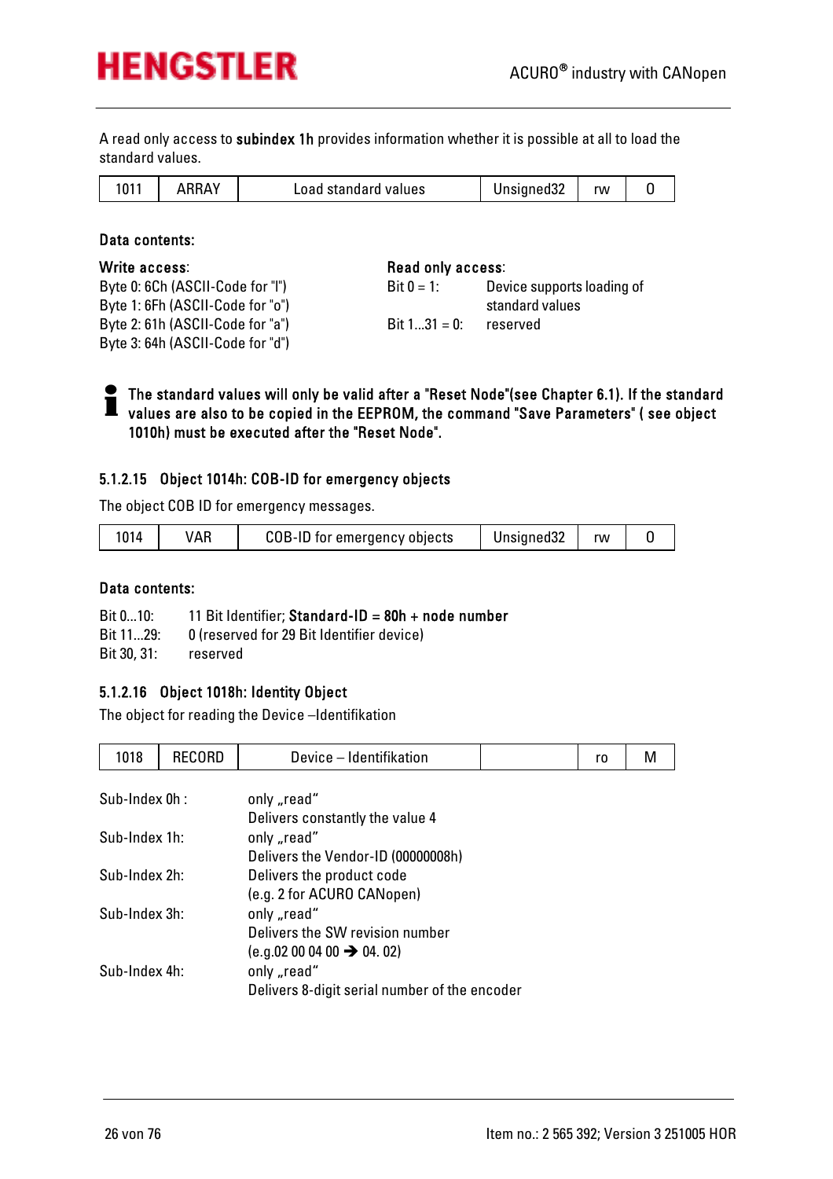A read only access to **subindex 1h** provides information whether it is possible at all to load the standard values.

| 1011 | ARRAY | Load standard values | Unsigned32 | rw | 0 |
|---|---|---|---|---|---|

**Data contents:**

**Write access**:
Byte 0: 6Ch (ASCII-Code for "l")
Byte 1: 6Fh (ASCII-Code for "o")
Byte 2: 61h (ASCII-Code for "a")
Byte 3: 64h (ASCII-Code for "d")

**Read only access**:
Bit 0 = 1: Device supports loading of standard values
Bit 1...31 = 0: reserved

**The standard values will only be valid after a "Reset Node"(see Chapter 6.1). If the standard values are also to be copied in the EEPROM, the command "Save Parameters" ( see object 1010h) must be executed after the "Reset Node".**

### 5.1.2.15 Object 1014h: COB-ID for emergency objects

The object COB ID for emergency messages.

| 1014 | VAR | COB-ID for emergency objects | Unsigned32 | rw | 0 |
|---|---|---|---|---|---|

**Data contents:**

Bit 0...10: 11 Bit Identifier; **Standard-ID = 80h + node number**
Bit 11...29: 0 (reserved for 29 Bit Identifier device)
Bit 30, 31: reserved

### 5.1.2.16 Object 1018h: Identity Object

The object for reading the Device –Identifikation

| 1018 | RECORD | Device – Identifikation | | ro | M |
|---|---|---|---|---|---|

Sub-Index 0h : only „read“
Delivers constantly the value 4

Sub-Index 1h: only „read“
Delivers the Vendor-ID (00000008h)

Sub-Index 2h: Delivers the product code
(e.g. 2 for ACURO CANopen)

Sub-Index 3h: only „read“
Delivers the SW revision number
(e.g.02 00 04 00 → 04. 02)

Sub-Index 4h: only „read“
Delivers 8-digit serial number of the encoder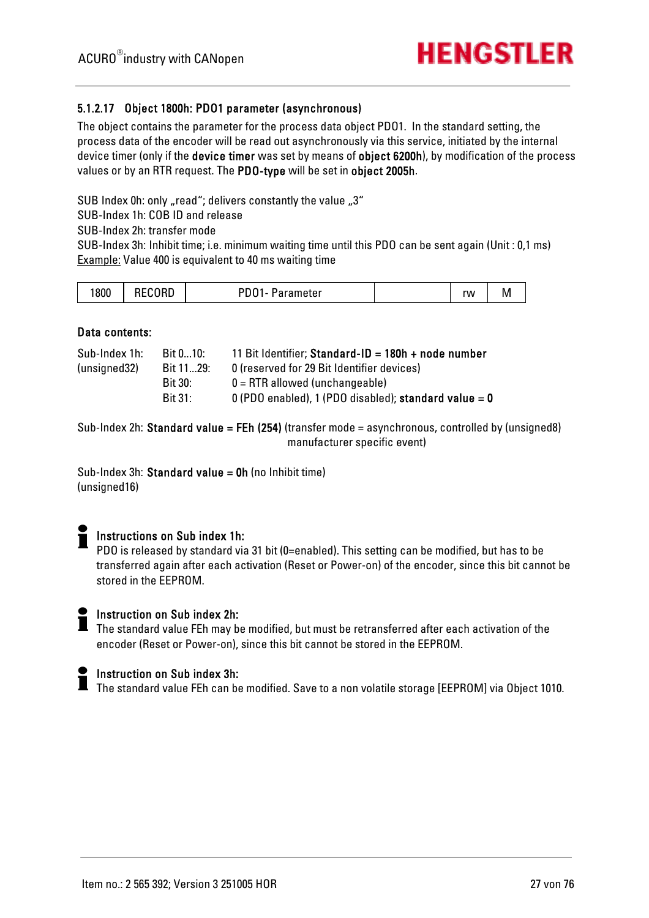### 5.1.2.17 Object 1800h: PDO1 parameter (asynchronous)

The object contains the parameter for the process data object PDO1. In the standard setting, the process data of the encoder will be read out asynchronously via this service, initiated by the internal device timer (only if the **device timer** was set by means of **object 6200h**), by modification of the process values or by an RTR request. The **PDO-type** will be set in **object 2005h**.

SUB Index 0h: only „read"; delivers constantly the value „3"
SUB-Index 1h: COB ID and release
SUB-Index 2h: transfer mode
SUB-Index 3h: Inhibit time; i.e. minimum waiting time until this PDO can be sent again (Unit : 0,1 ms)
Example: Value 400 is equivalent to 40 ms waiting time

| 1800 | RECORD | PDO1- Parameter | | rw | M |
|---|---|---|---|---|---|

**Data contents:**

| | | |
|---|---|---|
| Sub-Index 1h: | Bit 0...10: | 11 Bit Identifier; **Standard-ID = 180h + node number** |
| (unsigned32) | Bit 11...29: | 0 (reserved for 29 Bit Identifier devices) |
| | Bit 30: | 0 = RTR allowed (unchangeable) |
| | Bit 31: | 0 (PDO enabled), 1 (PDO disabled); **standard value = 0** |

Sub-Index 2h: **Standard value = FEh (254)** (transfer mode = asynchronous, controlled by (unsigned8) manufacturer specific event)

Sub-Index 3h: **Standard value = 0h** (no Inhibit time)
(unsigned16)

**Instructions on Sub index 1h:**
PDO is released by standard via 31 bit (0=enabled). This setting can be modified, but has to be transferred again after each activation (Reset or Power-on) of the encoder, since this bit cannot be stored in the EEPROM.

**Instruction on Sub index 2h:**
The standard value FEh may be modified, but must be retransferred after each activation of the encoder (Reset or Power-on), since this bit cannot be stored in the EEPROM.

**Instruction on Sub index 3h:**
The standard value FEh can be modified. Save to a non volatile storage [EEPROM] via Object 1010.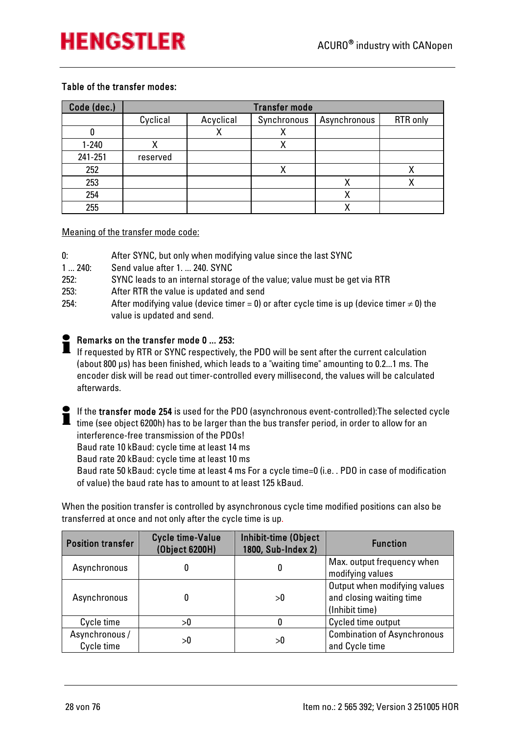**Table of the transfer modes:**

| Code (dec.) | Transfer mode | | | | |
|---|---|---|---|---|---|
| | Cyclical | Acyclical | Synchronous | Asynchronous | RTR only |
| 0 | | X | X | | |
| 1-240 | X | | X | | |
| 241-251 | reserved | | | | |
| 252 | | | X | | X |
| 253 | | | | X | X |
| 254 | | | | X | |
| 255 | | | | X | |

Meaning of the transfer mode code:

0: After SYNC, but only when modifying value since the last SYNC
1 ... 240: Send value after 1. ... 240. SYNC
252: SYNC leads to an internal storage of the value; value must be get via RTR
253: After RTR the value is updated and send
254: After modifying value (device timer = 0) or after cycle time is up (device timer ≠ 0) the value is updated and send.

**Remarks on the transfer mode 0 ... 253:**
If requested by RTR or SYNC respectively, the PDO will be sent after the current calculation (about 800 µs) has been finished, which leads to a "waiting time" amounting to 0.2...1 ms. The encoder disk will be read out timer-controlled every millisecond, the values will be calculated afterwards.

If the **transfer mode 254** is used for the PDO (asynchronous event-controlled):The selected cycle time (see object 6200h) has to be larger than the bus transfer period, in order to allow for an interference-free transmission of the PDOs!
Baud rate 10 kBaud: cycle time at least 14 ms
Baud rate 20 kBaud: cycle time at least 10 ms
Baud rate 50 kBaud: cycle time at least 4 ms For a cycle time=0 (i.e. . PDO in case of modification of value) the baud rate has to amount to at least 125 kBaud.

When the position transfer is controlled by asynchronous cycle time modified positions can also be transferred at once and not only after the cycle time is up.

| Position transfer | Cycle time-Value (Object 6200H) | Inhibit-time (Object 1800, Sub-Index 2) | Function |
|---|---|---|---|
| Asynchronous | 0 | 0 | Max. output frequency when modifying values |
| Asynchronous | 0 | >0 | Output when modifying values and closing waiting time (Inhibit time) |
| Cycle time | >0 | 0 | Cycled time output |
| Asynchronous / Cycle time | >0 | >0 | Combination of Asynchronous and Cycle time |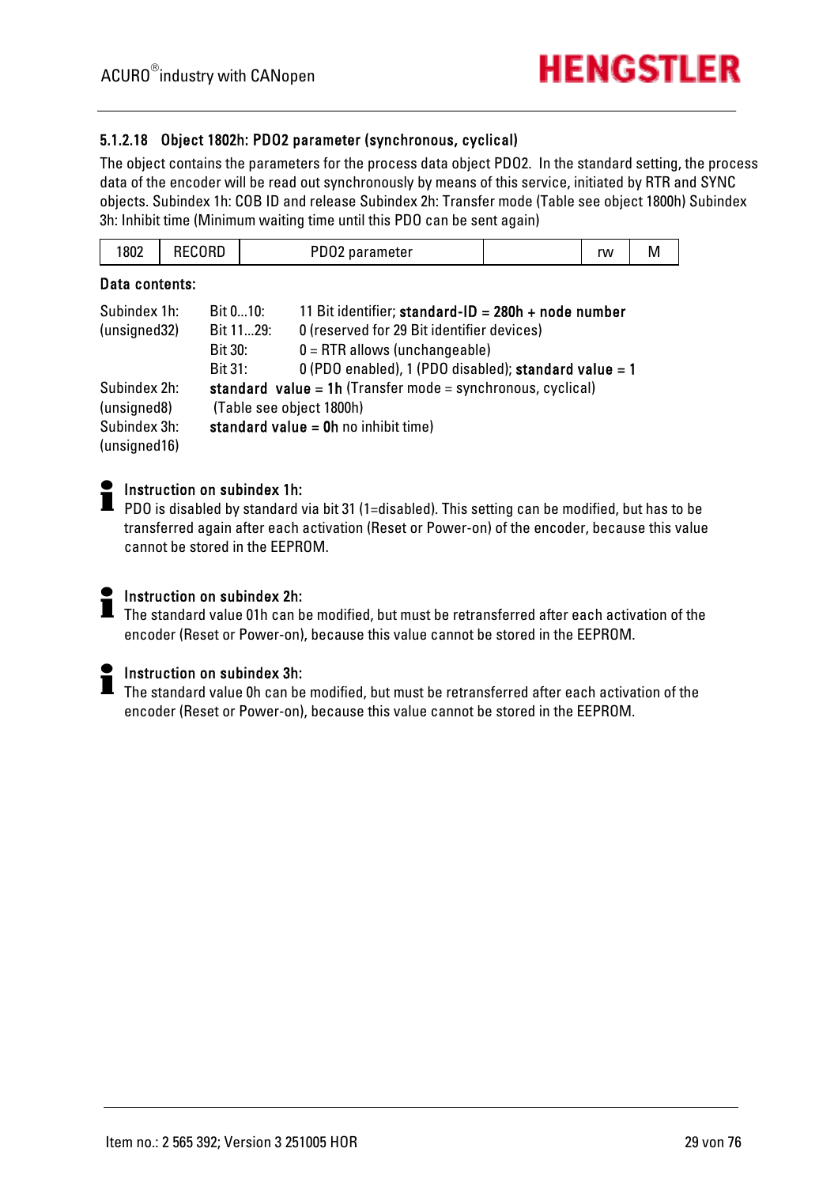#### 5.1.2.18 Object 1802h: PDO2 parameter (synchronous, cyclical)

The object contains the parameters for the process data object PDO2. In the standard setting, the process data of the encoder will be read out synchronously by means of this service, initiated by RTR and SYNC objects. Subindex 1h: COB ID and release Subindex 2h: Transfer mode (Table see object 1800h) Subindex 3h: Inhibit time (Minimum waiting time until this PDO can be sent again)

| 1802 | RECORD | PDO2 parameter | | rw | M |
|---|---|---|---|---|---|

**Data contents:**

| | | |
|---|---|---|
| Subindex 1h: (unsigned32) | Bit 0...10: | 11 Bit identifier; **standard-ID = 280h + node number** |
| | Bit 11...29: | 0 (reserved for 29 Bit identifier devices) |
| | Bit 30: | 0 = RTR allows (unchangeable) |
| | Bit 31: | 0 (PDO enabled), 1 (PDO disabled); **standard value = 1** |
| Subindex 2h: (unsigned8) | **standard value = 1h** (Transfer mode = synchronous, cyclical) (Table see object 1800h) | |
| Subindex 3h: (unsigned16) | **standard value = 0h** no inhibit time) | |

**Instruction on subindex 1h:**
PDO is disabled by standard via bit 31 (1=disabled). This setting can be modified, but has to be transferred again after each activation (Reset or Power-on) of the encoder, because this value cannot be stored in the EEPROM.

**Instruction on subindex 2h:**
The standard value 01h can be modified, but must be retransferred after each activation of the encoder (Reset or Power-on), because this value cannot be stored in the EEPROM.

**Instruction on subindex 3h:**
The standard value 0h can be modified, but must be retransferred after each activation of the encoder (Reset or Power-on), because this value cannot be stored in the EEPROM.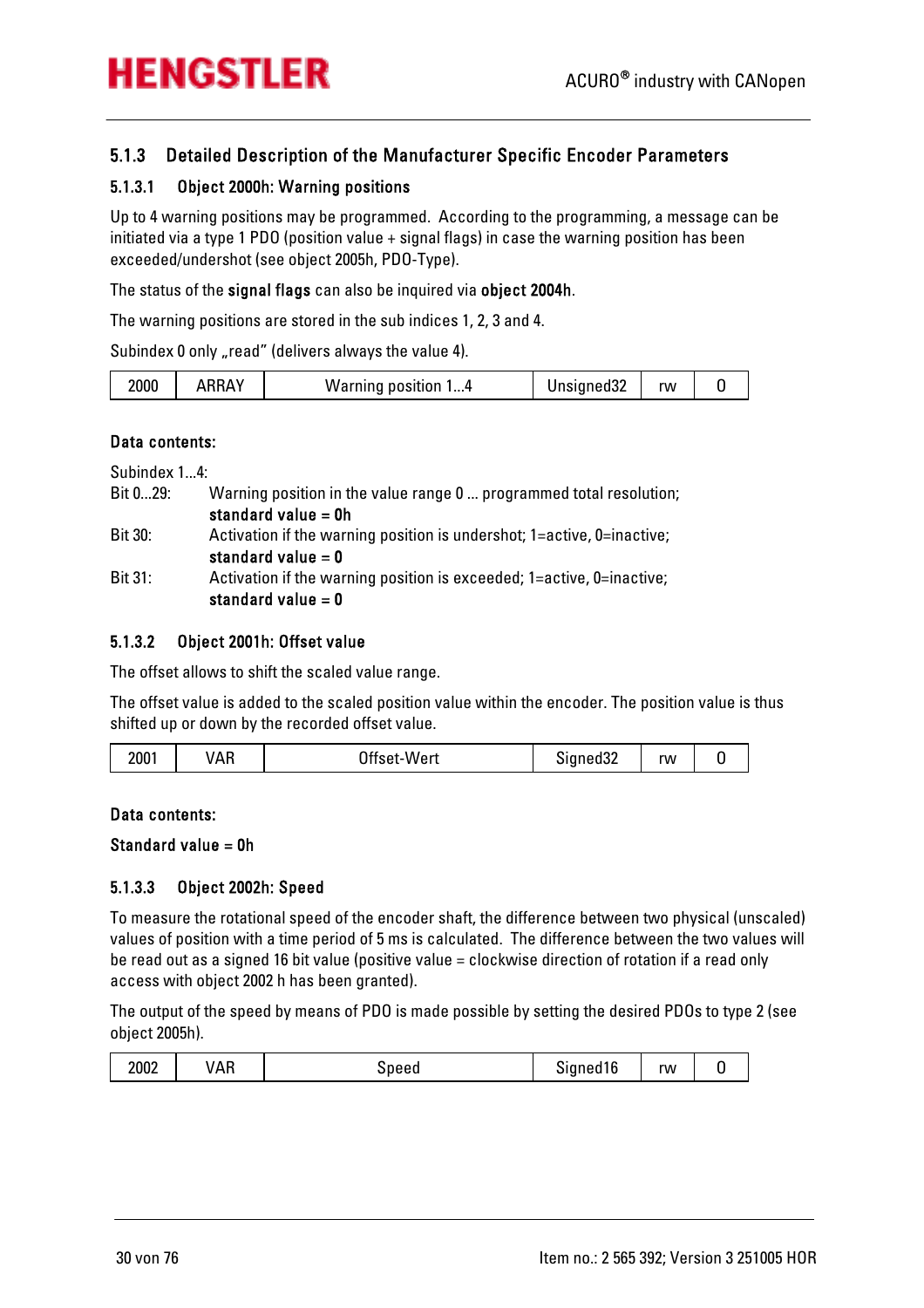### 5.1.3 Detailed Description of the Manufacturer Specific Encoder Parameters

#### 5.1.3.1 Object 2000h: Warning positions

Up to 4 warning positions may be programmed. According to the programming, a message can be initiated via a type 1 PDO (position value + signal flags) in case the warning position has been exceeded/undershot (see object 2005h, PDO-Type).

The status of the **signal flags** can also be inquired via **object 2004h**.

The warning positions are stored in the sub indices 1, 2, 3 and 4.

Subindex 0 only „read" (delivers always the value 4).

| 2000 | ARRAY | Warning position 1...4 | Unsigned32 | rw | 0 |
|---|---|---|---|---|---|

**Data contents:**

Subindex 1...4:

Bit 0...29: Warning position in the value range 0 ... programmed total resolution; **standard value = 0h**

Bit 30: Activation if the warning position is undershot; 1=active, 0=inactive; **standard value = 0**

Bit 31: Activation if the warning position is exceeded; 1=active, 0=inactive; **standard value = 0**

#### 5.1.3.2 Object 2001h: Offset value

The offset allows to shift the scaled value range.

The offset value is added to the scaled position value within the encoder. The position value is thus shifted up or down by the recorded offset value.

| 2001 | VAR | Offset-Wert | Signed32 | rw | 0 |
|---|---|---|---|---|---|

**Data contents:**

**Standard value = 0h**

#### 5.1.3.3 Object 2002h: Speed

To measure the rotational speed of the encoder shaft, the difference between two physical (unscaled) values of position with a time period of 5 ms is calculated. The difference between the two values will be read out as a signed 16 bit value (positive value = clockwise direction of rotation if a read only access with object 2002 h has been granted).

The output of the speed by means of PDO is made possible by setting the desired PDOs to type 2 (see object 2005h).

| 2002 | VAR | Speed | Signed16 | rw | 0 |
|---|---|---|---|---|---|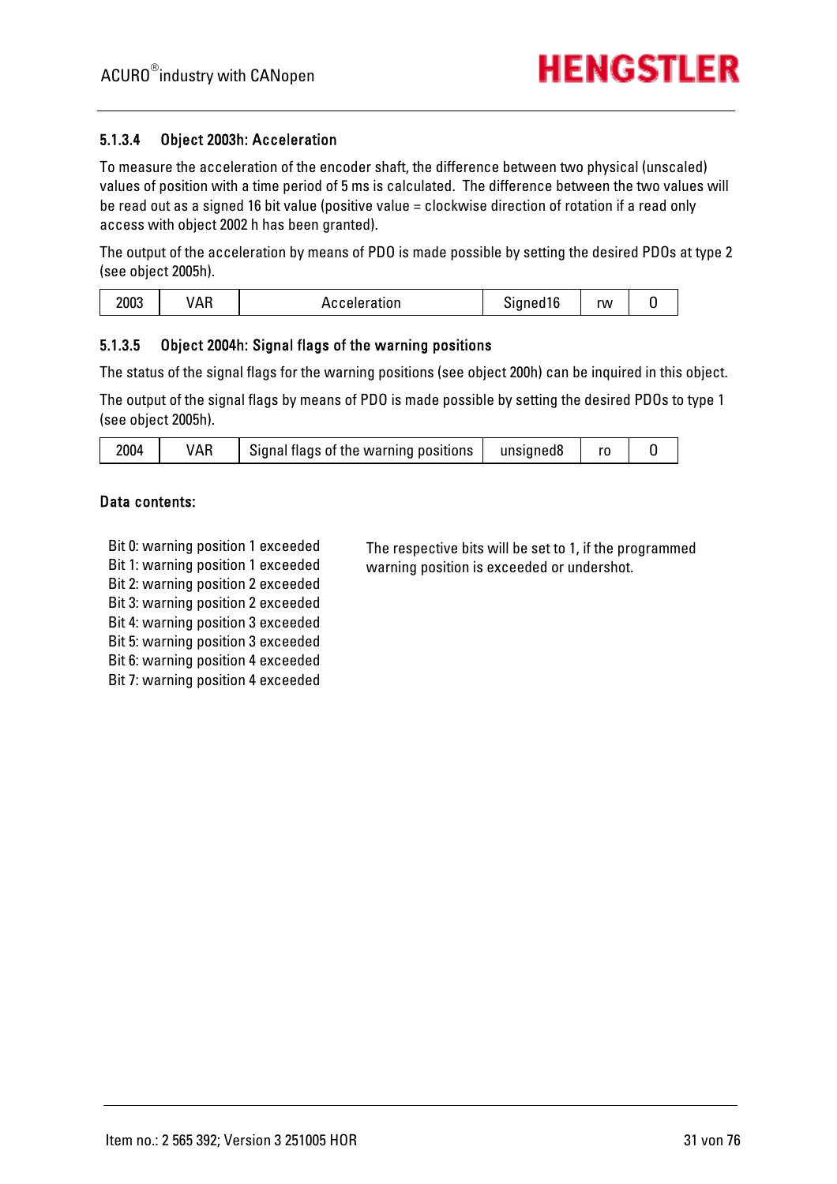#### 5.1.3.4 Object 2003h: Acceleration

To measure the acceleration of the encoder shaft, the difference between two physical (unscaled) values of position with a time period of 5 ms is calculated.  The difference between the two values will be read out as a signed 16 bit value (positive value = clockwise direction of rotation if a read only access with object 2002 h has been granted).

The output of the acceleration by means of PDO is made possible by setting the desired PDOs at type 2 (see object 2005h).

| 2003 | VAR | Acceleration | Signed16 | rw | 0 |
|---|---|---|---|---|---|

#### 5.1.3.5 Object 2004h: Signal flags of the warning positions

The status of the signal flags for the warning positions (see object 200h) can be inquired in this object.

The output of the signal flags by means of PDO is made possible by setting the desired PDOs to type 1 (see object 2005h).

| 2004 | VAR | Signal flags of the warning positions | unsigned8 | ro | 0 |
|---|---|---|---|---|---|

**Data contents:**

Bit 0: warning position 1 exceeded
Bit 1: warning position 1 exceeded
Bit 2: warning position 2 exceeded
Bit 3: warning position 2 exceeded
Bit 4: warning position 3 exceeded
Bit 5: warning position 3 exceeded
Bit 6: warning position 4 exceeded
Bit 7: warning position 4 exceeded

The respective bits will be set to 1, if the programmed warning position is exceeded or undershot.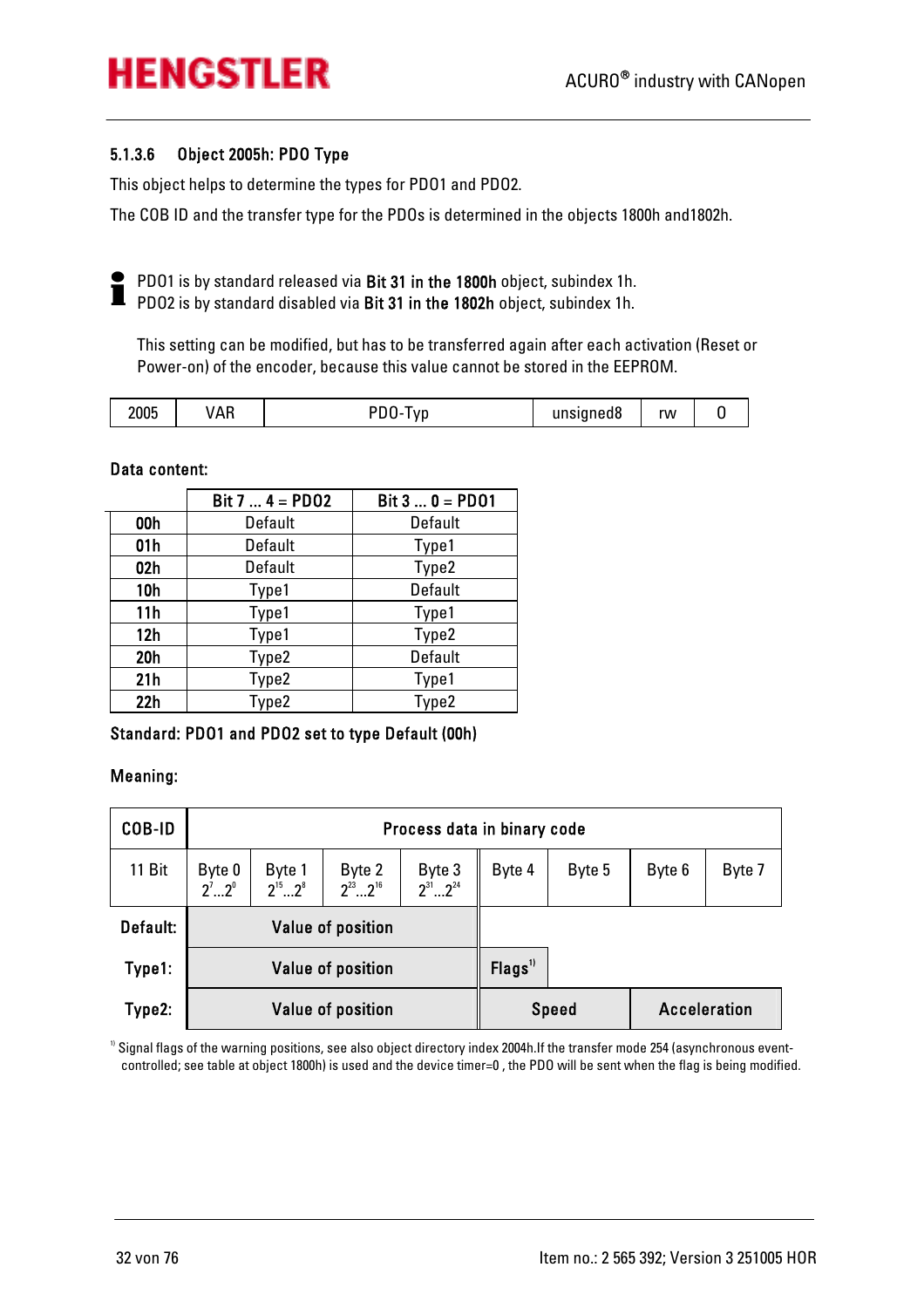#### 5.1.3.6 Object 2005h: PDO Type

This object helps to determine the types for PDO1 and PDO2.

The COB ID and the transfer type for the PDOs is determined in the objects 1800h and1802h.

PDO1 is by standard released via **Bit 31 in the 1800h** object, subindex 1h.
PDO2 is by standard disabled via **Bit 31 in the 1802h** object, subindex 1h.

This setting can be modified, but has to be transferred again after each activation (Reset or Power-on) of the encoder, because this value cannot be stored in the EEPROM.

| 2005 | VAR | PDO-Typ | unsigned8 | rw | 0 |
|---|---|---|---|---|---|

**Data content:**

| | Bit 7 ... 4 = PDO2 | Bit 3 ... 0 = PDO1 |
|---|---|---|
| **00h** | Default | Default |
| **01h** | Default | Type1 |
| **02h** | Default | Type2 |
| **10h** | Type1 | Default |
| **11h** | Type1 | Type1 |
| **12h** | Type1 | Type2 |
| **20h** | Type2 | Default |
| **21h** | Type2 | Type1 |
| **22h** | Type2 | Type2 |

**Standard: PDO1 and PDO2 set to type Default (00h)**

**Meaning:**

| COB-ID | Process data in binary code | | | | | | | |
|---|---|---|---|---|---|---|---|---|
| 11 Bit | Byte 0 $2^7 \ldots 2^0$ | Byte 1 $2^{15} \ldots 2^8$ | Byte 2 $2^{23} \ldots 2^{16}$ | Byte 3 $2^{31} \ldots 2^{24}$ | Byte 4 | Byte 5 | Byte 6 | Byte 7 |
| **Default:** | **Value of position** | | | | | | | |
| **Type1:** | **Value of position** | | | | **Flags**[1] | | | |
| **Type2:** | **Value of position** | | | | **Speed** | | **Acceleration** | |

[1] Signal flags of the warning positions, see also object directory index 2004h.If the transfer mode 254 (asynchronous event-controlled; see table at object 1800h) is used and the device timer=0 , the PDO will be sent when the flag is being modified.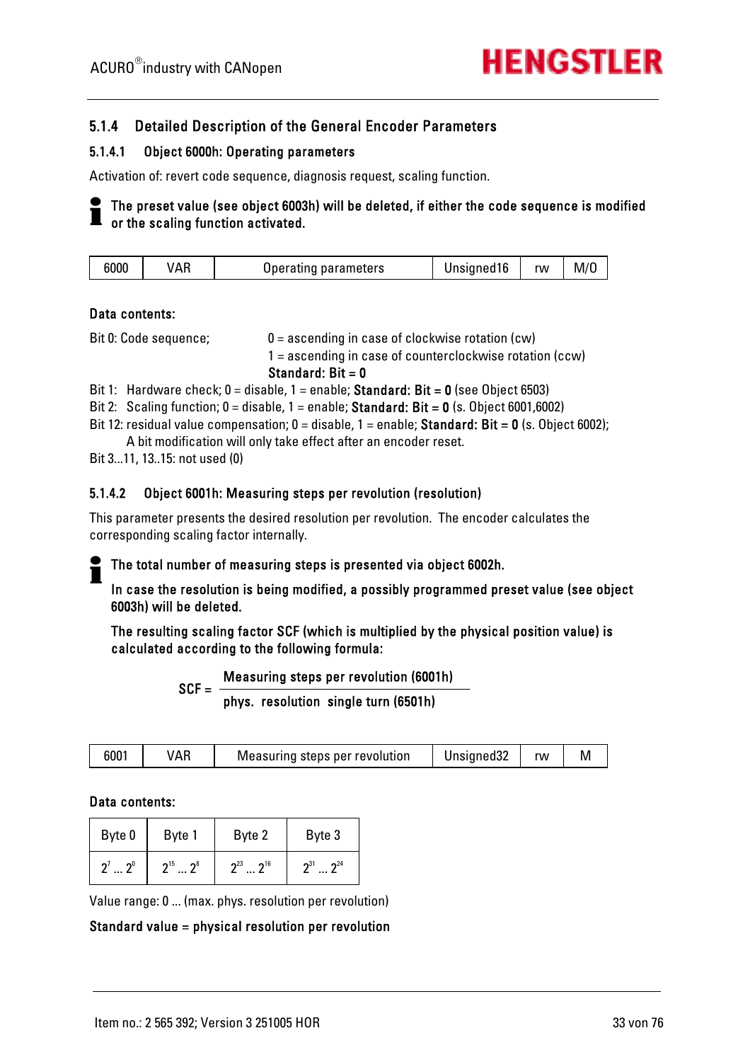### 5.1.4 Detailed Description of the General Encoder Parameters

#### 5.1.4.1 Object 6000h: Operating parameters

Activation of: revert code sequence, diagnosis request, scaling function.

**The preset value (see object 6003h) will be deleted, if either the code sequence is modified or the scaling function activated.**

| 6000 | VAR | Operating parameters | Unsigned16 | rw | M/O |
|---|---|---|---|---|---|

**Data contents:**

Bit 0: Code sequence;
0 = ascending in case of clockwise rotation (cw)
1 = ascending in case of counterclockwise rotation (ccw)
**Standard: Bit = 0**

Bit 1: Hardware check; 0 = disable, 1 = enable; **Standard: Bit = 0** (see Object 6503)

Bit 2: Scaling function; 0 = disable, 1 = enable; **Standard: Bit = 0** (s. Object 6001,6002)

Bit 12: residual value compensation; 0 = disable, 1 = enable; **Standard: Bit = 0** (s. Object 6002);
A bit modification will only take effect after an encoder reset.

Bit 3...11, 13..15: not used (0)

#### 5.1.4.2 Object 6001h: Measuring steps per revolution (resolution)

This parameter presents the desired resolution per revolution. The encoder calculates the corresponding scaling factor internally.

**The total number of measuring steps is presented via object 6002h.**

**In case the resolution is being modified, a possibly programmed preset value (see object 6003h) will be deleted.**

**The resulting scaling factor SCF (which is multiplied by the physical position value) is calculated according to the following formula:**

$$SCF = \frac{\text{Measuring steps per revolution (6001h)}}{\text{phys. resolution single turn (6501h)}}$$

| 6001 | VAR | Measuring steps per revolution | Unsigned32 | rw | M |
|---|---|---|---|---|---|

**Data contents:**

| Byte 0 | Byte 1 | Byte 2 | Byte 3 |
|---|---|---|---|
| $2^7 \dots 2^0$ | $2^{15} \dots 2^8$ | $2^{23} \dots 2^{16}$ | $2^{31} \dots 2^{24}$ |

Value range: 0 ... (max. phys. resolution per revolution)

**Standard value = physical resolution per revolution**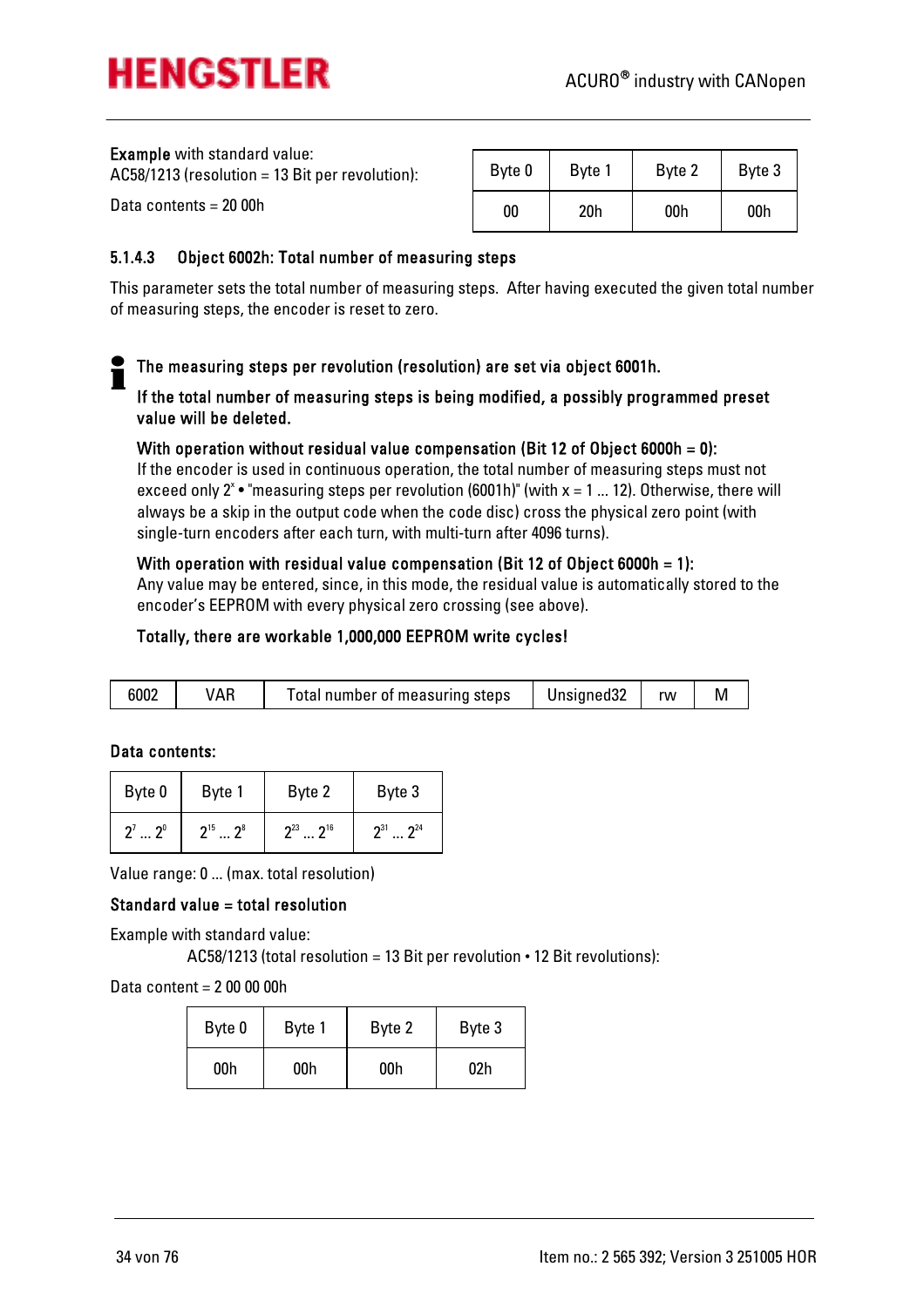**Example** with standard value:
AC58/1213 (resolution = 13 Bit per revolution):

Data contents = 20 00h

| Byte 0 | Byte 1 | Byte 2 | Byte 3 |
|---|---|---|---|
| 00 | 20h | 00h | 00h |

### 5.1.4.3 Object 6002h: Total number of measuring steps

This parameter sets the total number of measuring steps. After having executed the given total number of measuring steps, the encoder is reset to zero.

**The measuring steps per revolution (resolution) are set via object 6001h.**

**If the total number of measuring steps is being modified, a possibly programmed preset value will be deleted.**

**With operation without residual value compensation (Bit 12 of Object 6000h = 0):**
If the encoder is used in continuous operation, the total number of measuring steps must not exceed only $2^x$ • "measuring steps per revolution (6001h)" (with x = 1 ... 12). Otherwise, there will always be a skip in the output code when the code disc) cross the physical zero point (with single-turn encoders after each turn, with multi-turn after 4096 turns).

**With operation with residual value compensation (Bit 12 of Object 6000h = 1):**
Any value may be entered, since, in this mode, the residual value is automatically stored to the encoder's EEPROM with every physical zero crossing (see above).

**Totally, there are workable 1,000,000 EEPROM write cycles!**

| 6002 | VAR | Total number of measuring steps | Unsigned32 | rw | M |
|---|---|---|---|---|---|

**Data contents:**

| Byte 0 | Byte 1 | Byte 2 | Byte 3 |
|---|---|---|---|
| $2^7 \ldots 2^0$ | $2^{15} \ldots 2^8$ | $2^{23} \ldots 2^{16}$ | $2^{31} \ldots 2^{24}$ |

Value range: 0 ... (max. total resolution)

**Standard value = total resolution**

Example with standard value:

AC58/1213 (total resolution = 13 Bit per revolution • 12 Bit revolutions):

Data content = 2 00 00 00h

| Byte 0 | Byte 1 | Byte 2 | Byte 3 |
|---|---|---|---|
| 00h | 00h | 00h | 02h |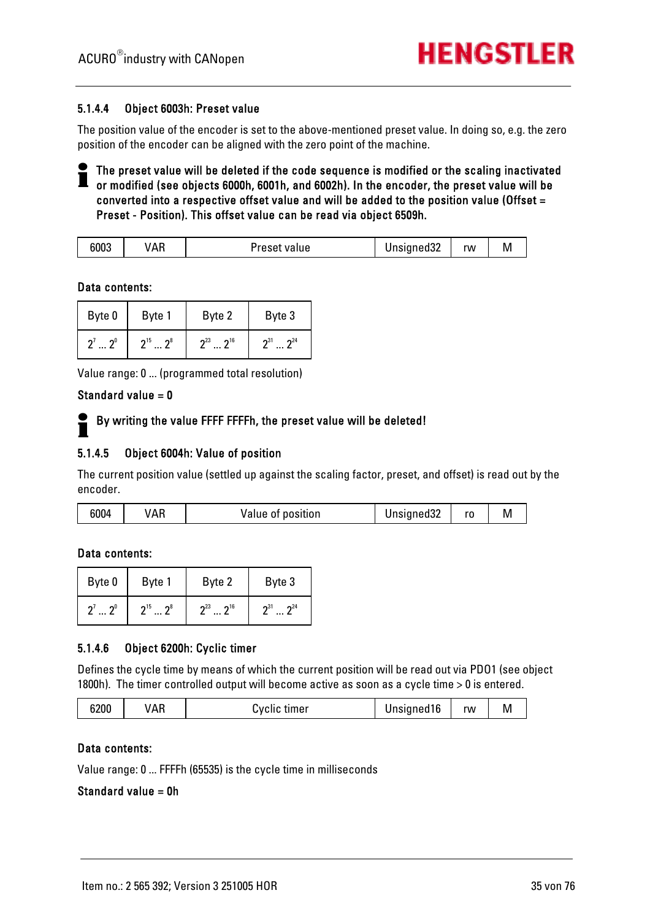### 5.1.4.4 Object 6003h: Preset value

The position value of the encoder is set to the above-mentioned preset value. In doing so, e.g. the zero position of the encoder can be aligned with the zero point of the machine.

**The preset value will be deleted if the code sequence is modified or the scaling inactivated or modified (see objects 6000h, 6001h, and 6002h). In the encoder, the preset value will be converted into a respective offset value and will be added to the position value (Offset = Preset - Position). This offset value can be read via object 6509h.**

| 6003 | VAR | Preset value | Unsigned32 | rw | M |
|---|---|---|---|---|---|

**Data contents:**

| Byte 0 | Byte 1 | Byte 2 | Byte 3 |
|---|---|---|---|
| $2^7 \ldots 2^0$ | $2^{15} \ldots 2^8$ | $2^{23} \ldots 2^{16}$ | $2^{31} \ldots 2^{24}$ |

Value range: 0 ... (programmed total resolution)

**Standard value = 0**

**By writing the value FFFF FFFFh, the preset value will be deleted!**

### 5.1.4.5 Object 6004h: Value of position

The current position value (settled up against the scaling factor, preset, and offset) is read out by the encoder.

| 6004 | VAR | Value of position | Unsigned32 | ro | M |
|---|---|---|---|---|---|

**Data contents:**

| Byte 0 | Byte 1 | Byte 2 | Byte 3 |
|---|---|---|---|
| $2^7 \ldots 2^0$ | $2^{15} \ldots 2^8$ | $2^{23} \ldots 2^{16}$ | $2^{31} \ldots 2^{24}$ |

### 5.1.4.6 Object 6200h: Cyclic timer

Defines the cycle time by means of which the current position will be read out via PDO1 (see object 1800h). The timer controlled output will become active as soon as a cycle time > 0 is entered.

| 6200 | VAR | Cyclic timer | Unsigned16 | rw | M |
|---|---|---|---|---|---|

**Data contents:**

Value range: 0 ... FFFFh (65535) is the cycle time in milliseconds

**Standard value = 0h**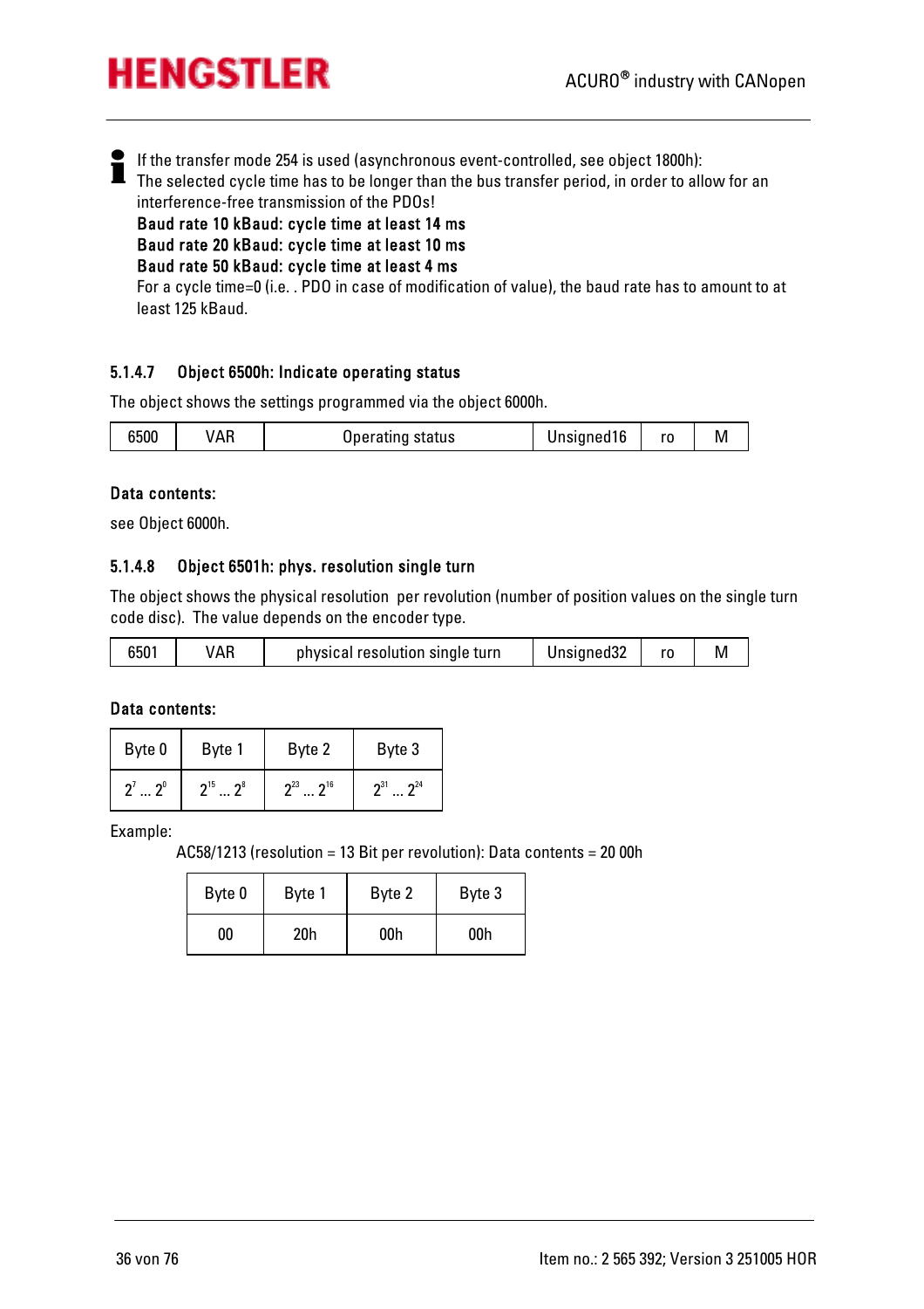If the transfer mode 254 is used (asynchronous event-controlled, see object 1800h):
The selected cycle time has to be longer than the bus transfer period, in order to allow for an interference-free transmission of the PDOs!
**Baud rate 10 kBaud: cycle time at least 14 ms**
**Baud rate 20 kBaud: cycle time at least 10 ms**
**Baud rate 50 kBaud: cycle time at least 4 ms**
For a cycle time=0 (i.e. . PDO in case of modification of value), the baud rate has to amount to at least 125 kBaud.

### 5.1.4.7 Object 6500h: Indicate operating status

The object shows the settings programmed via the object 6000h.

| 6500 | VAR | Operating status | Unsigned16 | ro | M |
|---|---|---|---|---|---|

**Data contents:**

see Object 6000h.

### 5.1.4.8 Object 6501h: phys. resolution single turn

The object shows the physical resolution per revolution (number of position values on the single turn code disc). The value depends on the encoder type.

| 6501 | VAR | physical resolution single turn | Unsigned32 | ro | M |
|---|---|---|---|---|---|

**Data contents:**

| Byte 0 | Byte 1 | Byte 2 | Byte 3 |
|---|---|---|---|
| $2^7 \dots 2^0$ | $2^{15} \dots 2^8$ | $2^{23} \dots 2^{16}$ | $2^{31} \dots 2^{24}$ |

Example:

AC58/1213 (resolution = 13 Bit per revolution): Data contents = 20 00h

| Byte 0 | Byte 1 | Byte 2 | Byte 3 |
|---|---|---|---|
| 00 | 20h | 00h | 00h |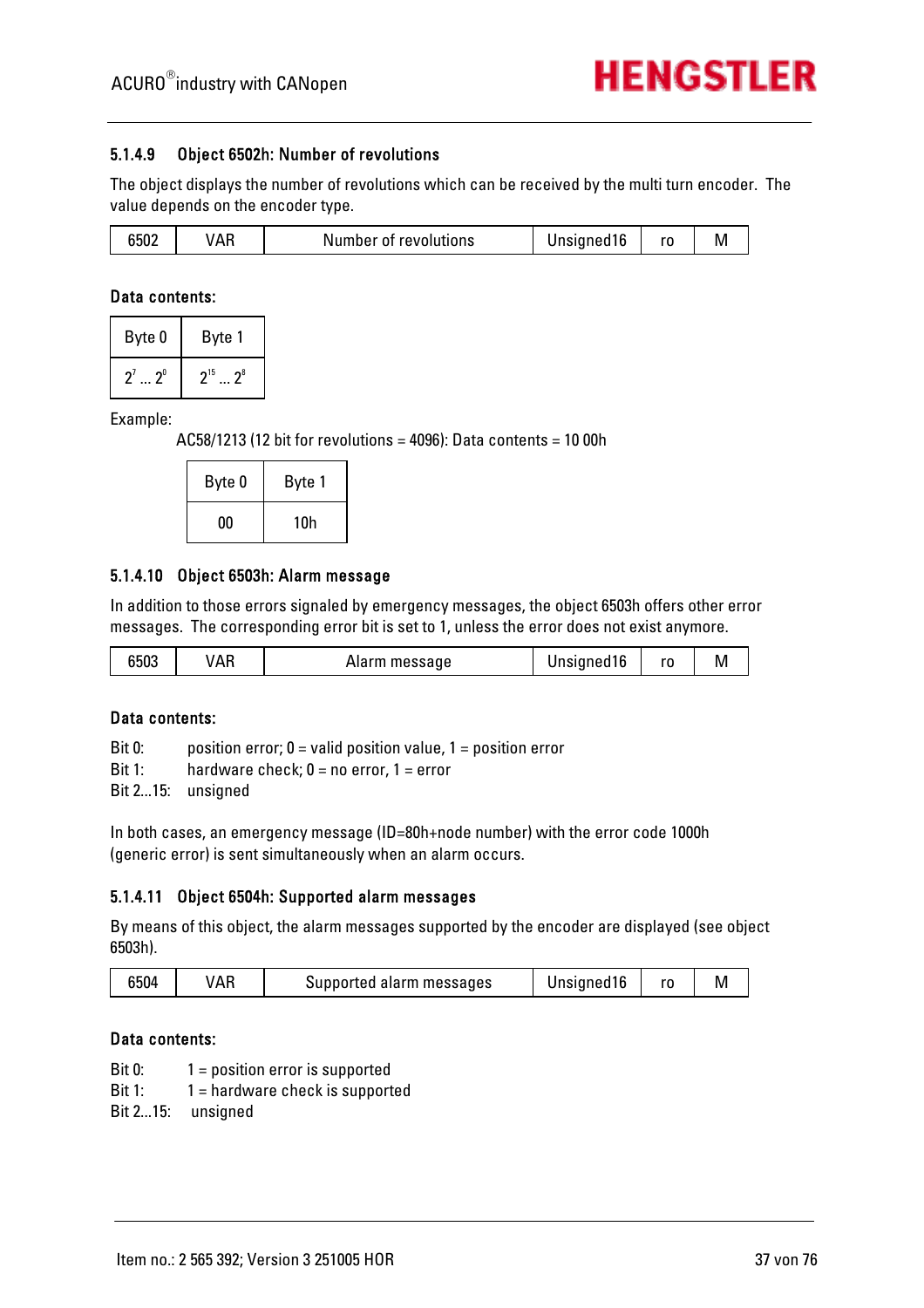#### 5.1.4.9 Object 6502h: Number of revolutions

The object displays the number of revolutions which can be received by the multi turn encoder. The value depends on the encoder type.

| 6502 | VAR | Number of revolutions | Unsigned16 | ro | M |
|---|---|---|---|---|---|

**Data contents:**

| Byte 0 | Byte 1 |
|---|---|
| $2^7 \dots 2^0$ | $2^{15} \dots 2^8$ |

Example:

AC58/1213 (12 bit for revolutions = 4096): Data contents = 10 00h

| Byte 0 | Byte 1 |
|---|---|
| 00 | 10h |

#### 5.1.4.10 Object 6503h: Alarm message

In addition to those errors signaled by emergency messages, the object 6503h offers other error messages. The corresponding error bit is set to 1, unless the error does not exist anymore.

| 6503 | VAR | Alarm message | Unsigned16 | ro | M |
|---|---|---|---|---|---|

**Data contents:**

Bit 0: position error; 0 = valid position value, 1 = position error
Bit 1: hardware check; 0 = no error, 1 = error
Bit 2...15: unsigned

In both cases, an emergency message (ID=80h+node number) with the error code 1000h (generic error) is sent simultaneously when an alarm occurs.

#### 5.1.4.11 Object 6504h: Supported alarm messages

By means of this object, the alarm messages supported by the encoder are displayed (see object 6503h).

| 6504 | VAR | Supported alarm messages | Unsigned16 | ro | M |
|---|---|---|---|---|---|

**Data contents:**

Bit 0: 1 = position error is supported
Bit 1: 1 = hardware check is supported
Bit 2...15: unsigned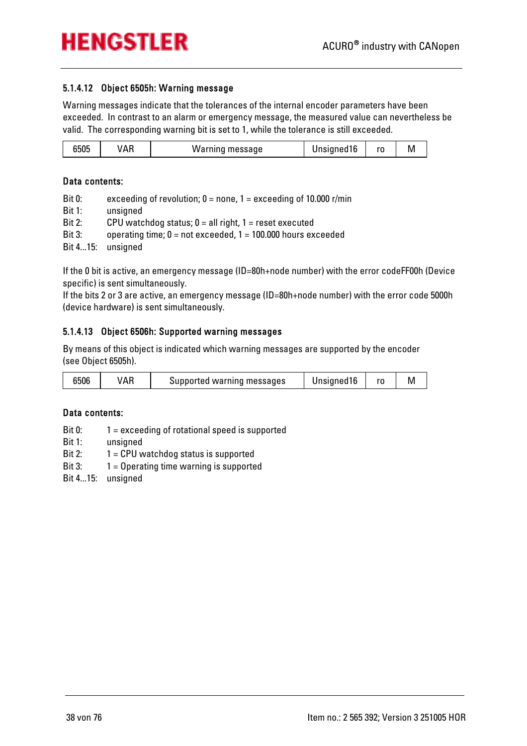#### 5.1.4.12 Object 6505h: Warning message

Warning messages indicate that the tolerances of the internal encoder parameters have been exceeded. In contrast to an alarm or emergency message, the measured value can nevertheless be valid. The corresponding warning bit is set to 1, while the tolerance is still exceeded.

| 6505 | VAR | Warning message | Unsigned16 | ro | M |
|---|---|---|---|---|---|

**Data contents:**

Bit 0: exceeding of revolution; 0 = none, 1 = exceeding of 10.000 r/min
Bit 1: unsigned
Bit 2: CPU watchdog status; 0 = all right, 1 = reset executed
Bit 3: operating time; 0 = not exceeded, 1 = 100.000 hours exceeded
Bit 4...15: unsigned

If the 0 bit is active, an emergency message (ID=80h+node number) with the error codeFF00h (Device specific) is sent simultaneously.
If the bits 2 or 3 are active, an emergency message (ID=80h+node number) with the error code 5000h (device hardware) is sent simultaneously.

#### 5.1.4.13 Object 6506h: Supported warning messages

By means of this object is indicated which warning messages are supported by the encoder (see Object 6505h).

| 6506 | VAR | Supported warning messages | Unsigned16 | ro | M |
|---|---|---|---|---|---|

**Data contents:**

Bit 0: 1 = exceeding of rotational speed is supported
Bit 1: unsigned
Bit 2: 1 = CPU watchdog status is supported
Bit 3: 1 = Operating time warning is supported
Bit 4...15: unsigned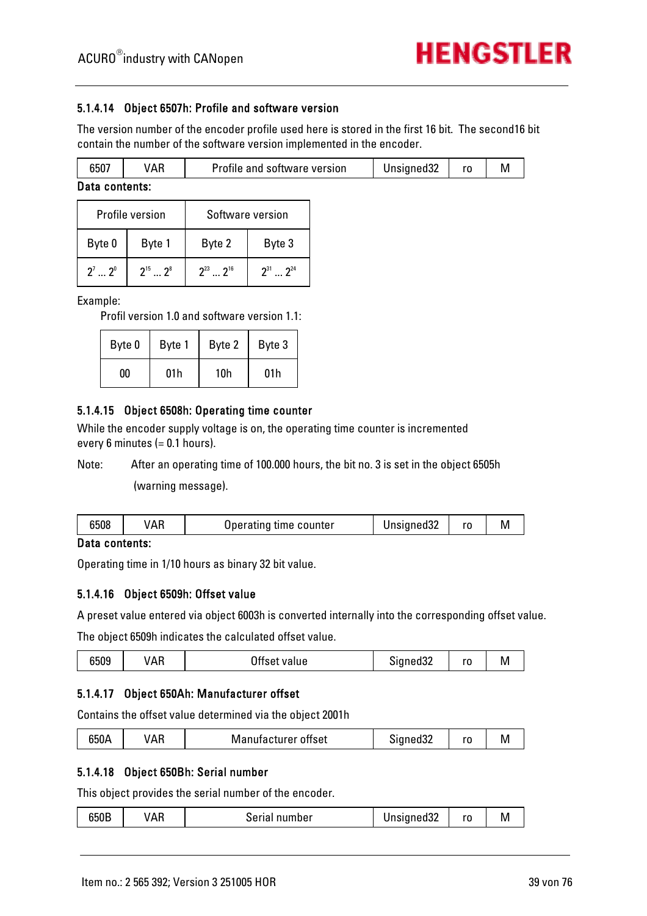#### 5.1.4.14 Object 6507h: Profile and software version

The version number of the encoder profile used here is stored in the first 16 bit. The second16 bit contain the number of the software version implemented in the encoder.

| 6507 | VAR | Profile and software version | Unsigned32 | ro | M |
|---|---|---|---|---|---|

**Data contents:**

| Profile version | | Software version | |
|---|---|---|---|
| Byte 0 | Byte 1 | Byte 2 | Byte 3 |
| $2^7 \dots 2^0$ | $2^{15} \dots 2^8$ | $2^{23} \dots 2^{16}$ | $2^{31} \dots 2^{24}$ |

Example:

Profil version 1.0 and software version 1.1:

| Byte 0 | Byte 1 | Byte 2 | Byte 3 |
|---|---|---|---|
| 00 | 01h | 10h | 01h |

#### 5.1.4.15 Object 6508h: Operating time counter

While the encoder supply voltage is on, the operating time counter is incremented every 6 minutes (= 0.1 hours).

Note: After an operating time of 100.000 hours, the bit no. 3 is set in the object 6505h (warning message).

| 6508 | VAR | Operating time counter | Unsigned32 | ro | M |
|---|---|---|---|---|---|

**Data contents:**

Operating time in 1/10 hours as binary 32 bit value.

#### 5.1.4.16 Object 6509h: Offset value

A preset value entered via object 6003h is converted internally into the corresponding offset value.

The object 6509h indicates the calculated offset value.

| 6509 | VAR | Offset value | Signed32 | ro | M |
|---|---|---|---|---|---|

#### 5.1.4.17 Object 650Ah: Manufacturer offset

Contains the offset value determined via the object 2001h

| 650A | VAR | Manufacturer offset | Signed32 | ro | M |
|---|---|---|---|---|---|

#### 5.1.4.18 Object 650Bh: Serial number

This object provides the serial number of the encoder.

| 650B | VAR | Serial number | Unsigned32 | ro | M |
|---|---|---|---|---|---|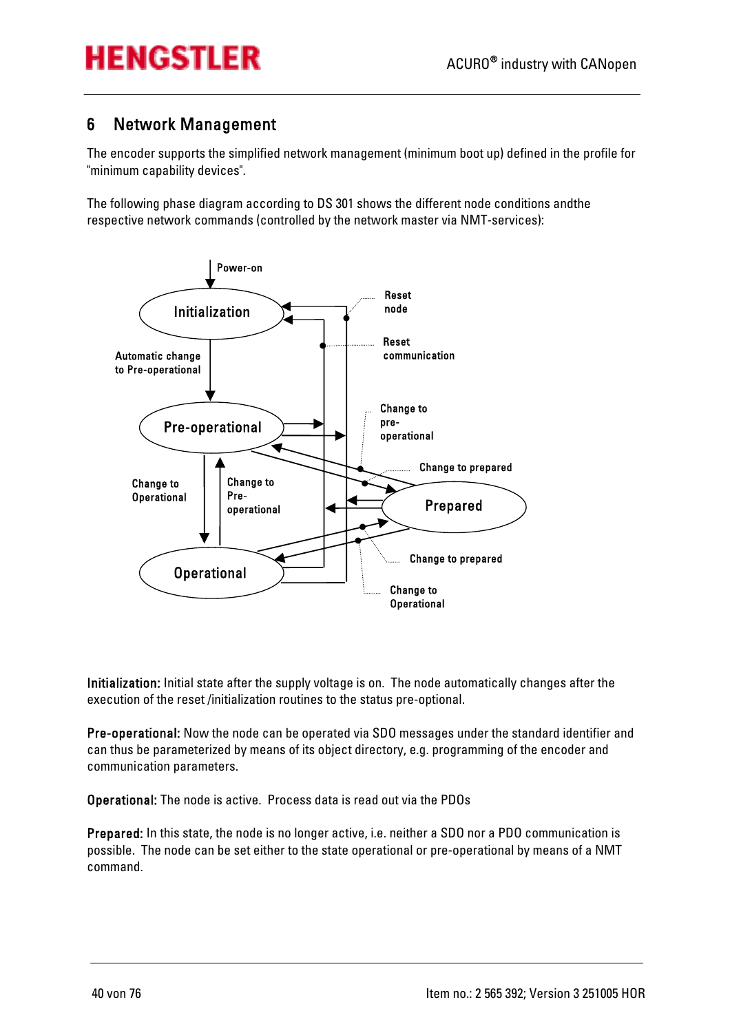# 6 Network Management

The encoder supports the simplified network management (minimum boot up) defined in the profile for "minimum capability devices".

The following phase diagram according to DS 301 shows the different node conditions andthe respective network commands (controlled by the network master via NMT-services):

Power-on

Initialization

Reset node

Reset communication

Automatic change to Pre-operational

Pre-operational

Change to pre-operational

Change to prepared

Change to Operational

Change to Pre-operational

Prepared

Operational

Change to prepared

Change to Operational

**Initialization:** Initial state after the supply voltage is on. The node automatically changes after the execution of the reset /initialization routines to the status pre-optional.

**Pre-operational:** Now the node can be operated via SDO messages under the standard identifier and can thus be parameterized by means of its object directory, e.g. programming of the encoder and communication parameters.

**Operational:** The node is active. Process data is read out via the PDOs

**Prepared:** In this state, the node is no longer active, i.e. neither a SDO nor a PDO communication is possible. The node can be set either to the state operational or pre-operational by means of a NMT command.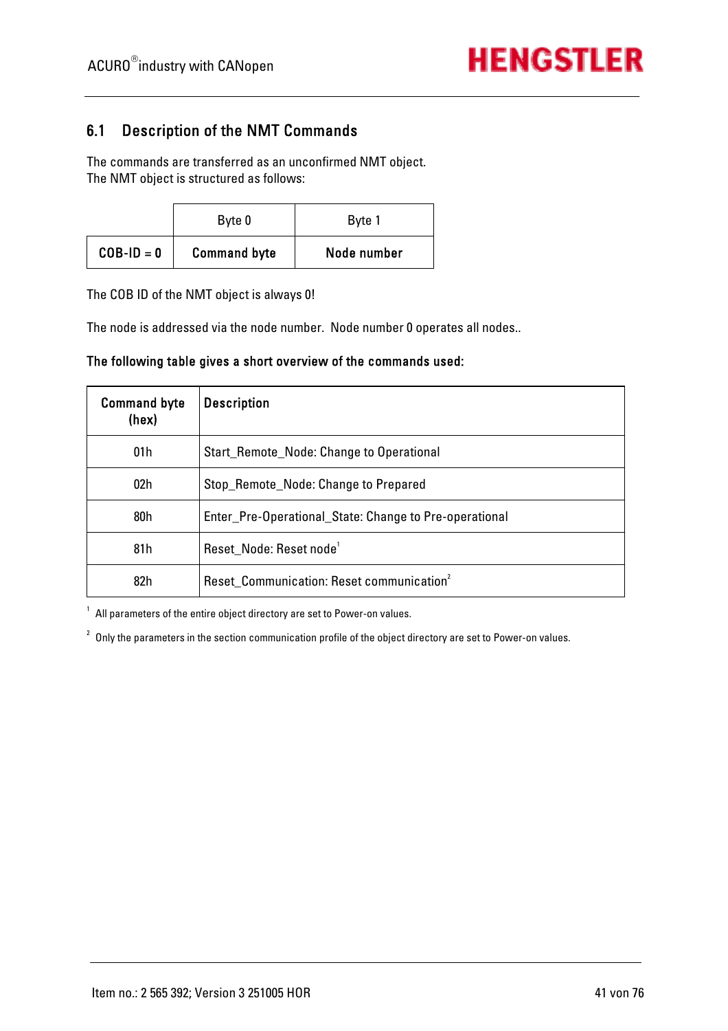## 6.1 Description of the NMT Commands

The commands are transferred as an unconfirmed NMT object.
The NMT object is structured as follows:

| | Byte 0 | Byte 1 |
|---|---|---|
| **COB-ID = 0** | **Command byte** | **Node number** |

The COB ID of the NMT object is always 0!

The node is addressed via the node number.  Node number 0 operates all nodes..

**The following table gives a short overview of the commands used:**

| Command byte (hex) | Description |
|---|---|
| 01h | Start_Remote_Node: Change to Operational |
| 02h | Stop_Remote_Node: Change to Prepared |
| 80h | Enter_Pre-Operational_State: Change to Pre-operational |
| 81h | Reset_Node: Reset node[1] |
| 82h | Reset_Communication: Reset communication[2] |

[1] All parameters of the entire object directory are set to Power-on values.

[2] Only the parameters in the section communication profile of the object directory are set to Power-on values.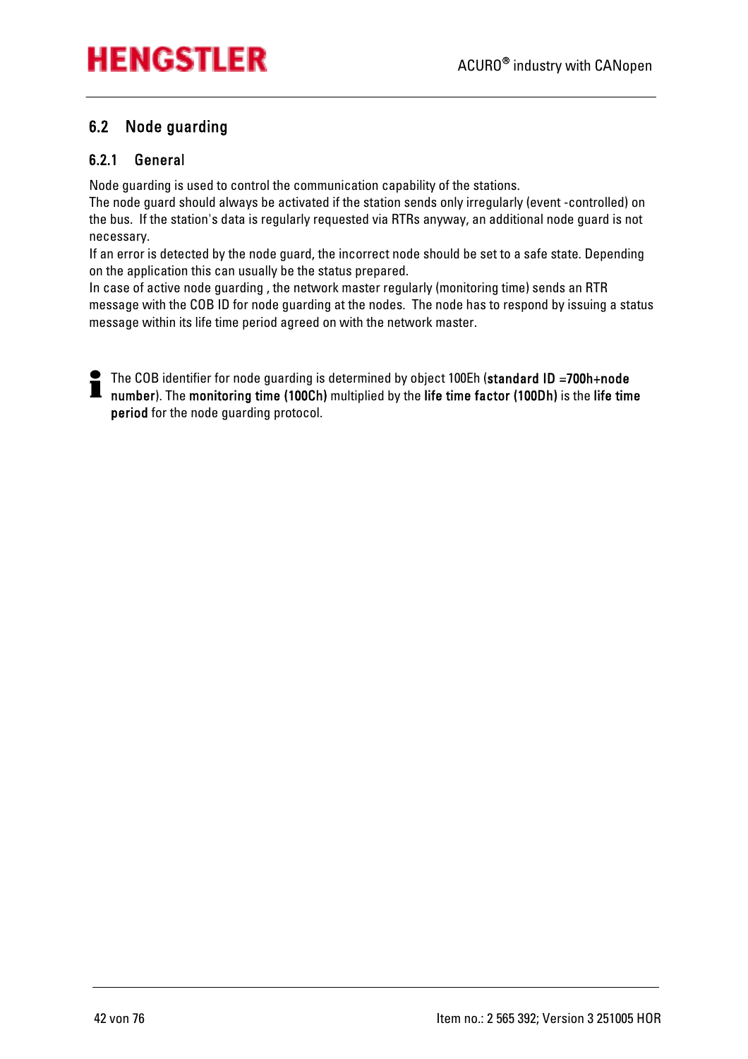## 6.2 Node guarding

### 6.2.1 General

Node guarding is used to control the communication capability of the stations.
The node guard should always be activated if the station sends only irregularly (event -controlled) on the bus. If the station's data is regularly requested via RTRs anyway, an additional node guard is not necessary.
If an error is detected by the node guard, the incorrect node should be set to a safe state. Depending on the application this can usually be the status prepared.
In case of active node guarding , the network master regularly (monitoring time) sends an RTR message with the COB ID for node guarding at the nodes. The node has to respond by issuing a status message within its life time period agreed on with the network master.

The COB identifier for node guarding is determined by object 100Eh (**standard ID =700h+node number**). The **monitoring time (100Ch)** multiplied by the **life time factor (100Dh)** is the **life time period** for the node guarding protocol.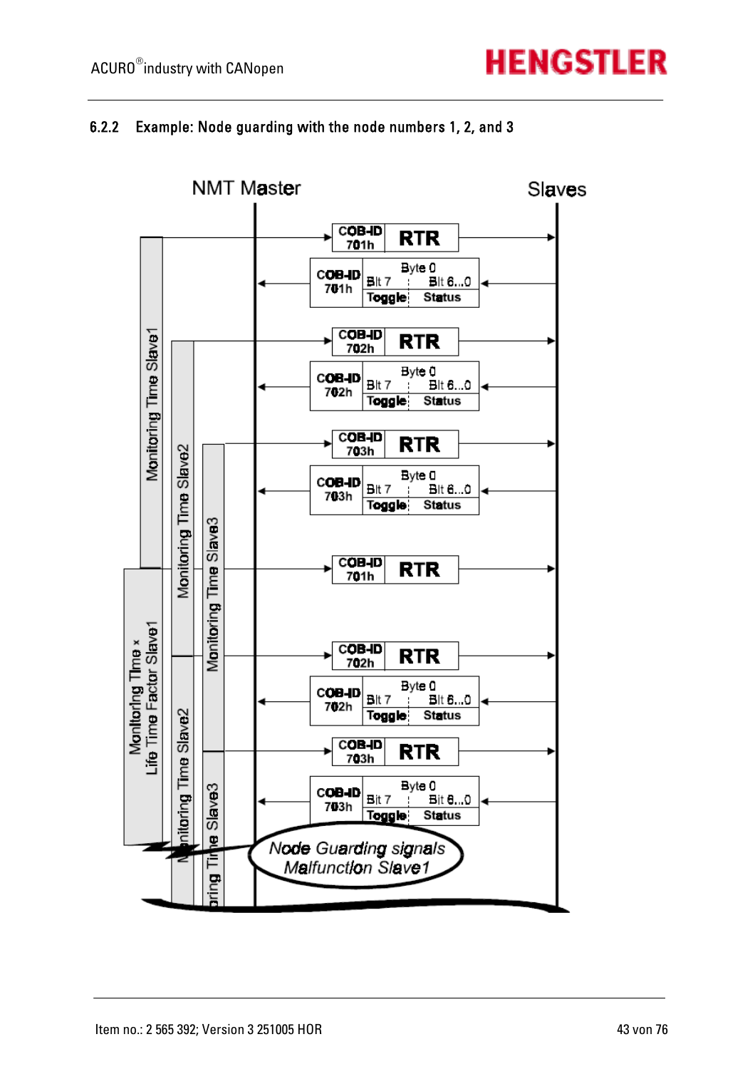### 6.2.2 Example: Node guarding with the node numbers 1, 2, and 3

NMT Master

Slaves

COB-ID 701h RTR

COB-ID 701h Byte 0 Bit 7 Bit 6...0 Toggle Status

COB-ID 702h RTR

COB-ID 702h Byte 0 Bit 7 Bit 6...0 Toggle Status

COB-ID 703h RTR

COB-ID 703h Byte 0 Bit 7 Bit 6...0 Toggle Status

COB-ID 701h RTR

COB-ID 702h RTR

COB-ID 702h Byte 0 Bit 7 Bit 6...0 Toggle Status

COB-ID 703h RTR

COB-ID 703h Byte 0 Bit 7 Bit 6...0 Toggle Status

Monitoring Time Slave1

Monitoring Time Slave2

Monitoring Time Slave3

Monitoring Time × Life Time Factor Slave1

Monitoring Time Slave2

Monitoring Time Slave3

Node Guarding signals Malfunction Slave1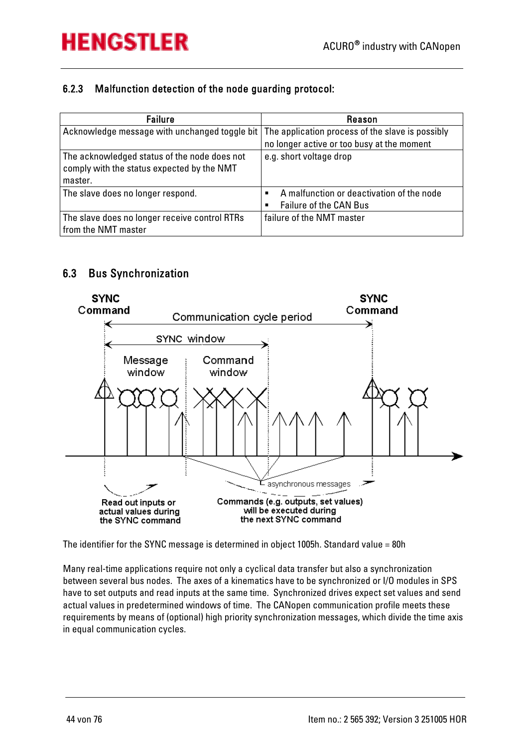### 6.2.3 Malfunction detection of the node guarding protocol:

| Failure | Reason |
|---|---|
| Acknowledge message with unchanged toggle bit | The application process of the slave is possibly no longer active or too busy at the moment |
| The acknowledged status of the node does not comply with the status expected by the NMT master. | e.g. short voltage drop |
| The slave does no longer respond. | ▪ A malfunction or deactivation of the node<br>▪ Failure of the CAN Bus |
| The slave does no longer receive control RTRs from the NMT master | failure of the NMT master |

## 6.3 Bus Synchronization

SYNC Command — Communication cycle period — SYNC Command

SYNC window

Message window — Command window

asynchronous messages

Read out inputs or actual values during the SYNC command

Commands (e.g. outputs, set values) will be executed during the next SYNC command

The identifier for the SYNC message is determined in object 1005h. Standard value = 80h

Many real-time applications require not only a cyclical data transfer but also a synchronization between several bus nodes. The axes of a kinematics have to be synchronized or I/O modules in SPS have to set outputs and read inputs at the same time. Synchronized drives expect set values and send actual values in predetermined windows of time. The CANopen communication profile meets these requirements by means of (optional) high priority synchronization messages, which divide the time axis in equal communication cycles.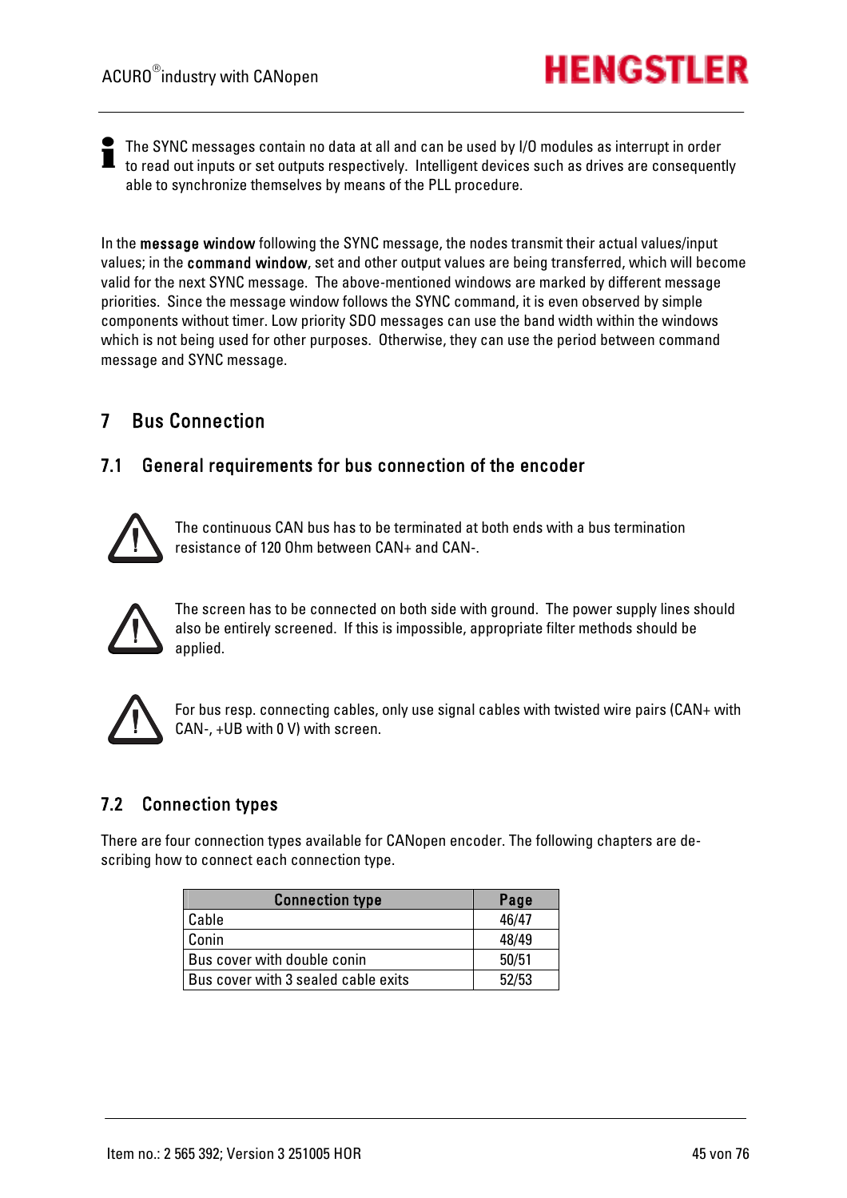The SYNC messages contain no data at all and can be used by I/O modules as interrupt in order to read out inputs or set outputs respectively. Intelligent devices such as drives are consequently able to synchronize themselves by means of the PLL procedure.

In the **message window** following the SYNC message, the nodes transmit their actual values/input values; in the **command window**, set and other output values are being transferred, which will become valid for the next SYNC message. The above-mentioned windows are marked by different message priorities. Since the message window follows the SYNC command, it is even observed by simple components without timer. Low priority SDO messages can use the band width within the windows which is not being used for other purposes. Otherwise, they can use the period between command message and SYNC message.

# 7 Bus Connection

## 7.1 General requirements for bus connection of the encoder

The continuous CAN bus has to be terminated at both ends with a bus termination resistance of 120 Ohm between CAN+ and CAN-.

The screen has to be connected on both side with ground. The power supply lines should also be entirely screened. If this is impossible, appropriate filter methods should be applied.

For bus resp. connecting cables, only use signal cables with twisted wire pairs (CAN+ with CAN-, +UB with 0 V) with screen.

## 7.2 Connection types

There are four connection types available for CANopen encoder. The following chapters are describing how to connect each connection type.

| Connection type | Page |
|---|---|
| Cable | 46/47 |
| Conin | 48/49 |
| Bus cover with double conin | 50/51 |
| Bus cover with 3 sealed cable exits | 52/53 |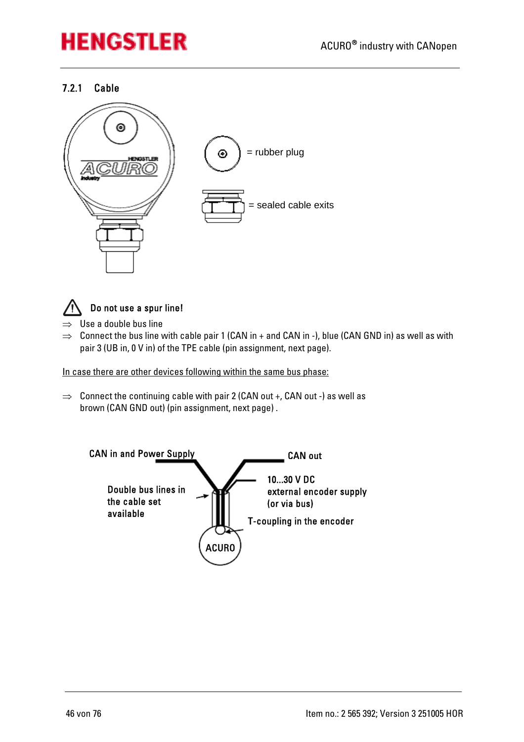### 7.2.1 Cable

= rubber plug

= sealed cable exits

**Do not use a spur line!**

⇒ Use a double bus line

⇒ Connect the bus line with cable pair 1 (CAN in + and CAN in -), blue (CAN GND in) as well as with pair 3 (UB in, 0 V in) of the TPE cable (pin assignment, next page).

<u>In case there are other devices following within the same bus phase:</u>

⇒ Connect the continuing cable with pair 2 (CAN out +, CAN out -) as well as brown (CAN GND out) (pin assignment, next page) .

CAN in and Power Supply

CAN out

10...30 V DC external encoder supply (or via bus)

Double bus lines in the cable set available

T-coupling in the encoder

ACURO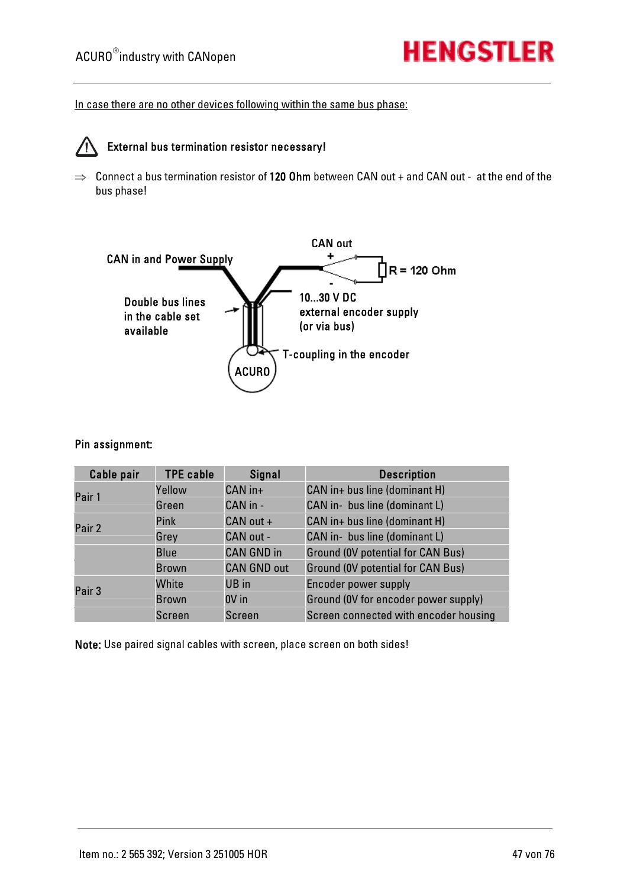In case there are no other devices following within the same bus phase:

⚠ **External bus termination resistor necessary!**

⇒ Connect a bus termination resistor of **120 Ohm** between CAN out + and CAN out - at the end of the bus phase!

CAN out

+

-

R = 120 Ohm

CAN in and Power Supply

Double bus lines in the cable set available

10...30 V DC external encoder supply (or via bus)

T-coupling in the encoder

ACURO

**Pin assignment:**

| Cable pair | TPE cable | Signal | Description |
|---|---|---|---|
| Pair 1 | Yellow | CAN in+ | CAN in+ bus line (dominant H) |
| | Green | CAN in - | CAN in- bus line (dominant L) |
| Pair 2 | Pink | CAN out + | CAN in+ bus line (dominant H) |
| | Grey | CAN out - | CAN in- bus line (dominant L) |
| | Blue | CAN GND in | Ground (0V potential for CAN Bus) |
| | Brown | CAN GND out | Ground (0V potential for CAN Bus) |
| Pair 3 | White | UB in | Encoder power supply |
| | Brown | 0V in | Ground (0V for encoder power supply) |
| | Screen | Screen | Screen connected with encoder housing |

**Note:** Use paired signal cables with screen, place screen on both sides!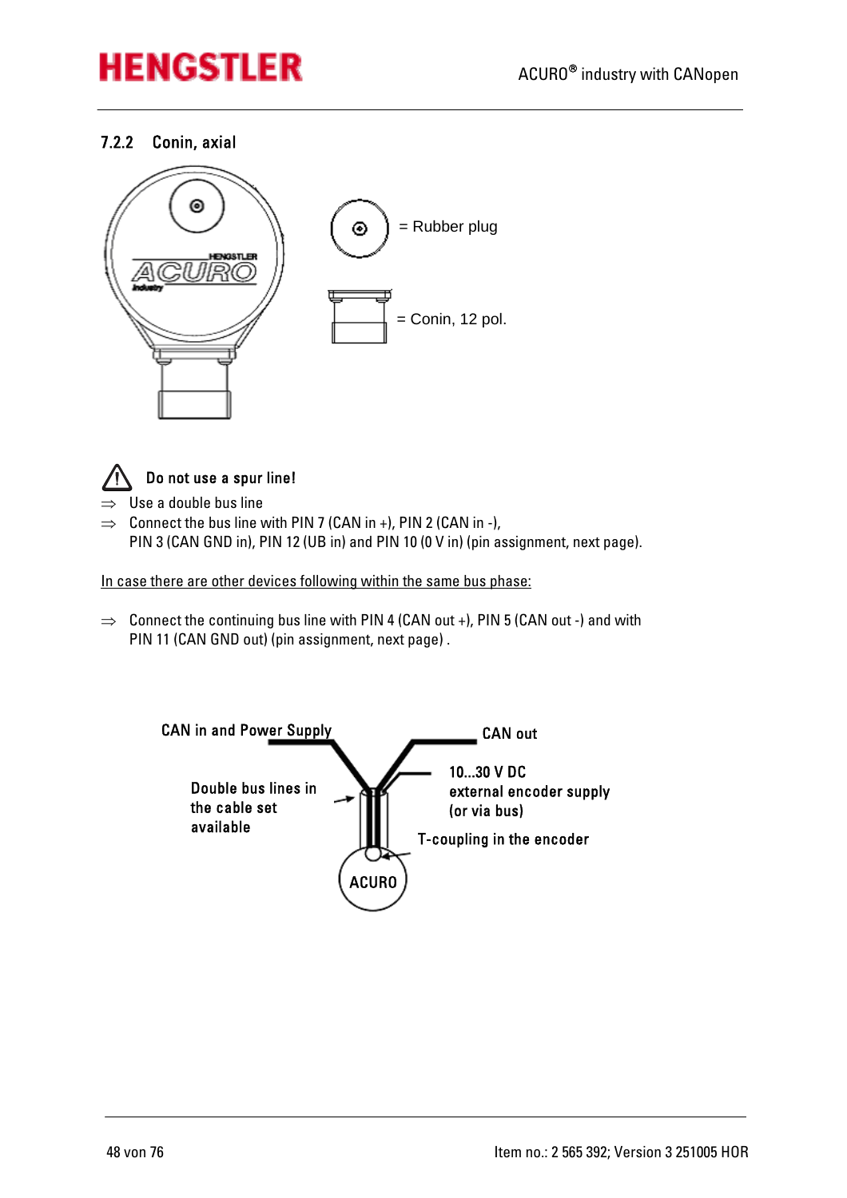### 7.2.2 Conin, axial

= Rubber plug

= Conin, 12 pol.

**Do not use a spur line!**

⇒ Use a double bus line

⇒ Connect the bus line with PIN 7 (CAN in +), PIN 2 (CAN in -), PIN 3 (CAN GND in), PIN 12 (UB in) and PIN 10 (0 V in) (pin assignment, next page).

<u>In case there are other devices following within the same bus phase:</u>

⇒ Connect the continuing bus line with PIN 4 (CAN out +), PIN 5 (CAN out -) and with PIN 11 (CAN GND out) (pin assignment, next page) .

CAN in and Power Supply

CAN out

10...30 V DC external encoder supply (or via bus)

Double bus lines in the cable set available

T-coupling in the encoder

ACURO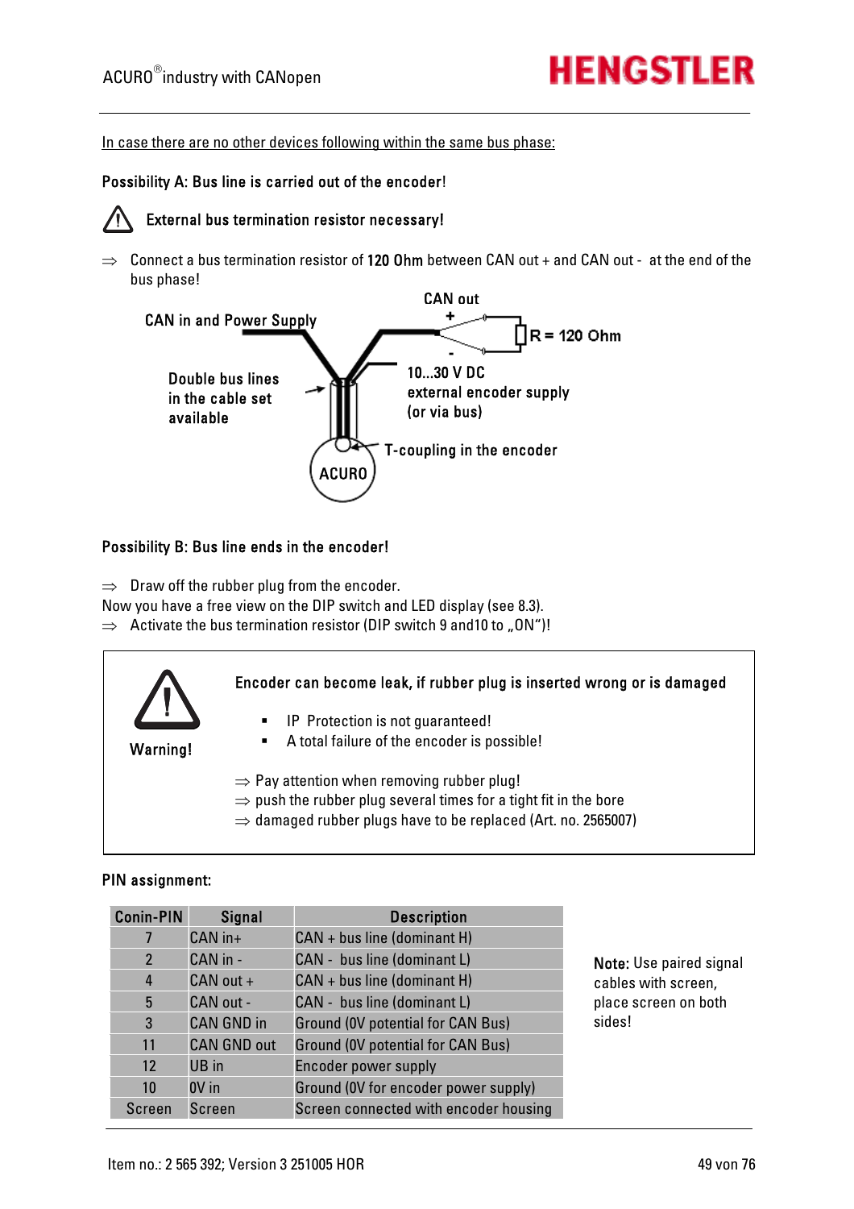In case there are no other devices following within the same bus phase:

**Possibility A: Bus line is carried out of the encoder!**

**External bus termination resistor necessary!**

⇒ Connect a bus termination resistor of **120 Ohm** between CAN out + and CAN out - at the end of the bus phase!

CAN in and Power Supply

CAN out

+

-

R = 120 Ohm

Double bus lines in the cable set available

10...30 V DC external encoder supply (or via bus)

T-coupling in the encoder

ACURO

**Possibility B: Bus line ends in the encoder!**

⇒ Draw off the rubber plug from the encoder.

Now you have a free view on the DIP switch and LED display (see 8.3).

⇒ Activate the bus termination resistor (DIP switch 9 and10 to „ON“)!

**Warning!**

**Encoder can become leak, if rubber plug is inserted wrong or is damaged**

- IP Protection is not guaranteed!
- A total failure of the encoder is possible!

⇒ Pay attention when removing rubber plug!
⇒ push the rubber plug several times for a tight fit in the bore
⇒ damaged rubber plugs have to be replaced (Art. no. 2565007)

**PIN assignment:**

| Conin-PIN | Signal | Description |
|---|---|---|
| 7 | CAN in+ | CAN + bus line (dominant H) |
| 2 | CAN in - | CAN - bus line (dominant L) |
| 4 | CAN out + | CAN + bus line (dominant H) |
| 5 | CAN out - | CAN - bus line (dominant L) |
| 3 | CAN GND in | Ground (0V potential for CAN Bus) |
| 11 | CAN GND out | Ground (0V potential for CAN Bus) |
| 12 | UB in | Encoder power supply |
| 10 | 0V in | Ground (0V for encoder power supply) |
| Screen | Screen | Screen connected with encoder housing |

**Note:** Use paired signal cables with screen, place screen on both sides!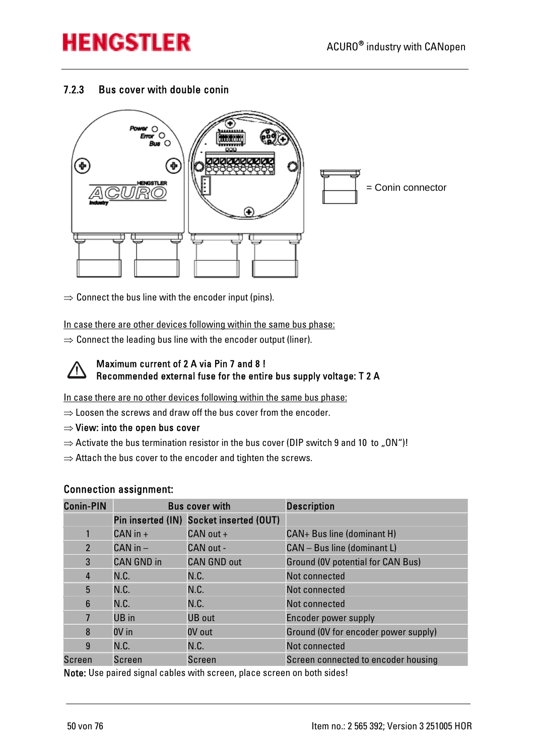### 7.2.3 Bus cover with double conin

= Conin connector

⇒ Connect the bus line with the encoder input (pins).

<u>In case there are other devices following within the same bus phase:</u>

⇒ Connect the leading bus line with the encoder output (liner).

**Maximum current of 2 A via Pin 7 and 8 !**
**Recommended external fuse for the entire bus supply voltage: T 2 A**

<u>In case there are no other devices following within the same bus phase:</u>

⇒ Loosen the screws and draw off the bus cover from the encoder.

⇒ **View: into the open bus cover**

⇒ Activate the bus termination resistor in the bus cover (DIP switch 9 and 10 to „ON“)!

⇒ Attach the bus cover to the encoder and tighten the screws.

#### Connection assignment:

| Conin-PIN | Bus cover with | | Description |
|---|---|---|---|
| | Pin inserted (IN) | Socket inserted (OUT) | |
| 1 | CAN in + | CAN out + | CAN+ Bus line (dominant H) |
| 2 | CAN in – | CAN out - | CAN – Bus line (dominant L) |
| 3 | CAN GND in | CAN GND out | Ground (0V potential for CAN Bus) |
| 4 | N.C. | N.C. | Not connected |
| 5 | N.C. | N.C. | Not connected |
| 6 | N.C. | N.C. | Not connected |
| 7 | UB in | UB out | Encoder power supply |
| 8 | 0V in | 0V out | Ground (0V for encoder power supply) |
| 9 | N.C. | N.C. | Not connected |
| Screen | Screen | Screen | Screen connected to encoder housing |

**Note:** Use paired signal cables with screen, place screen on both sides!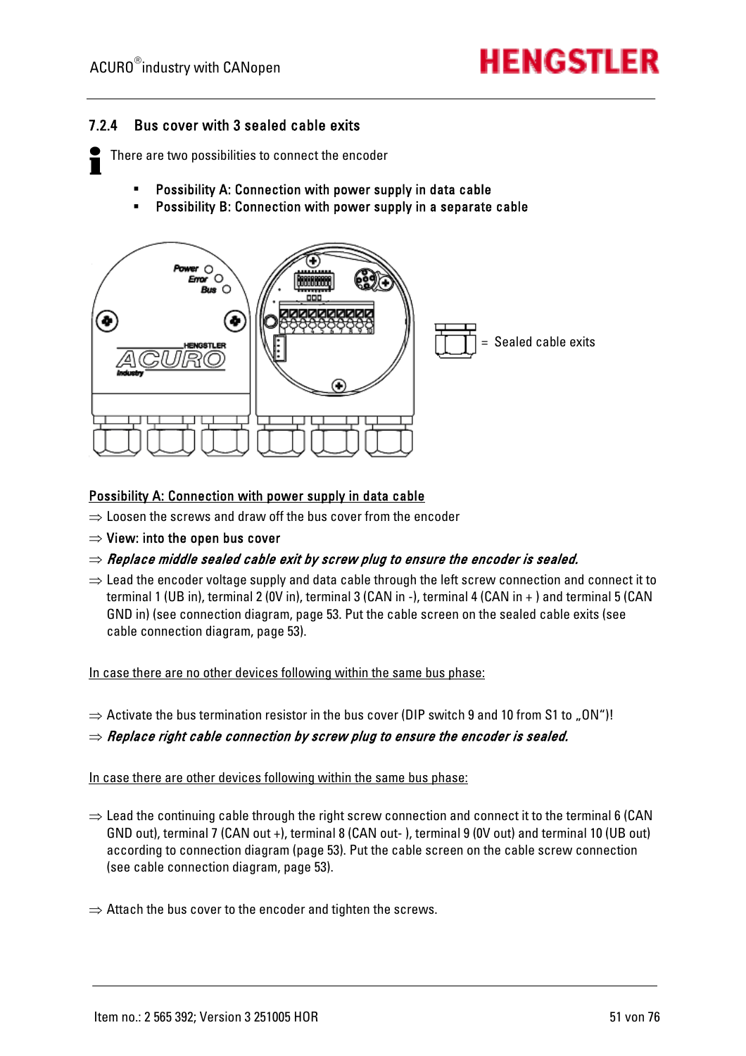### 7.2.4 Bus cover with 3 sealed cable exits

There are two possibilities to connect the encoder

- **Possibility A: Connection with power supply in data cable**
- **Possibility B: Connection with power supply in a separate cable**

= Sealed cable exits

Possibility A: Connection with power supply in data cable

⇒ Loosen the screws and draw off the bus cover from the encoder

⇒ **View: into the open bus cover**

⇒ ***Replace middle sealed cable exit by screw plug to ensure the encoder is sealed.***

⇒ Lead the encoder voltage supply and data cable through the left screw connection and connect it to terminal 1 (UB in), terminal 2 (0V in), terminal 3 (CAN in -), terminal 4 (CAN in + ) and terminal 5 (CAN GND in) (see connection diagram, page 53. Put the cable screen on the sealed cable exits (see cable connection diagram, page 53).

In case there are no other devices following within the same bus phase:

⇒ Activate the bus termination resistor in the bus cover (DIP switch 9 and 10 from S1 to „ON“)!

⇒ ***Replace right cable connection by screw plug to ensure the encoder is sealed.***

In case there are other devices following within the same bus phase:

⇒ Lead the continuing cable through the right screw connection and connect it to the terminal 6 (CAN GND out), terminal 7 (CAN out +), terminal 8 (CAN out- ), terminal 9 (0V out) and terminal 10 (UB out) according to connection diagram (page 53). Put the cable screen on the cable screw connection (see cable connection diagram, page 53).

⇒ Attach the bus cover to the encoder and tighten the screws.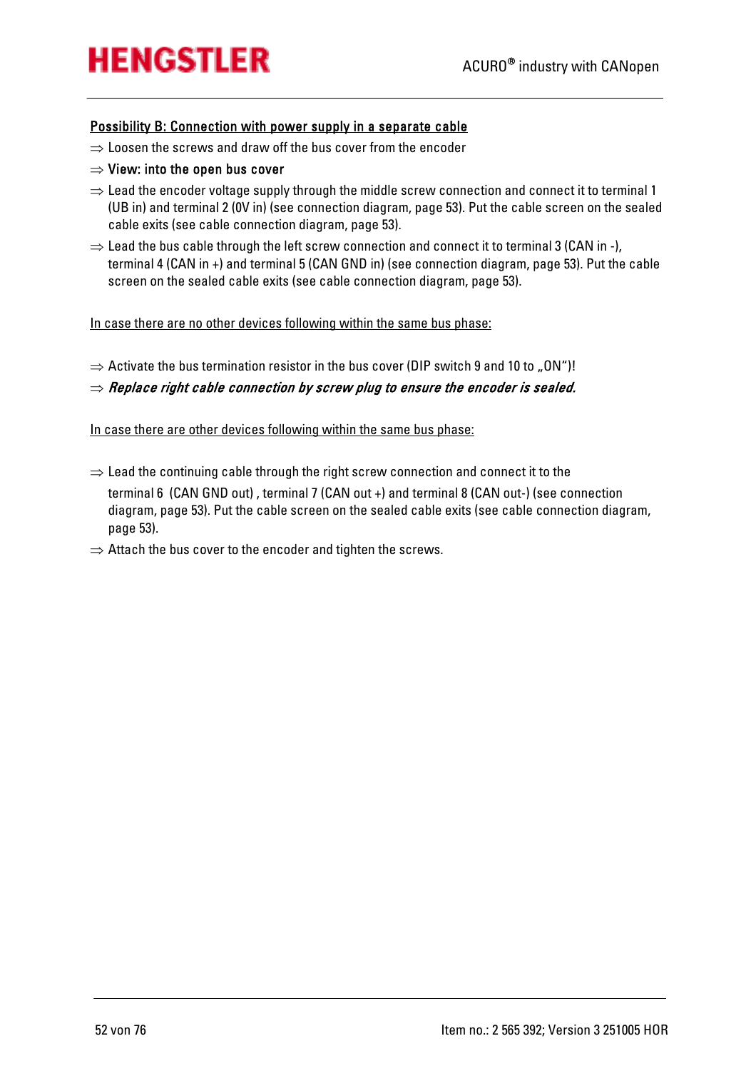<u>Possibility B: Connection with power supply in a separate cable</u>

⇒ Loosen the screws and draw off the bus cover from the encoder

⇒ View: into the open bus cover

⇒ Lead the encoder voltage supply through the middle screw connection and connect it to terminal 1 (UB in) and terminal 2 (0V in) (see connection diagram, page 53). Put the cable screen on the sealed cable exits (see cable connection diagram, page 53).

⇒ Lead the bus cable through the left screw connection and connect it to terminal 3 (CAN in -), terminal 4 (CAN in +) and terminal 5 (CAN GND in) (see connection diagram, page 53). Put the cable screen on the sealed cable exits (see cable connection diagram, page 53).

<u>In case there are no other devices following within the same bus phase:</u>

⇒ Activate the bus termination resistor in the bus cover (DIP switch 9 and 10 to „ON")!

⇒ ***Replace right cable connection by screw plug to ensure the encoder is sealed.***

<u>In case there are other devices following within the same bus phase:</u>

⇒ Lead the continuing cable through the right screw connection and connect it to the terminal 6 (CAN GND out) , terminal 7 (CAN out +) and terminal 8 (CAN out-) (see connection diagram, page 53). Put the cable screen on the sealed cable exits (see cable connection diagram, page 53).

⇒ Attach the bus cover to the encoder and tighten the screws.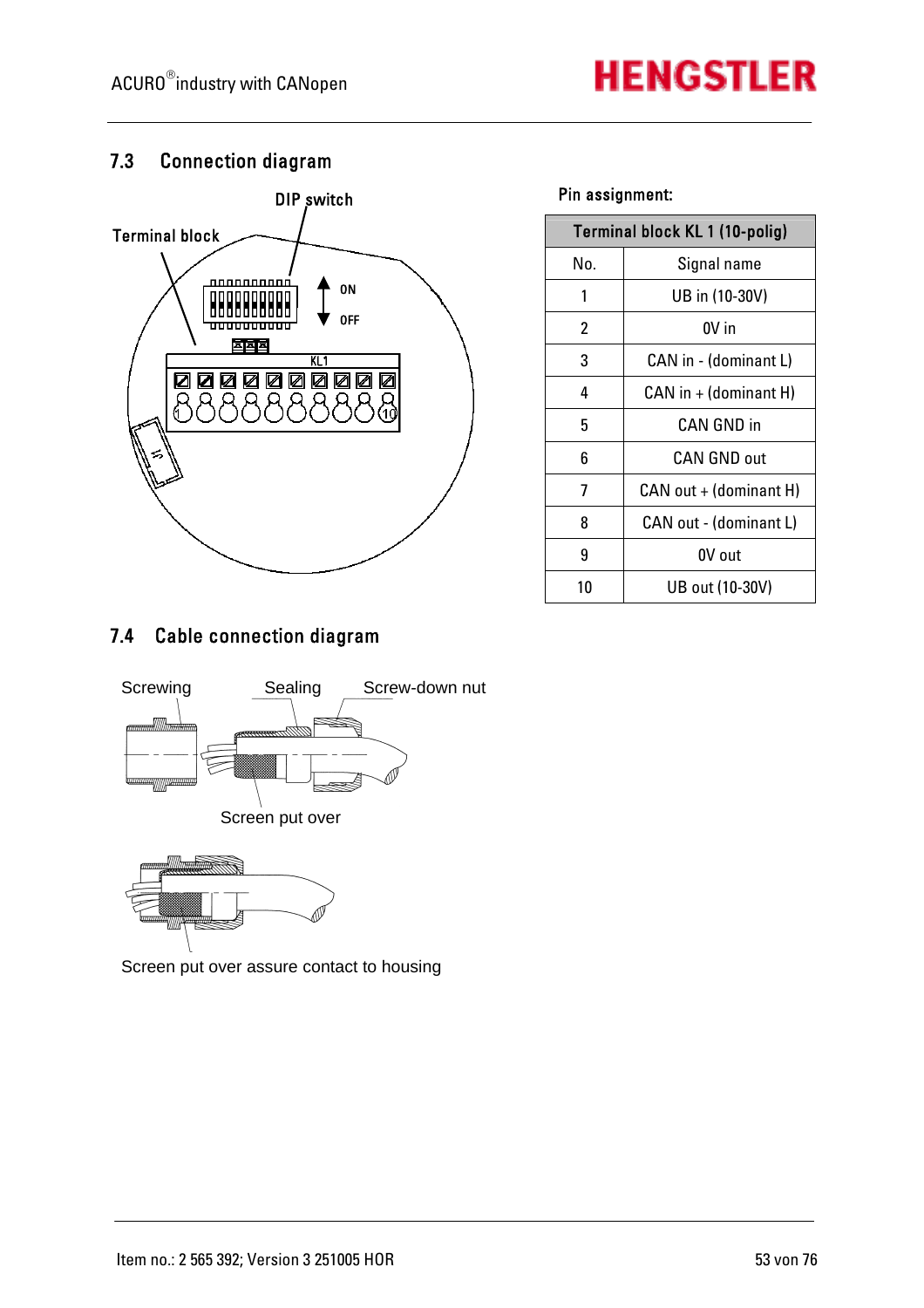## 7.3 Connection diagram

Terminal block

DIP switch

ON

OFF

KL1

Pin assignment:

| Terminal block KL 1 (10-polig) | |
|---|---|
| No. | Signal name |
| 1 | UB in (10-30V) |
| 2 | 0V in |
| 3 | CAN in - (dominant L) |
| 4 | CAN in + (dominant H) |
| 5 | CAN GND in |
| 6 | CAN GND out |
| 7 | CAN out + (dominant H) |
| 8 | CAN out - (dominant L) |
| 9 | 0V out |
| 10 | UB out (10-30V) |

## 7.4 Cable connection diagram

Screwing

Sealing

Screw-down nut

Screen put over

Screen put over assure contact to housing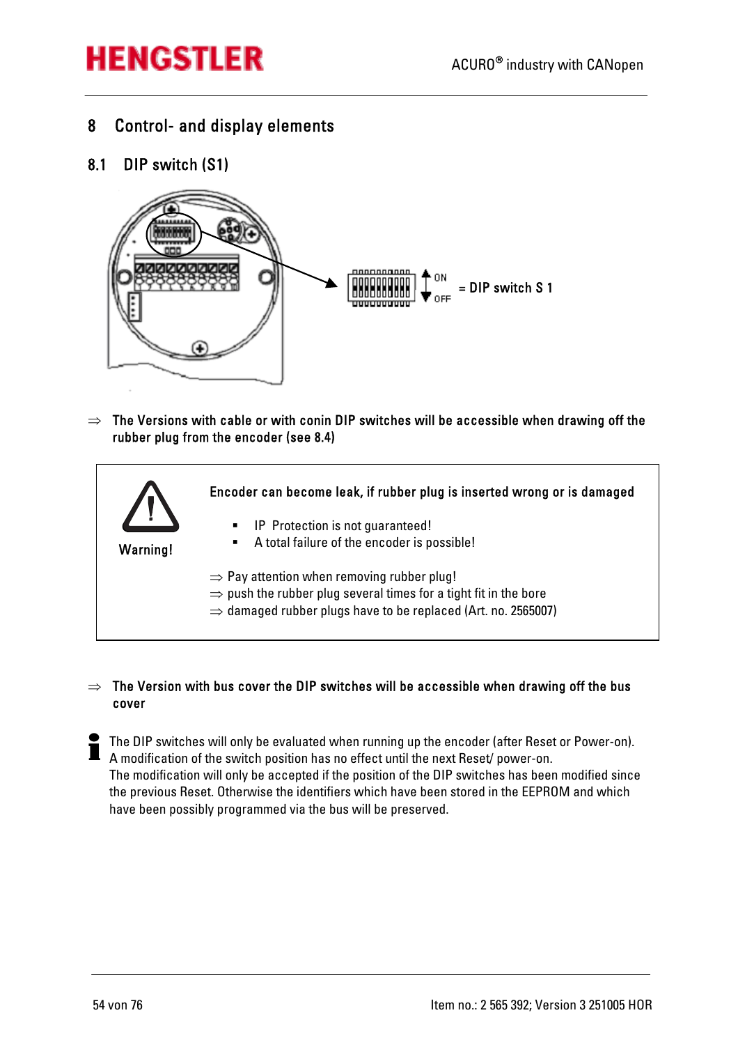# 8 Control- and display elements

## 8.1 DIP switch (S1)

ON

OFF

= DIP switch S 1

⇒ **The Versions with cable or with conin DIP switches will be accessible when drawing off the rubber plug from the encoder (see 8.4)**

| Warning! | **Encoder can become leak, if rubber plug is inserted wrong or is damaged**<br><br>▪ IP Protection is not guaranteed!<br>▪ A total failure of the encoder is possible!<br><br>⇒ Pay attention when removing rubber plug!<br>⇒ push the rubber plug several times for a tight fit in the bore<br>⇒ damaged rubber plugs have to be replaced (Art. no. 2565007) |
|---|---|

⇒ **The Version with bus cover the DIP switches will be accessible when drawing off the bus cover**

The DIP switches will only be evaluated when running up the encoder (after Reset or Power-on). A modification of the switch position has no effect until the next Reset/ power-on.
The modification will only be accepted if the position of the DIP switches has been modified since the previous Reset. Otherwise the identifiers which have been stored in the EEPROM and which have been possibly programmed via the bus will be preserved.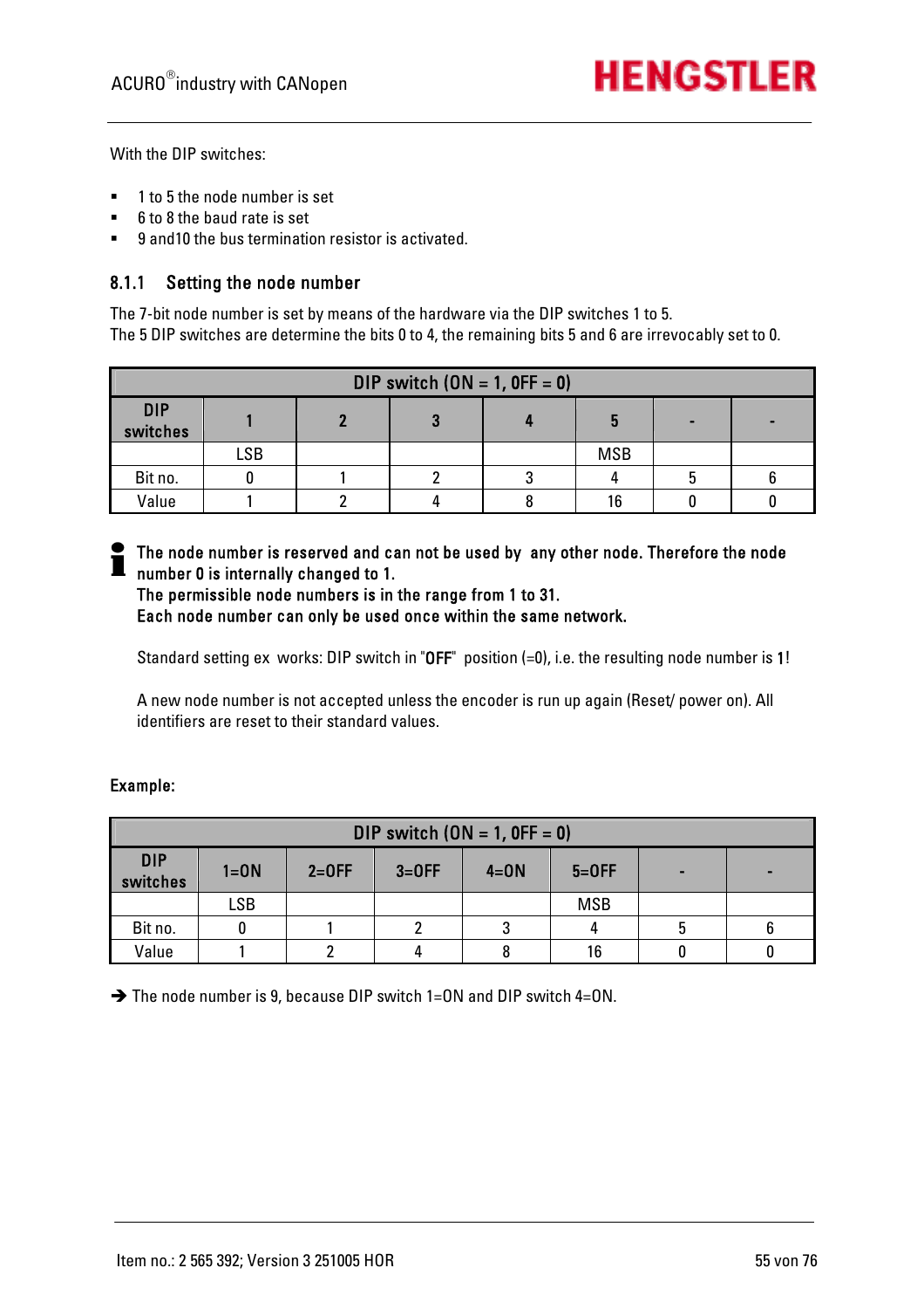With the DIP switches:

- 1 to 5 the node number is set
- 6 to 8 the baud rate is set
- 9 and10 the bus termination resistor is activated.

### 8.1.1 Setting the node number

The 7-bit node number is set by means of the hardware via the DIP switches 1 to 5.
The 5 DIP switches are determine the bits 0 to 4, the remaining bits 5 and 6 are irrevocably set to 0.

| DIP switch (ON = 1, OFF = 0) | | | | | | | |
|---|---|---|---|---|---|---|---|
| **DIP switches** | **1** | **2** | **3** | **4** | **5** | **-** | **-** |
| | LSB | | | | MSB | | |
| Bit no. | 0 | 1 | 2 | 3 | 4 | 5 | 6 |
| Value | 1 | 2 | 4 | 8 | 16 | 0 | 0 |

**The node number is reserved and can not be used by any other node. Therefore the node number 0 is internally changed to 1.**
**The permissible node numbers is in the range from 1 to 31.**
**Each node number can only be used once within the same network.**

Standard setting ex works: DIP switch in "**OFF**" position (=0), i.e. the resulting node number is **1**!

A new node number is not accepted unless the encoder is run up again (Reset/ power on). All identifiers are reset to their standard values.

**Example:**

| DIP switch (ON = 1, OFF = 0) | | | | | | | |
|---|---|---|---|---|---|---|---|
| **DIP switches** | **1=ON** | **2=OFF** | **3=OFF** | **4=ON** | **5=OFF** | **-** | **-** |
| | LSB | | | | MSB | | |
| Bit no. | 0 | 1 | 2 | 3 | 4 | 5 | 6 |
| Value | 1 | 2 | 4 | 8 | 16 | 0 | 0 |

➔ The node number is 9, because DIP switch 1=ON and DIP switch 4=ON.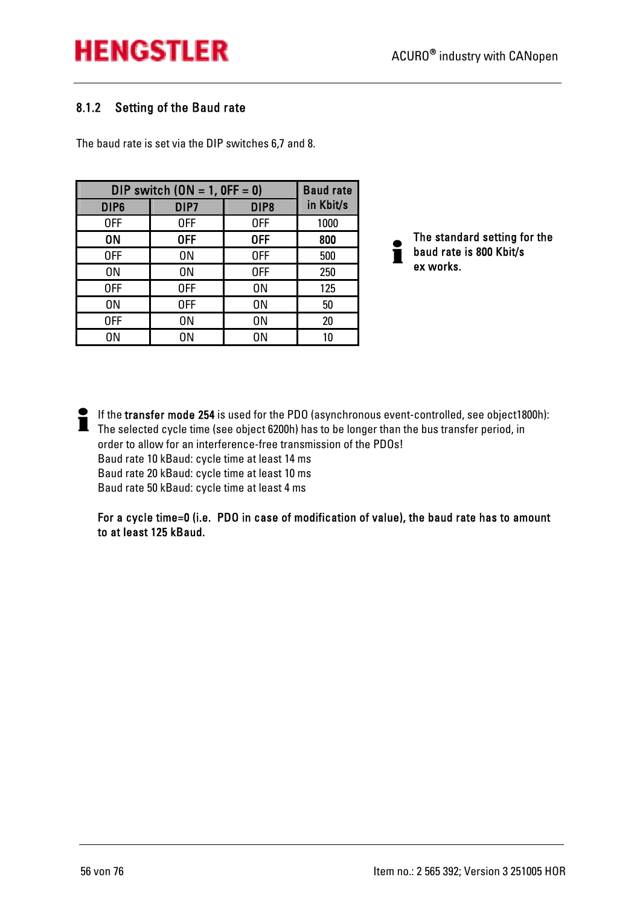### 8.1.2 Setting of the Baud rate

The baud rate is set via the DIP switches 6,7 and 8.

| DIP switch (ON = 1, OFF = 0) | | | Baud rate in Kbit/s |
|---|---|---|---|
| DIP6 | DIP7 | DIP8 | |
| OFF | OFF | OFF | 1000 |
| **ON** | **OFF** | **OFF** | **800** |
| OFF | ON | OFF | 500 |
| ON | ON | OFF | 250 |
| OFF | OFF | ON | 125 |
| ON | OFF | ON | 50 |
| OFF | ON | ON | 20 |
| ON | ON | ON | 10 |

**The standard setting for the baud rate is 800 Kbit/s ex works.**

If the **transfer mode 254** is used for the PDO (asynchronous event-controlled, see object1800h): The selected cycle time (see object 6200h) has to be longer than the bus transfer period, in order to allow for an interference-free transmission of the PDOs!
Baud rate 10 kBaud: cycle time at least 14 ms
Baud rate 20 kBaud: cycle time at least 10 ms
Baud rate 50 kBaud: cycle time at least 4 ms

**For a cycle time=0 (i.e. PDO in case of modification of value), the baud rate has to amount to at least 125 kBaud.**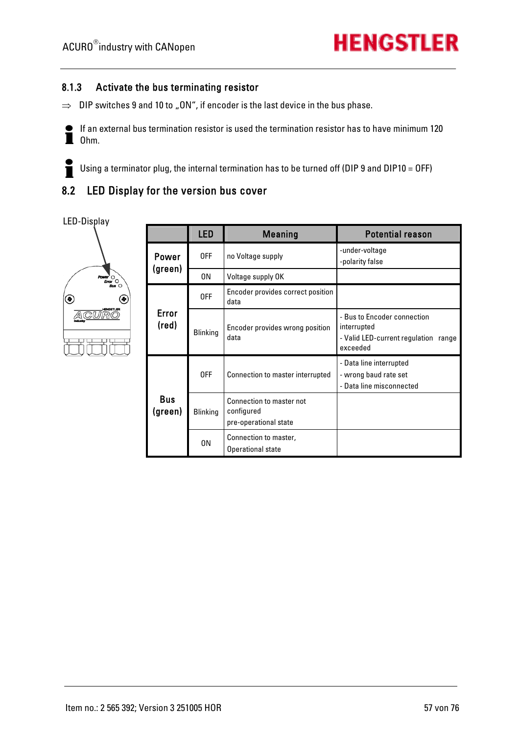### 8.1.3 Activate the bus terminating resistor

⇒ DIP switches 9 and 10 to „ON", if encoder is the last device in the bus phase.

If an external bus termination resistor is used the termination resistor has to have minimum 120 Ohm.

Using a terminator plug, the internal termination has to be turned off (DIP 9 and DIP10 = OFF)

## 8.2 LED Display for the version bus cover

LED-Display

| | LED | Meaning | Potential reason |
|---|---|---|---|
| Power (green) | OFF | no Voltage supply | -under-voltage<br>-polarity false |
| | ON | Voltage supply OK | |
| Error (red) | OFF | Encoder provides correct position data | |
| | Blinking | Encoder provides wrong position data | - Bus to Encoder connection interrupted<br>- Valid LED-current regulation range exceeded |
| Bus (green) | OFF | Connection to master interrupted | - Data line interrupted<br>- wrong baud rate set<br>- Data line misconnected |
| | Blinking | Connection to master not configured<br>pre-operational state | |
| | ON | Connection to master,<br>Operational state | |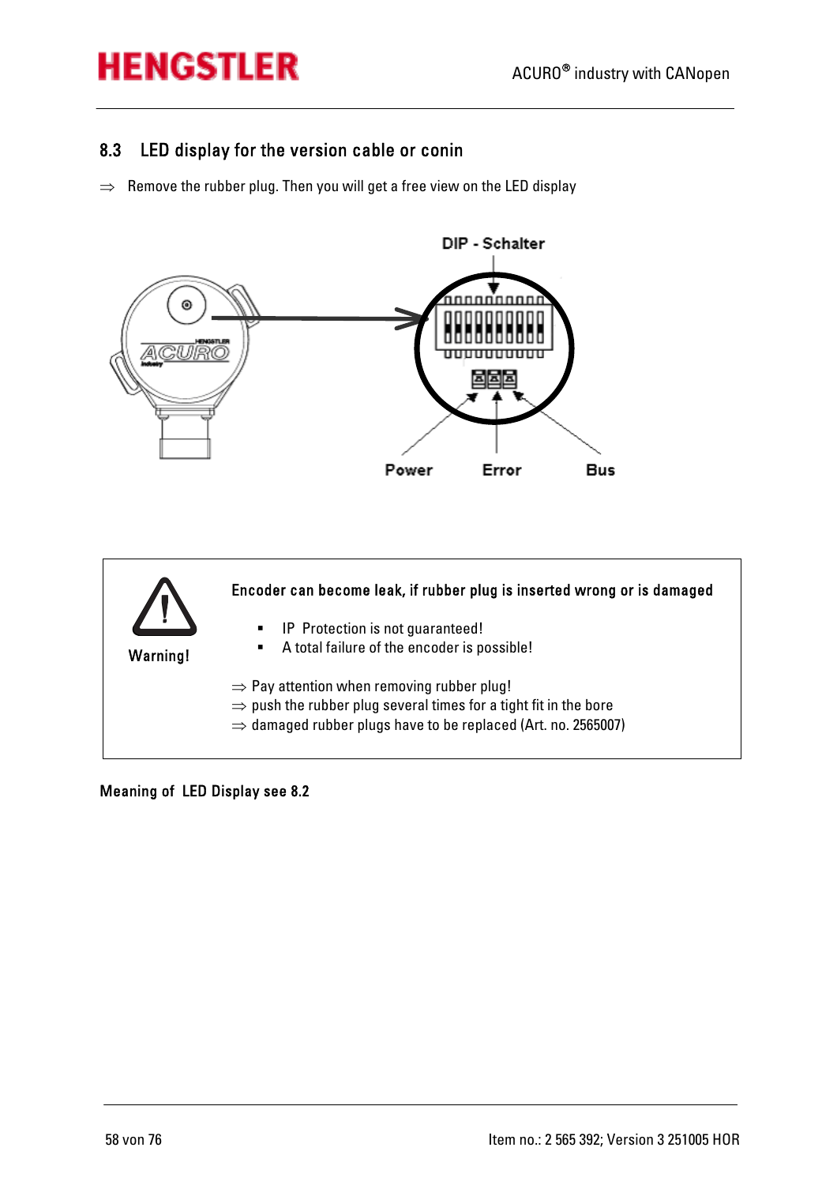## 8.3 LED display for the version cable or conin

⇒ Remove the rubber plug. Then you will get a free view on the LED display

DIP - Schalter

Power Error Bus

| Warning! | **Encoder can become leak, if rubber plug is inserted wrong or is damaged** |
|---|---|
| | ▪ IP Protection is not guaranteed!<br>▪ A total failure of the encoder is possible!<br><br>⇒ Pay attention when removing rubber plug!<br>⇒ push the rubber plug several times for a tight fit in the bore<br>⇒ damaged rubber plugs have to be replaced (Art. no. 2565007) |

**Meaning of LED Display see 8.2**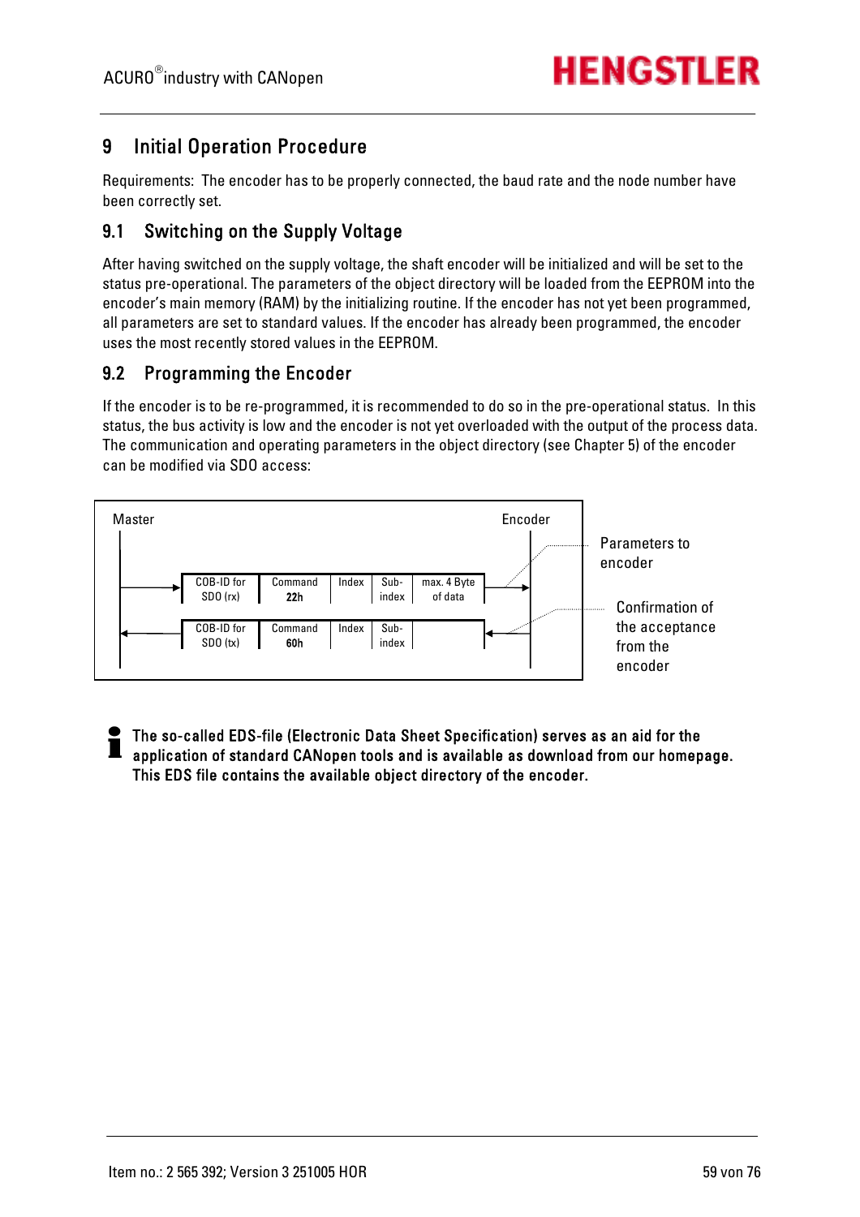# 9 Initial Operation Procedure

Requirements: The encoder has to be properly connected, the baud rate and the node number have been correctly set.

## 9.1 Switching on the Supply Voltage

After having switched on the supply voltage, the shaft encoder will be initialized and will be set to the status pre-operational. The parameters of the object directory will be loaded from the EEPROM into the encoder's main memory (RAM) by the initializing routine. If the encoder has not yet been programmed, all parameters are set to standard values. If the encoder has already been programmed, the encoder uses the most recently stored values in the EEPROM.

## 9.2 Programming the Encoder

If the encoder is to be re-programmed, it is recommended to do so in the pre-operational status. In this status, the bus activity is low and the encoder is not yet overloaded with the output of the process data. The communication and operating parameters in the object directory (see Chapter 5) of the encoder can be modified via SDO access:

Master → Encoder (Parameters to encoder):

| COB-ID for SDO (rx) | Command 22h | Index | Sub-index | max. 4 Byte of data |
|---|---|---|---|---|

Encoder → Master (Confirmation of the acceptance from the encoder):

| COB-ID for SDO (tx) | Command 60h | Index | Sub-index | |
|---|---|---|---|---|

**The so-called EDS-file (Electronic Data Sheet Specification) serves as an aid for the application of standard CANopen tools and is available as download from our homepage. This EDS file contains the available object directory of the encoder.**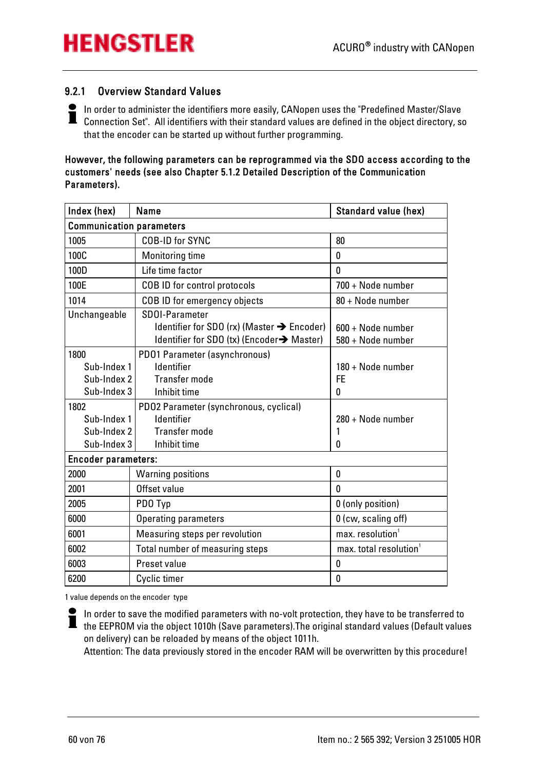### 9.2.1 Overview Standard Values

In order to administer the identifiers more easily, CANopen uses the "Predefined Master/Slave Connection Set". All identifiers with their standard values are defined in the object directory, so that the encoder can be started up without further programming.

**However, the following parameters can be reprogrammed via the SDO access according to the customers' needs (see also Chapter 5.1.2 Detailed Description of the Communication Parameters).**

| Index (hex) | Name | Standard value (hex) |
|---|---|---|
| **Communication parameters** | | |
| 1005 | COB-ID for SYNC | 80 |
| 100C | Monitoring time | 0 |
| 100D | Life time factor | 0 |
| 100E | COB ID for control protocols | 700 + Node number |
| 1014 | COB ID for emergency objects | 80 + Node number |
| Unchangeable | SDOI-Parameter<br>Identifier for SDO (rx) (Master → Encoder)<br>Identifier for SDO (tx) (Encoder→ Master) | <br>600 + Node number<br>580 + Node number |
| 1800<br>Sub-Index 1<br>Sub-Index 2<br>Sub-Index 3 | PDO1 Parameter (asynchronous)<br>Identifier<br>Transfer mode<br>Inhibit time | <br>180 + Node number<br>FE<br>0 |
| 1802<br>Sub-Index 1<br>Sub-Index 2<br>Sub-Index 3 | PDO2 Parameter (synchronous, cyclical)<br>Identifier<br>Transfer mode<br>Inhibit time | <br>280 + Node number<br>1<br>0 |
| **Encoder parameters:** | | |
| 2000 | Warning positions | 0 |
| 2001 | Offset value | 0 |
| 2005 | PDO Typ | 0 (only position) |
| 6000 | Operating parameters | 0 (cw, scaling off) |
| 6001 | Measuring steps per revolution | max. resolution[1] |
| 6002 | Total number of measuring steps | max. total resolution[1] |
| 6003 | Preset value | 0 |
| 6200 | Cyclic timer | 0 |

1 value depends on the encoder type

In order to save the modified parameters with no-volt protection, they have to be transferred to the EEPROM via the object 1010h (Save parameters).The original standard values (Default values on delivery) can be reloaded by means of the object 1011h.
Attention: The data previously stored in the encoder RAM will be overwritten by this procedure!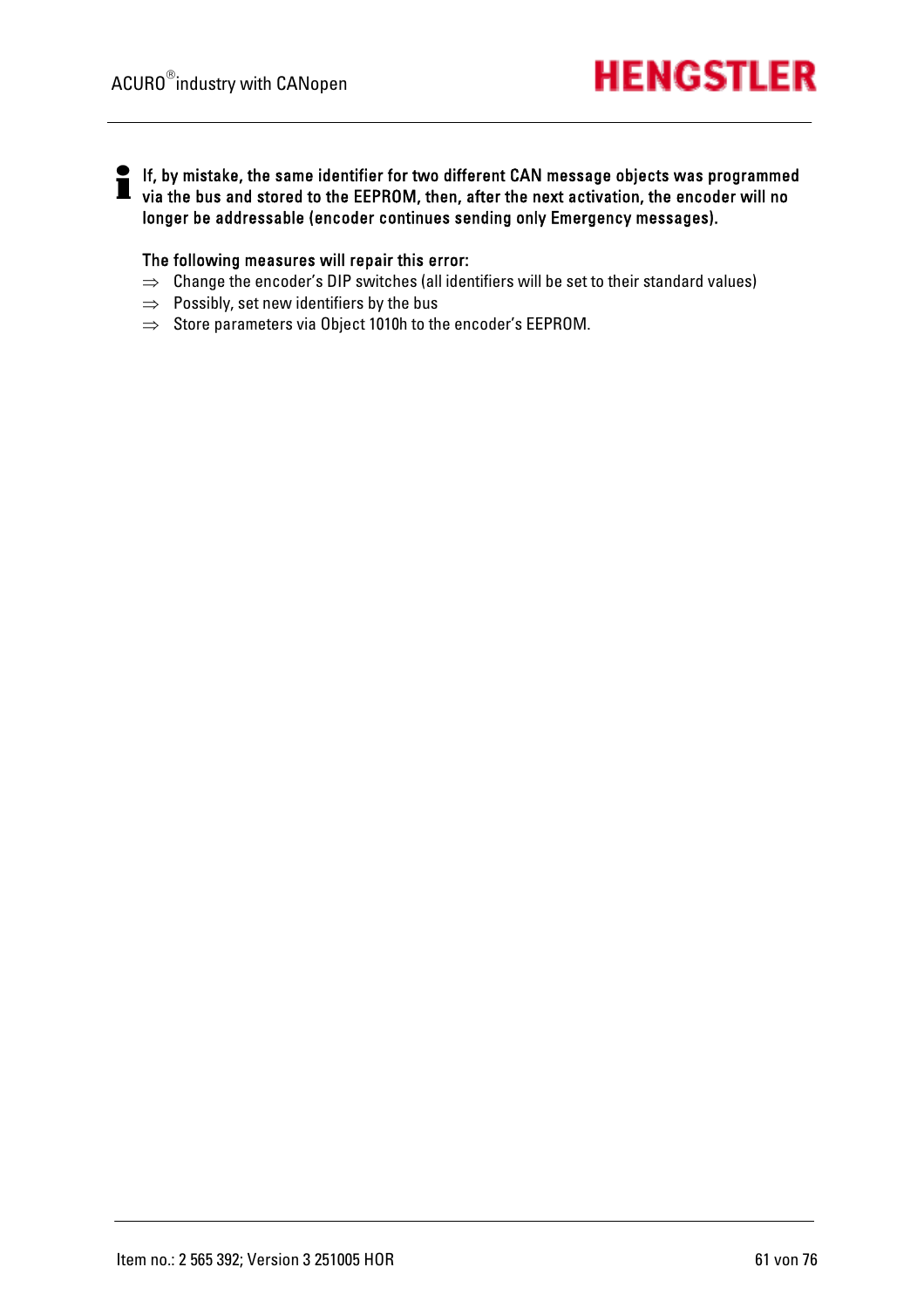**If, by mistake, the same identifier for two different CAN message objects was programmed via the bus and stored to the EEPROM, then, after the next activation, the encoder will no longer be addressable (encoder continues sending only Emergency messages).**

**The following measures will repair this error:**

⇒ Change the encoder's DIP switches (all identifiers will be set to their standard values)

⇒ Possibly, set new identifiers by the bus

⇒ Store parameters via Object 1010h to the encoder's EEPROM.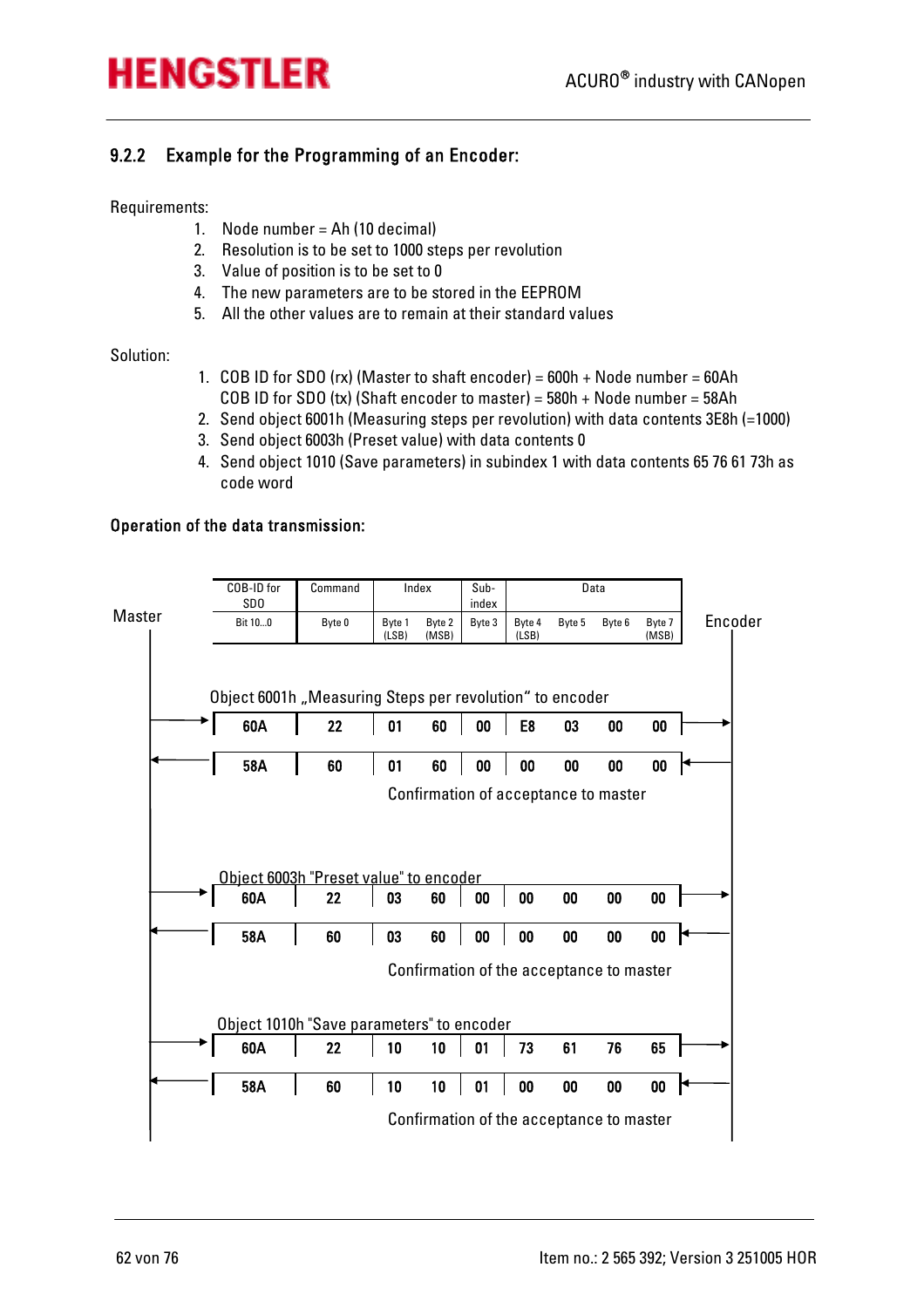### 9.2.2 Example for the Programming of an Encoder:

Requirements:

1. Node number = Ah (10 decimal)
2. Resolution is to be set to 1000 steps per revolution
3. Value of position is to be set to 0
4. The new parameters are to be stored in the EEPROM
5. All the other values are to remain at their standard values

Solution:

1. COB ID for SDO (rx) (Master to shaft encoder) = 600h + Node number = 60Ah
   COB ID for SDO (tx) (Shaft encoder to master) = 580h + Node number = 58Ah
2. Send object 6001h (Measuring steps per revolution) with data contents 3E8h (=1000)
3. Send object 6003h (Preset value) with data contents 0
4. Send object 1010 (Save parameters) in subindex 1 with data contents 65 76 61 73h as code word

**Operation of the data transmission:**

| Direction | COB-ID for SDO | Command | Index | | Sub-index | Data | | | |
|---|---|---|---|---|---|---|---|---|---|
| | Bit 10...0 | Byte 0 | Byte 1 (LSB) | Byte 2 (MSB) | Byte 3 | Byte 4 (LSB) | Byte 5 | Byte 6 | Byte 7 (MSB) |
| **Object 6001h „Measuring Steps per revolution“ to encoder** | | | | | | | | | |
| Master → Encoder | 60A | 22 | 01 | 60 | 00 | E8 | 03 | 00 | 00 |
| Encoder → Master | 58A | 60 | 01 | 60 | 00 | 00 | 00 | 00 | 00 |
| Confirmation of acceptance to master | | | | | | | | | |
| **Object 6003h "Preset value" to encoder** | | | | | | | | | |
| Master → Encoder | 60A | 22 | 03 | 60 | 00 | 00 | 00 | 00 | 00 |
| Encoder → Master | 58A | 60 | 03 | 60 | 00 | 00 | 00 | 00 | 00 |
| Confirmation of the acceptance to master | | | | | | | | | |
| **Object 1010h "Save parameters" to encoder** | | | | | | | | | |
| Master → Encoder | 60A | 22 | 10 | 10 | 01 | 73 | 61 | 76 | 65 |
| Encoder → Master | 58A | 60 | 10 | 10 | 01 | 00 | 00 | 00 | 00 |
| Confirmation of the acceptance to master | | | | | | | | | |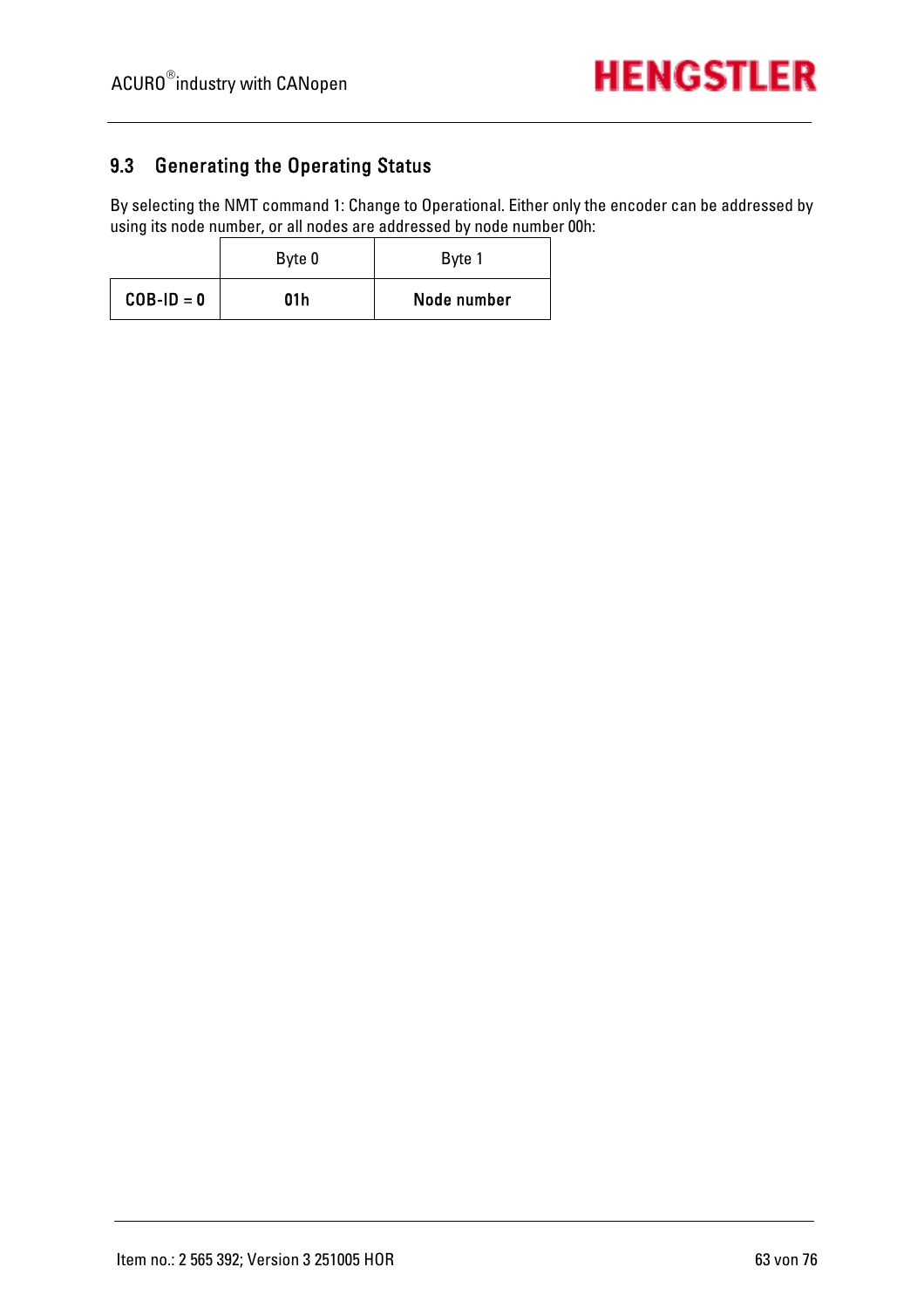## 9.3 Generating the Operating Status

By selecting the NMT command 1: Change to Operational. Either only the encoder can be addressed by using its node number, or all nodes are addressed by node number 00h:

| | Byte 0 | Byte 1 |
|---|---|---|
| **COB-ID = 0** | **01h** | **Node number** |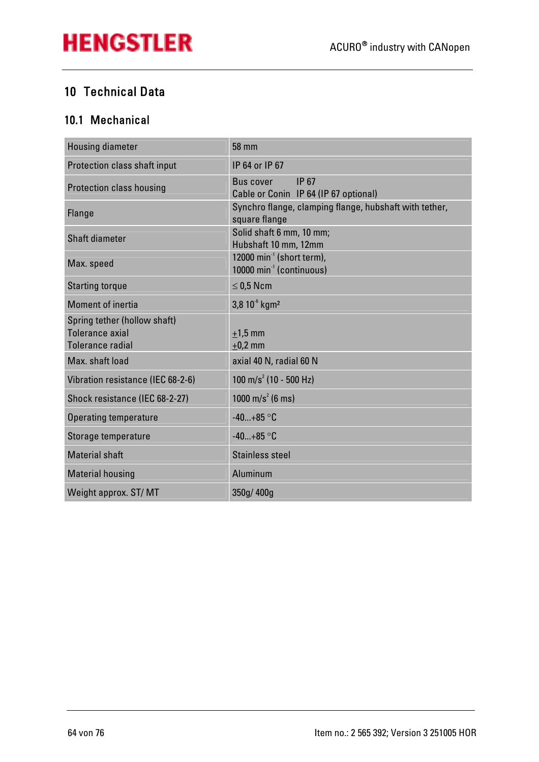# 10 Technical Data

## 10.1 Mechanical

| | |
|---|---|
| Housing diameter | 58 mm |
| Protection class shaft input | IP 64 or IP 67 |
| Protection class housing | Bus cover IP 67<br>Cable or Conin IP 64 (IP 67 optional) |
| Flange | Synchro flange, clamping flange, hubshaft with tether, square flange |
| Shaft diameter | Solid shaft 6 mm, 10 mm;<br>Hubshaft 10 mm, 12mm |
| Max. speed | 12000 $min^{-1}$ (short term),<br>10000 $min^{-1}$ (continuous) |
| Starting torque | ≤ 0,5 Ncm |
| Moment of inertia | 3,8 $10^{-6}$ kgm² |
| Spring tether (hollow shaft)<br>Tolerance axial<br>Tolerance radial | <br>±1,5 mm<br>±0,2 mm |
| Max. shaft load | axial 40 N, radial 60 N |
| Vibration resistance (IEC 68-2-6) | 100 $m/s^2$ (10 - 500 Hz) |
| Shock resistance (IEC 68-2-27) | 1000 $m/s^2$ (6 ms) |
| Operating temperature | -40...+85 °C |
| Storage temperature | -40...+85 °C |
| Material shaft | Stainless steel |
| Material housing | Aluminum |
| Weight approx. ST/ MT | 350g/ 400g |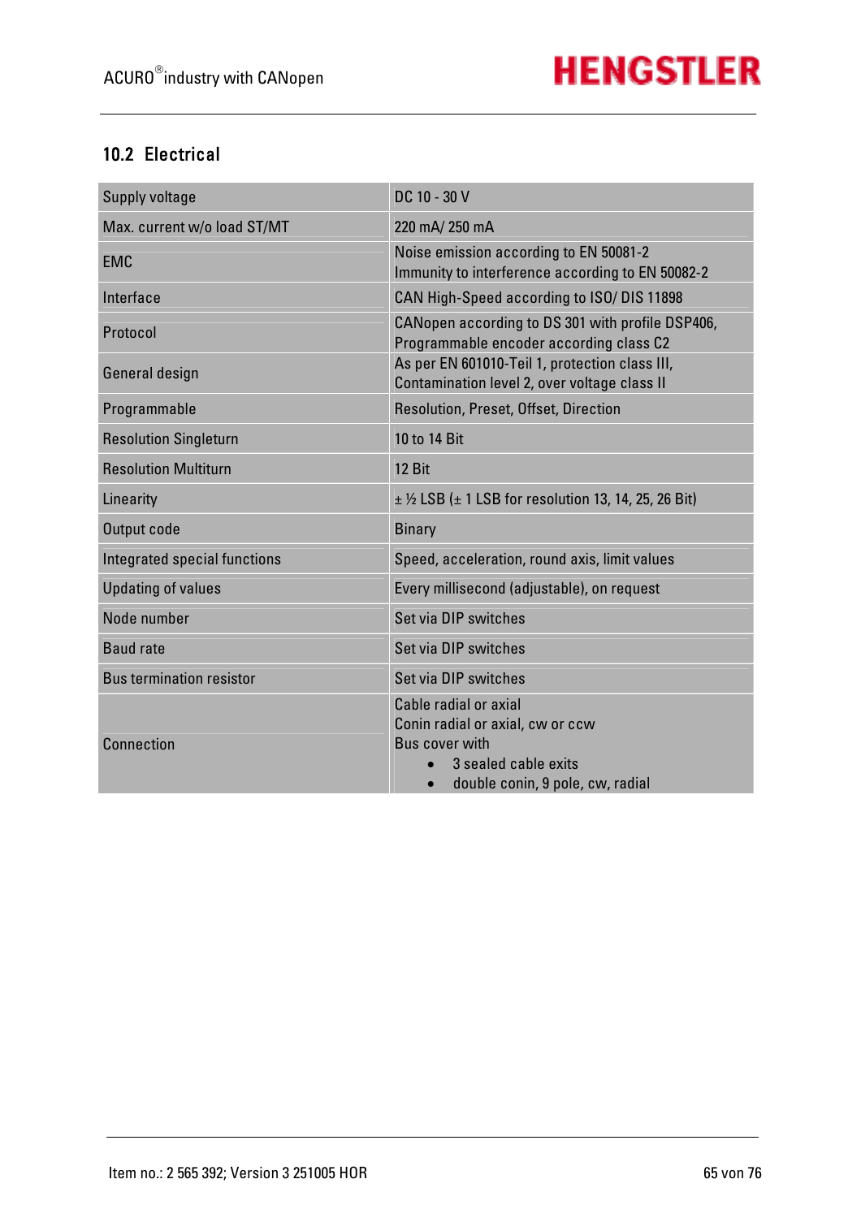## 10.2 Electrical

| | |
|---|---|
| Supply voltage | DC 10 - 30 V |
| Max. current w/o load ST/MT | 220 mA/ 250 mA |
| EMC | Noise emission according to EN 50081-2<br>Immunity to interference according to EN 50082-2 |
| Interface | CAN High-Speed according to ISO/ DIS 11898 |
| Protocol | CANopen according to DS 301 with profile DSP406, Programmable encoder according class C2 |
| General design | As per EN 601010-Teil 1, protection class III, Contamination level 2, over voltage class II |
| Programmable | Resolution, Preset, Offset, Direction |
| Resolution Singleturn | 10 to 14 Bit |
| Resolution Multiturn | 12 Bit |
| Linearity | ± ½ LSB (± 1 LSB for resolution 13, 14, 25, 26 Bit) |
| Output code | Binary |
| Integrated special functions | Speed, acceleration, round axis, limit values |
| Updating of values | Every millisecond (adjustable), on request |
| Node number | Set via DIP switches |
| Baud rate | Set via DIP switches |
| Bus termination resistor | Set via DIP switches |
| Connection | Cable radial or axial<br>Conin radial or axial, cw or ccw<br>Bus cover with<br>• 3 sealed cable exits<br>• double conin, 9 pole, cw, radial |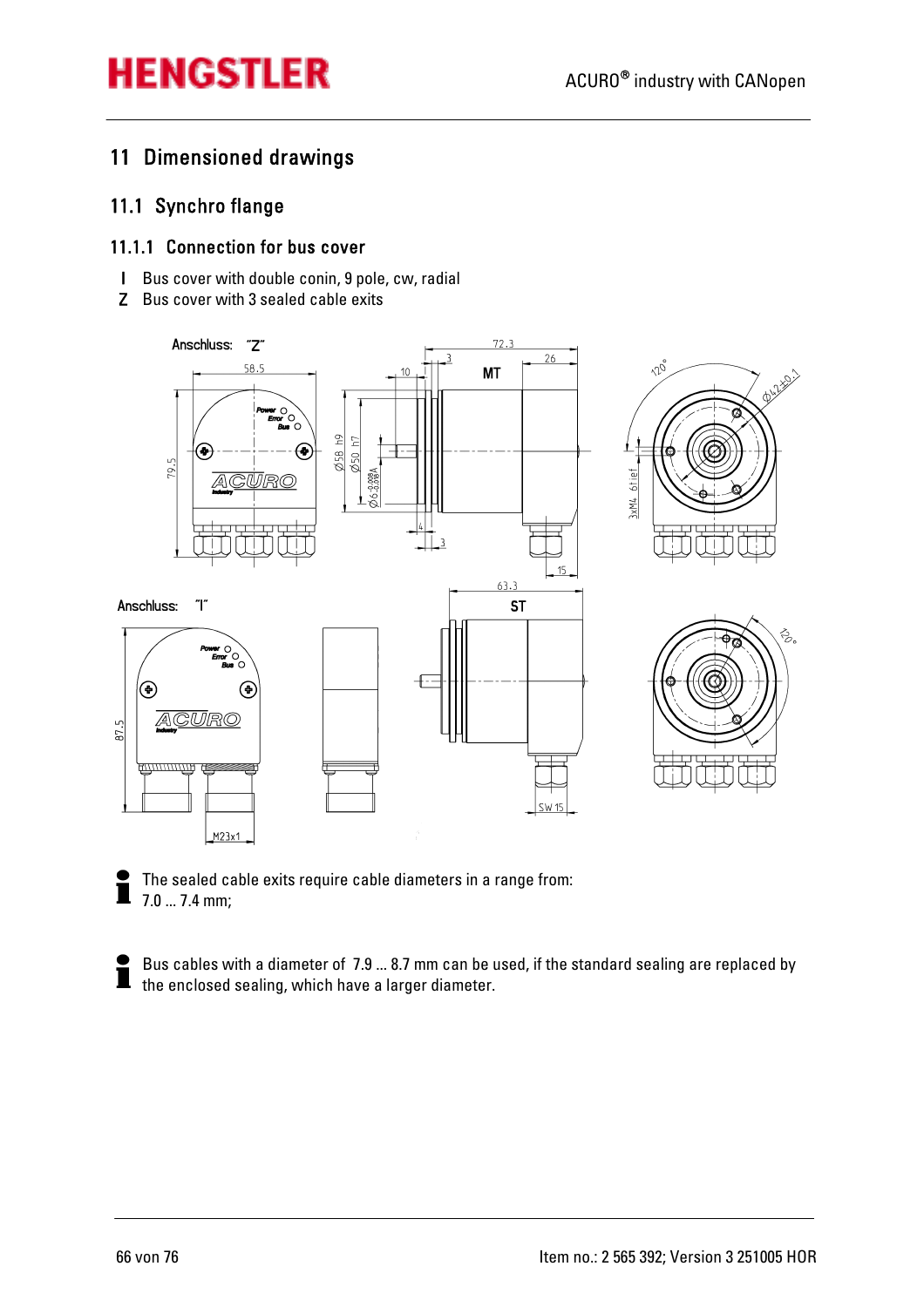# 11 Dimensioned drawings

## 11.1 Synchro flange

### 11.1.1 Connection for bus cover

- I Bus cover with double conin, 9 pole, cw, radial
- Z Bus cover with 3 sealed cable exits

The sealed cable exits require cable diameters in a range from: 7.0 ... 7.4 mm;

Bus cables with a diameter of 7.9 ... 8.7 mm can be used, if the standard sealing are replaced by the enclosed sealing, which have a larger diameter.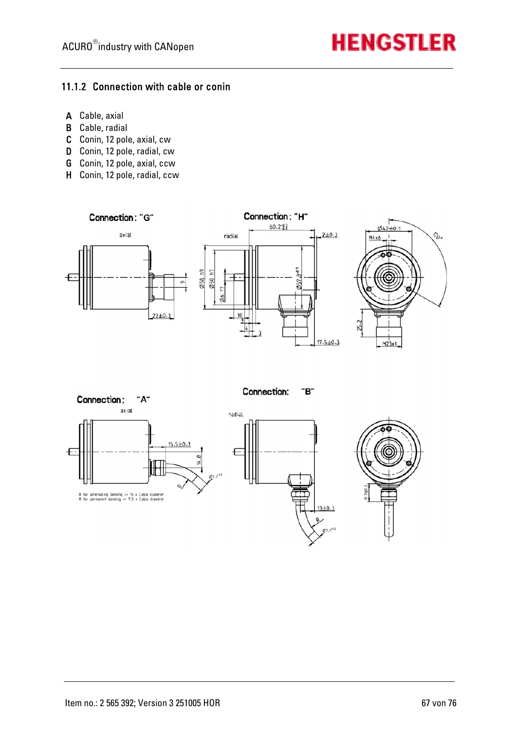### 11.1.2 Connection with cable or conin

- **A** Cable, axial
- **B** Cable, radial
- **C** Conin, 12 pole, axial, cw
- **D** Conin, 12 pole, radial, cw
- **G** Conin, 12 pole, axial, ccw
- **H** Conin, 12 pole, radial, ccw

Connection: "G"

axial

Connection: "H"

radial

Connection: "A"

axial

R for alternating bending => 15 x Cable diameter
R for permanent bending => 7.5 x Cable diameter

Connection: "B"

radial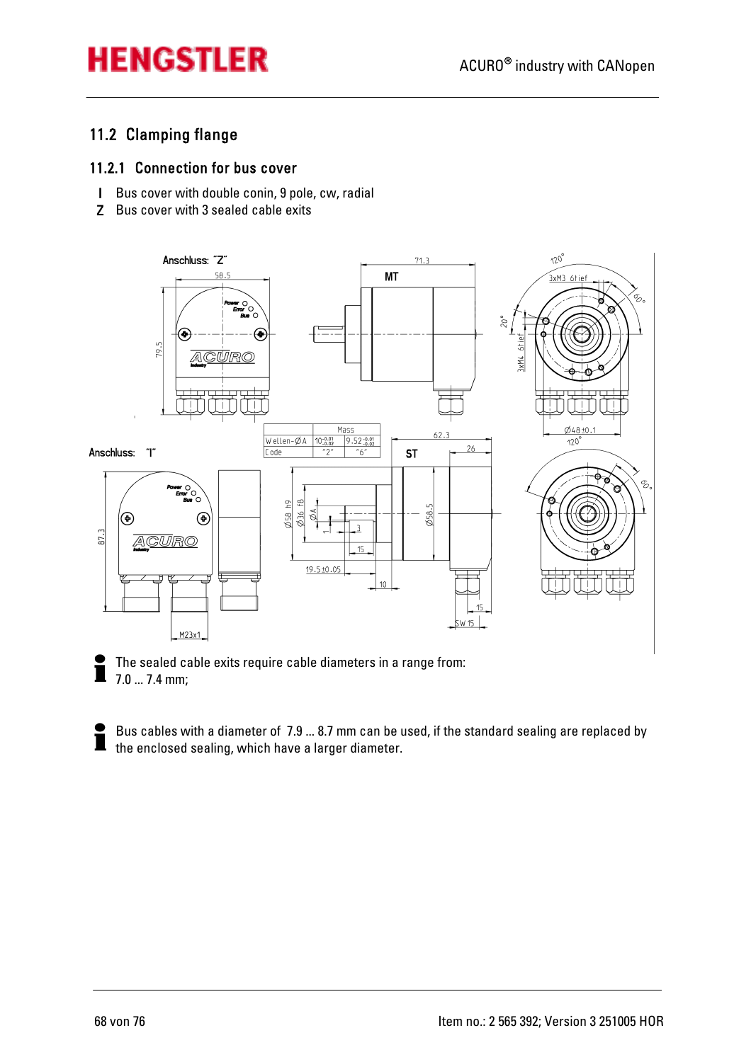## 11.2 Clamping flange

### 11.2.1 Connection for bus cover

- **I** Bus cover with double conin, 9 pole, cw, radial
- **Z** Bus cover with 3 sealed cable exits

| Mass | | |
|---|---|---|
| Wellen-ØA | $10^{-0.01}_{-0.02}$ | $9.52^{-0.01}_{-0.02}$ |
| Code | "2" | "6" |

The sealed cable exits require cable diameters in a range from: 7.0 ... 7.4 mm;

Bus cables with a diameter of 7.9 ... 8.7 mm can be used, if the standard sealing are replaced by the enclosed sealing, which have a larger diameter.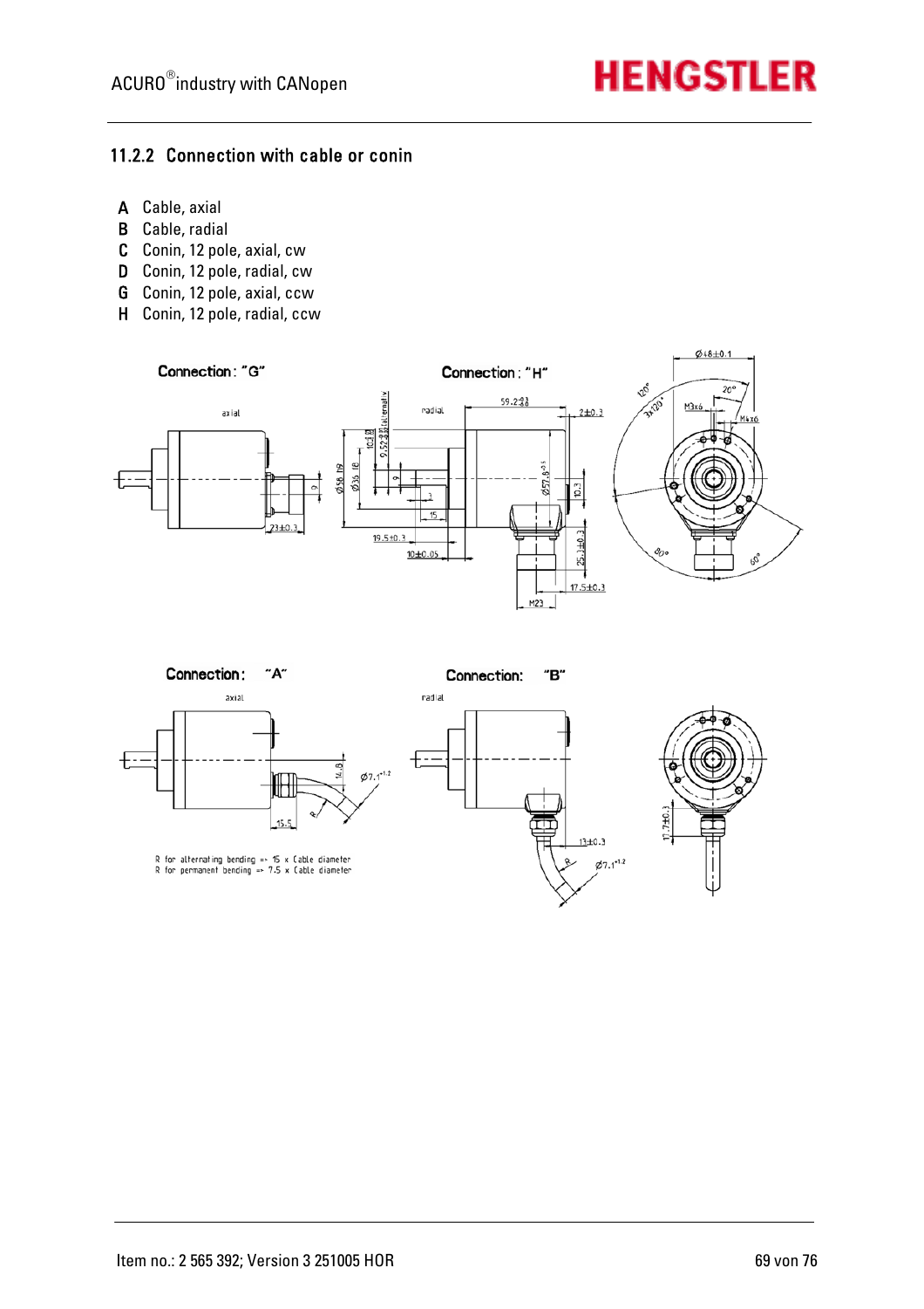### 11.2.2 Connection with cable or conin

- **A** Cable, axial
- **B** Cable, radial
- **C** Conin, 12 pole, axial, cw
- **D** Conin, 12 pole, radial, cw
- **G** Conin, 12 pole, axial, ccw
- **H** Conin, 12 pole, radial, ccw

Connection: "G"

Connection: "H"

Connection: "A"

R for alternating bending => 15 x Cable diameter
R for permanent bending => 7.5 x Cable diameter

Connection: "B"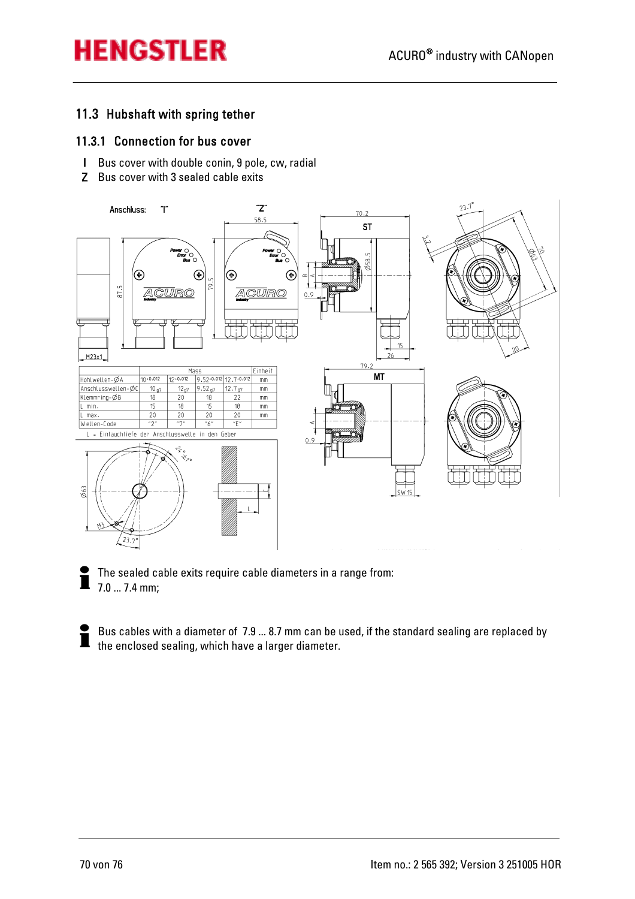## 11.3 Hubshaft with spring tether

### 11.3.1 Connection for bus cover

- **I** Bus cover with double conin, 9 pole, cw, radial
- **Z** Bus cover with 3 sealed cable exits

Anschluss: "I" "Z"

| | Mass | | | | Einheit |
|---|---|---|---|---|---|
| Hohlwellen-ØA | $10^{+0.012}$ | $12^{+0.012}$ | $9.52^{+0.012}$ | $12.7^{+0.012}$ | mm |
| Anschlusswellen-ØC | $10_{g7}$ | $12_{g7}$ | $9.52_{g7}$ | $12.7_{g7}$ | mm |
| Klemmring-ØB | 18 | 20 | 18 | 22 | mm |
| L min. | 15 | 18 | 15 | 18 | mm |
| L max. | 20 | 20 | 20 | 20 | mm |
| Wellen-Code | "2" | "7" | "6" | "E" | |

L = Eintauchtiefe der Anschlusswelle in den Geber

The sealed cable exits require cable diameters in a range from: 7.0 ... 7.4 mm;

Bus cables with a diameter of 7.9 ... 8.7 mm can be used, if the standard sealing are replaced by the enclosed sealing, which have a larger diameter.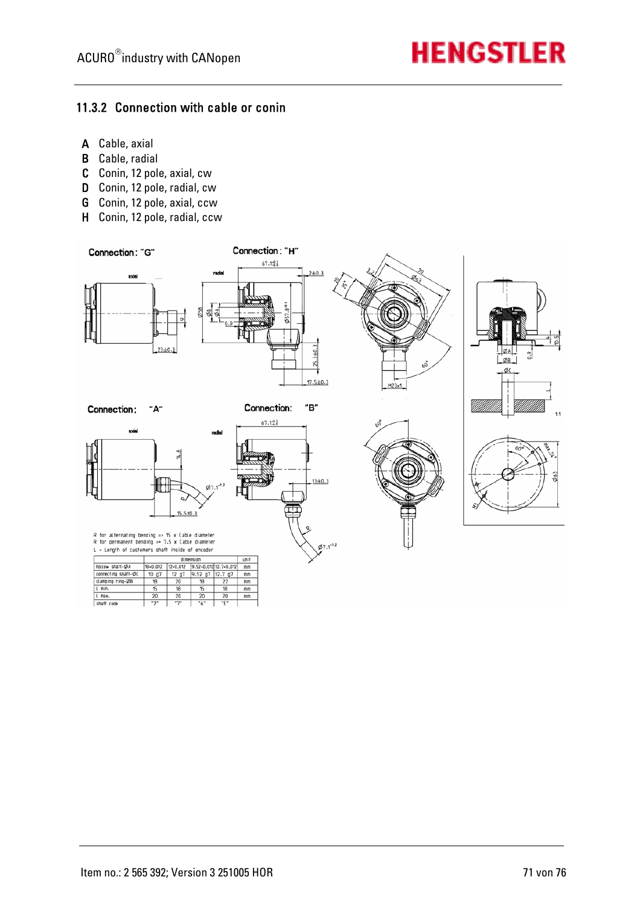### 11.3.2 Connection with cable or conin

- **A** Cable, axial
- **B** Cable, radial
- **C** Conin, 12 pole, axial, cw
- **D** Conin, 12 pole, radial, cw
- **G** Conin, 12 pole, axial, ccw
- **H** Conin, 12 pole, radial, ccw

Connection: "G"

Connection: "H"

Connection: "A"

Connection: "B"

R for alternating bending => 15 x Cable diameter
R for permanent bending => 7.5 x Cable diameter
L = Length of customers shaft inside of encoder

| | dimension | | | | unit |
|---|---|---|---|---|---|
| hollow shaft-ØA | 10+0.012 | 12+0.012 | 9.52+0.012 | 12.7+0.012 | mm |
| connecting shaft-ØC | 10 g7 | 12 g7 | 9.52 g7 | 12.7 g7 | mm |
| clamping ring-ØB | 18 | 20 | 18 | 22 | mm |
| L min. | 15 | 18 | 15 | 18 | mm |
| L max. | 20 | 20 | 20 | 20 | mm |
| shaft code | "2" | "7" | "6" | "E" | |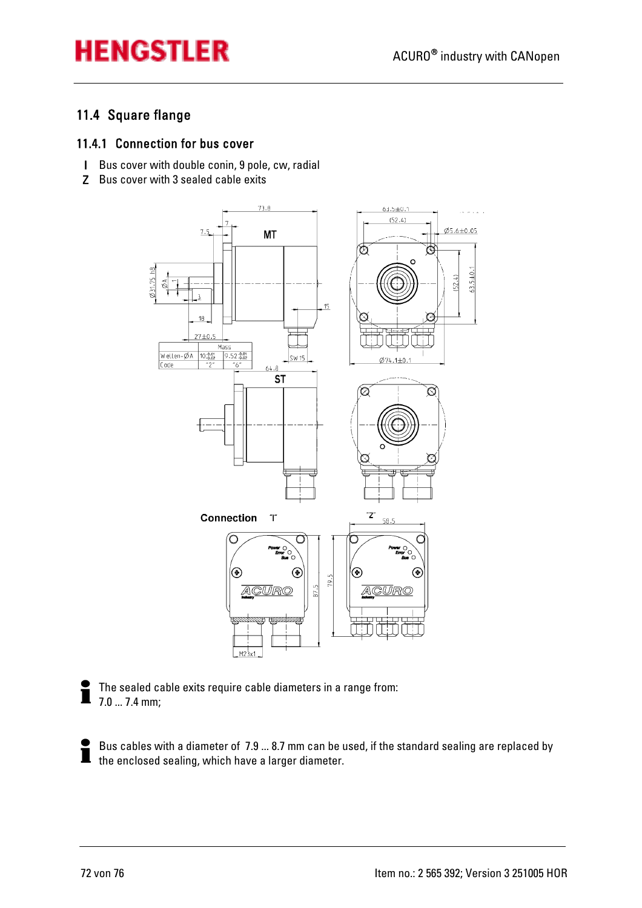## 11.4 Square flange

### 11.4.1 Connection for bus cover

- **I** Bus cover with double conin, 9 pole, cw, radial
- **Z** Bus cover with 3 sealed cable exits

| Mass | | |
|---|---|---|
| Wellen-ØA | $10^{-0.01}_{-0.02}$ | $9.52^{-0.01}_{-0.02}$ |
| Code | "2" | "6" |

The sealed cable exits require cable diameters in a range from: 7.0 ... 7.4 mm;

Bus cables with a diameter of 7.9 ... 8.7 mm can be used, if the standard sealing are replaced by the enclosed sealing, which have a larger diameter.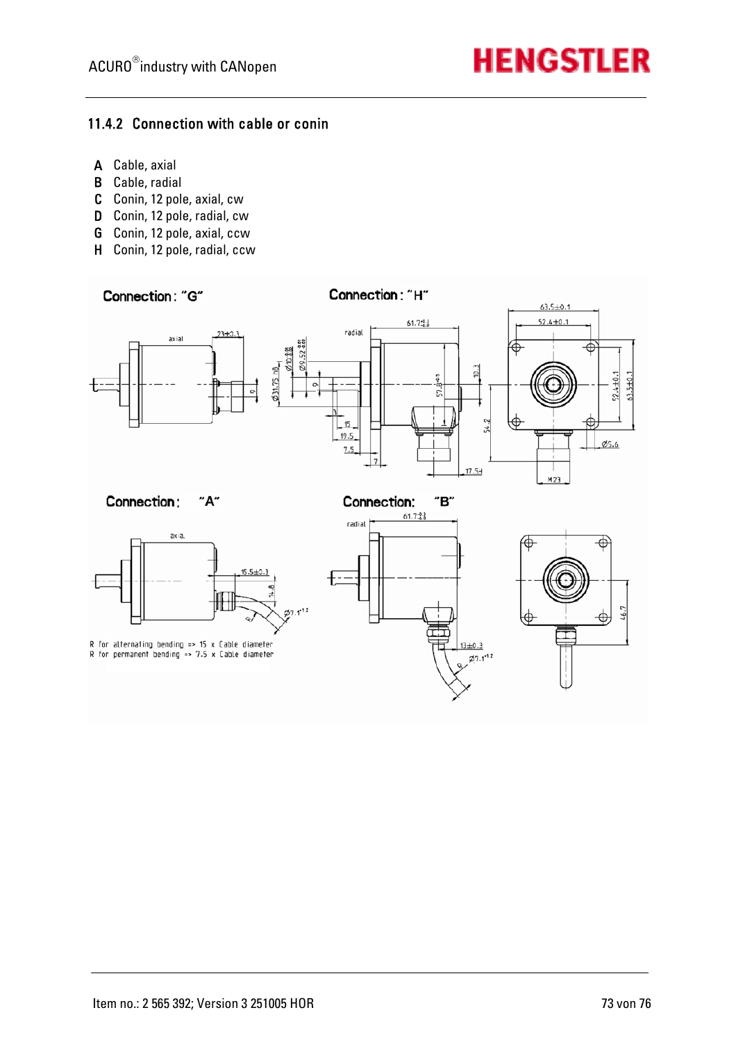### 11.4.2 Connection with cable or conin

- **A** Cable, axial
- **B** Cable, radial
- **C** Conin, 12 pole, axial, cw
- **D** Conin, 12 pole, radial, cw
- **G** Conin, 12 pole, axial, ccw
- **H** Conin, 12 pole, radial, ccw

Connection: "G"

Connection: "H"

Connection: "A"

Connection: "B"

R for alternating bending => 15 x Cable diameter
R for permanent bending => 7.5 x Cable diameter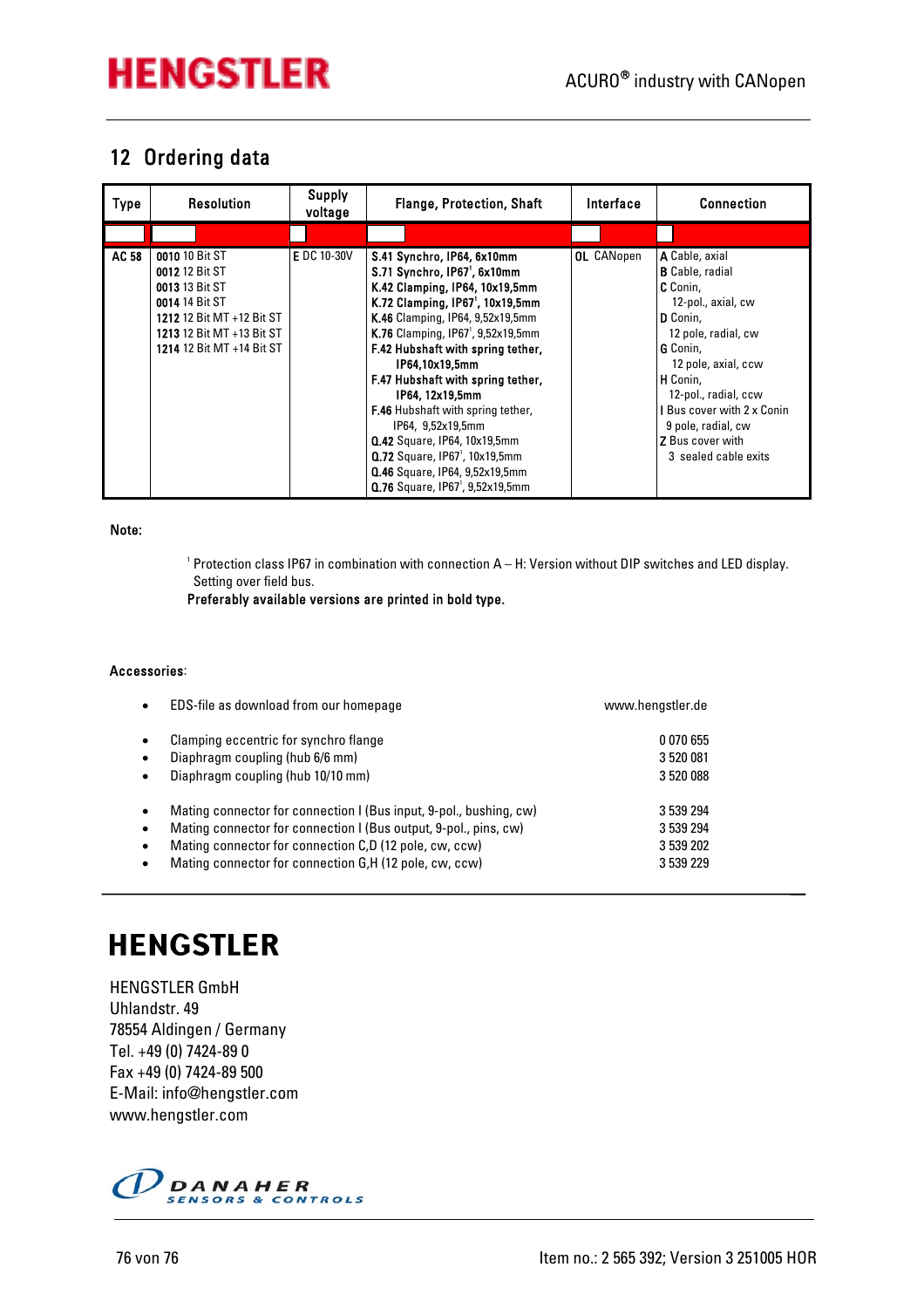## 12 Ordering data

| Type | Resolution | Supply voltage | Flange, Protection, Shaft | Interface | Connection |
|---|---|---|---|---|---|
| | | | | | |
| **AC 58** | **0010** 10 Bit ST<br>**0012** 12 Bit ST<br>**0013** 13 Bit ST<br>**0014** 14 Bit ST<br>**1212** 12 Bit MT +12 Bit ST<br>**1213** 12 Bit MT +13 Bit ST<br>**1214** 12 Bit MT +14 Bit ST | **E** DC 10-30V | **S.41 Synchro, IP64, 6x10mm**<br>**S.71 Synchro, IP67[1], 6x10mm**<br>**K.42 Clamping, IP64, 10x19,5mm**<br>**K.72 Clamping, IP67[1], 10x19,5mm**<br>**K.46** Clamping, IP64, 9,52x19,5mm<br>**K.76** Clamping, IP67[1], 9,52x19,5mm<br>**F.42 Hubshaft with spring tether, IP64,10x19,5mm**<br>**F.47 Hubshaft with spring tether, IP64, 12x19,5mm**<br>**F.46** Hubshaft with spring tether, IP64, 9,52x19,5mm<br>**Q.42** Square, IP64, 10x19,5mm<br>**Q.72** Square, IP67[1], 10x19,5mm<br>**Q.46** Square, IP64, 9,52x19,5mm<br>**Q.76** Square, IP67[1], 9,52x19,5mm | **OL** CANopen | **A** Cable, axial<br>**B** Cable, radial<br>**C** Conin, 12-pol., axial, cw<br>**D** Conin, 12 pole, radial, cw<br>**G** Conin, 12 pole, axial, ccw<br>**H** Conin, 12-pol., radial, ccw<br>**I** Bus cover with 2 x Conin 9 pole, radial, cw<br>**Z** Bus cover with 3 sealed cable exits |

**Note:**

[1] Protection class IP67 in combination with connection A – H: Version without DIP switches and LED display. Setting over field bus.

**Preferably available versions are printed in bold type.**

**Accessories:**

- EDS-file as download from our homepage — www.hengstler.de

- Clamping eccentric for synchro flange — 0 070 655
- Diaphragm coupling (hub 6/6 mm) — 3 520 081
- Diaphragm coupling (hub 10/10 mm) — 3 520 088

- Mating connector for connection I (Bus input, 9-pol., bushing, cw) — 3 539 294
- Mating connector for connection I (Bus output, 9-pol., pins, cw) — 3 539 294
- Mating connector for connection C,D (12 pole, cw, ccw) — 3 539 202
- Mating connector for connection G,H (12 pole, cw, ccw) — 3 539 229

**HENGSTLER**

HENGSTLER GmbH
Uhlandstr. 49
78554 Aldingen / Germany
Tel. +49 (0) 7424-89 0
Fax +49 (0) 7424-89 500
E-Mail: info@hengstler.com
www.hengstler.com

DANAHER SENSORS & CONTROLS

Item no.: 2 565 392; Version 3 251005 HOR